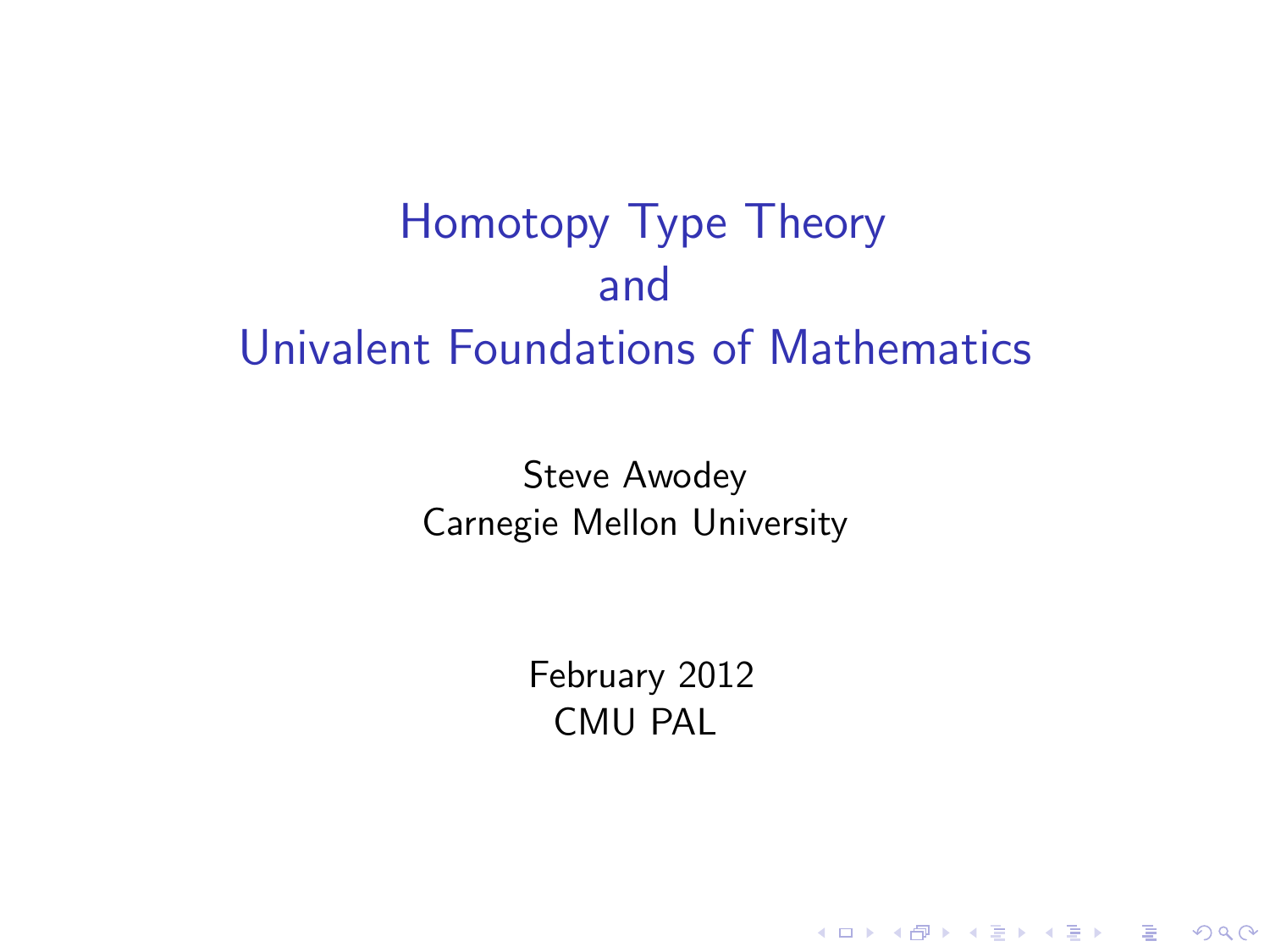# Homotopy Type Theory and Univalent Foundations of Mathematics

Steve Awodey
Carnegie Mellon University

February 2012
CMU PAL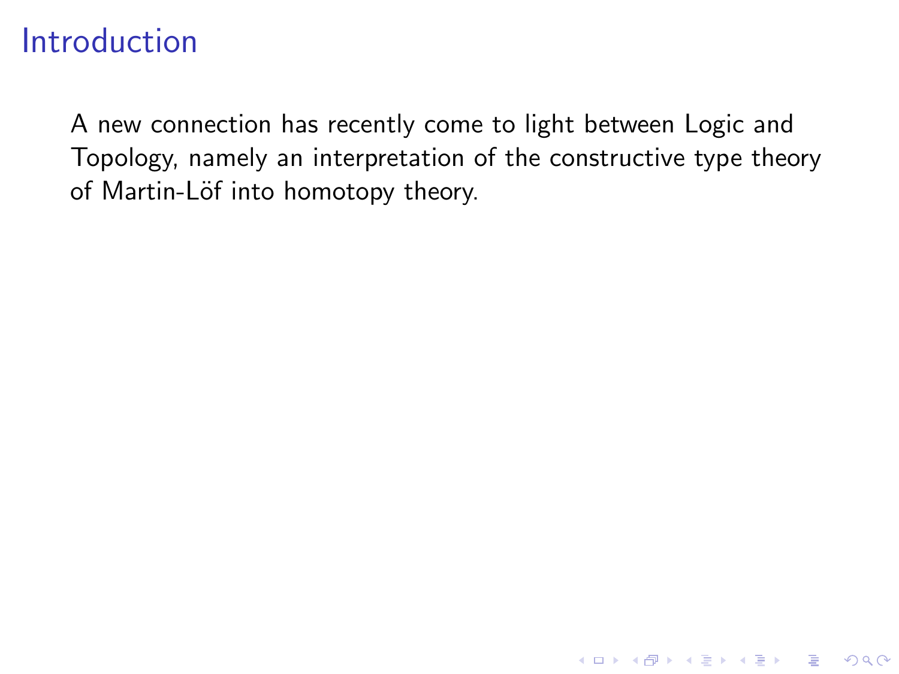# Introduction

A new connection has recently come to light between Logic and Topology, namely an interpretation of the constructive type theory of Martin-Löf into homotopy theory.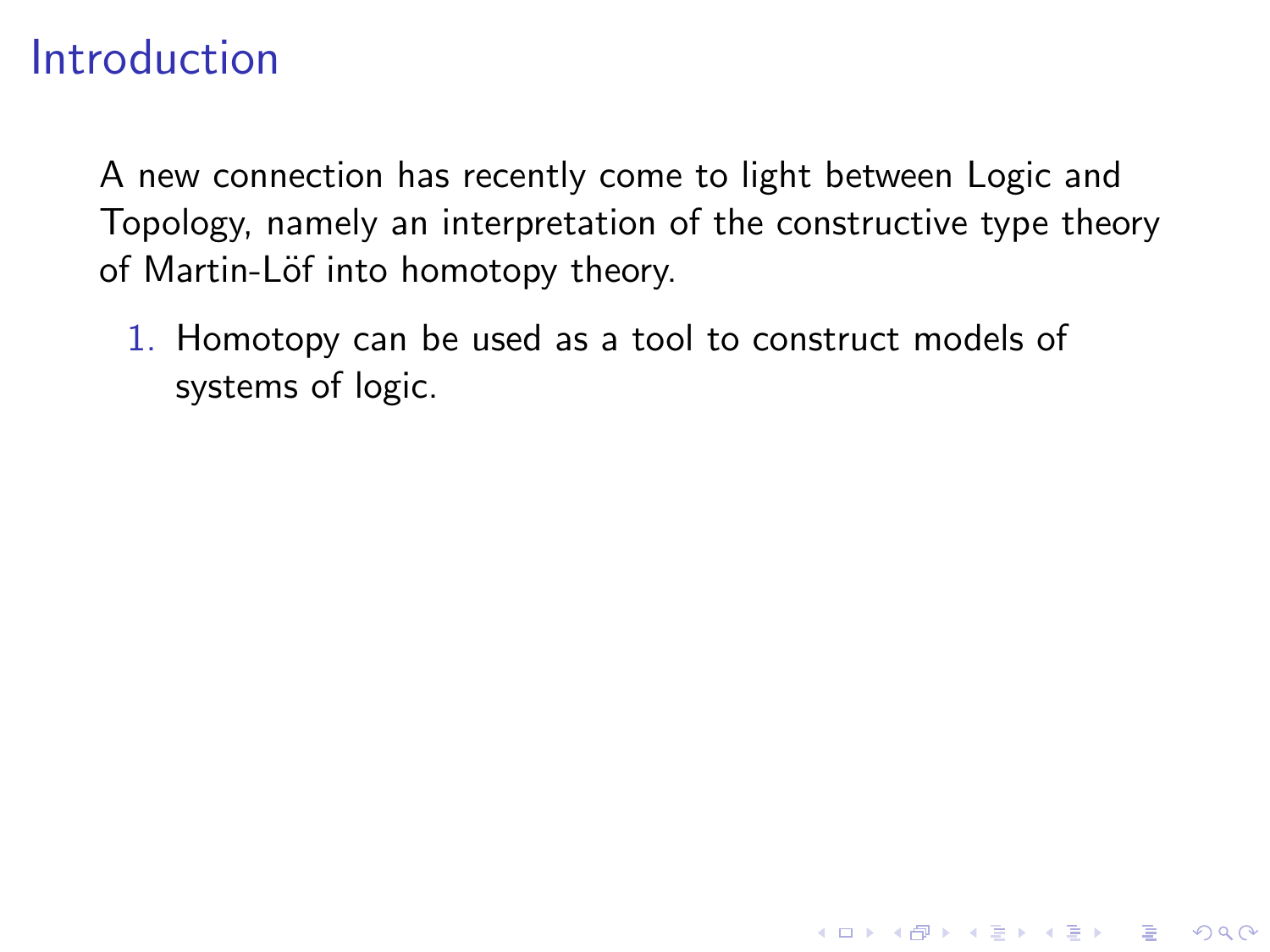# Introduction

A new connection has recently come to light between Logic and Topology, namely an interpretation of the constructive type theory of Martin-Löf into homotopy theory.

1. Homotopy can be used as a tool to construct models of systems of logic.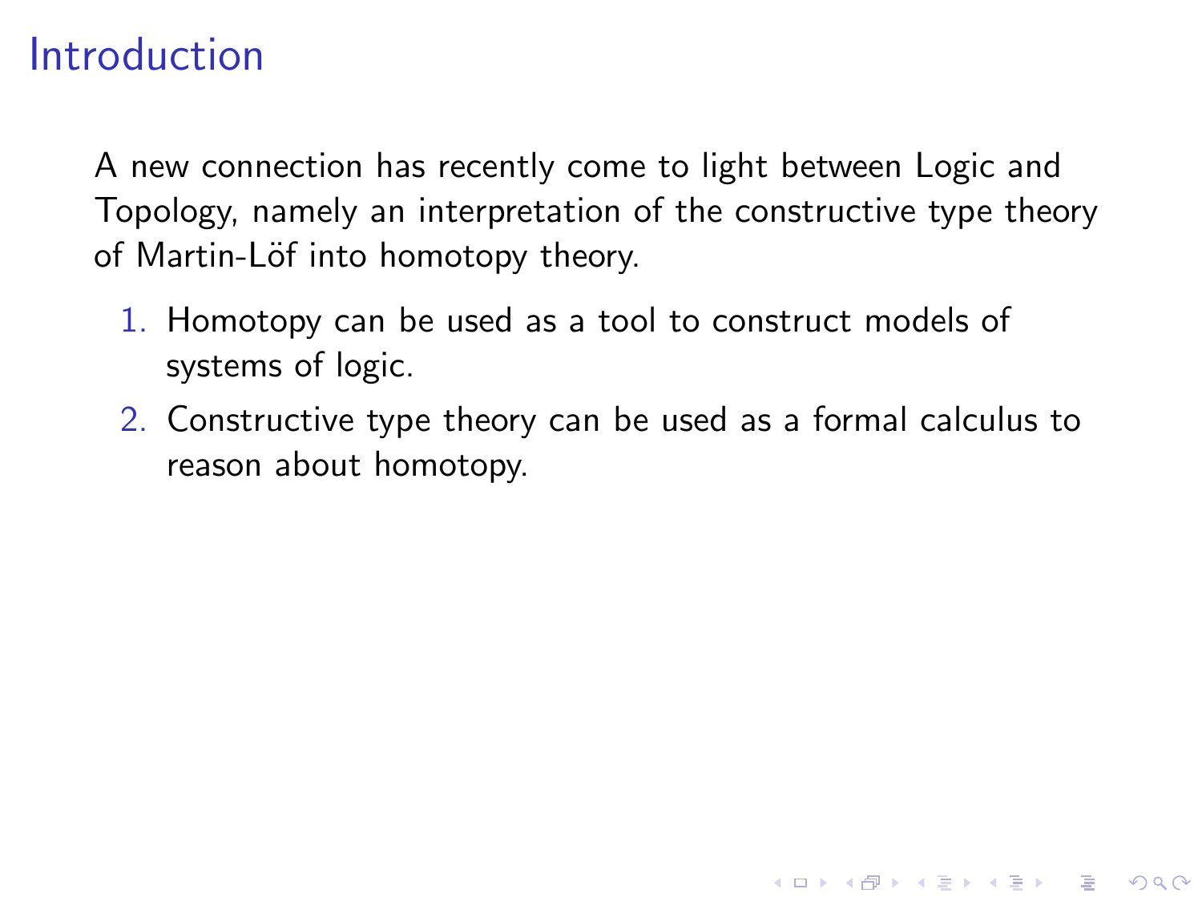# Introduction

A new connection has recently come to light between Logic and Topology, namely an interpretation of the constructive type theory of Martin-Löf into homotopy theory.

1. Homotopy can be used as a tool to construct models of systems of logic.
2. Constructive type theory can be used as a formal calculus to reason about homotopy.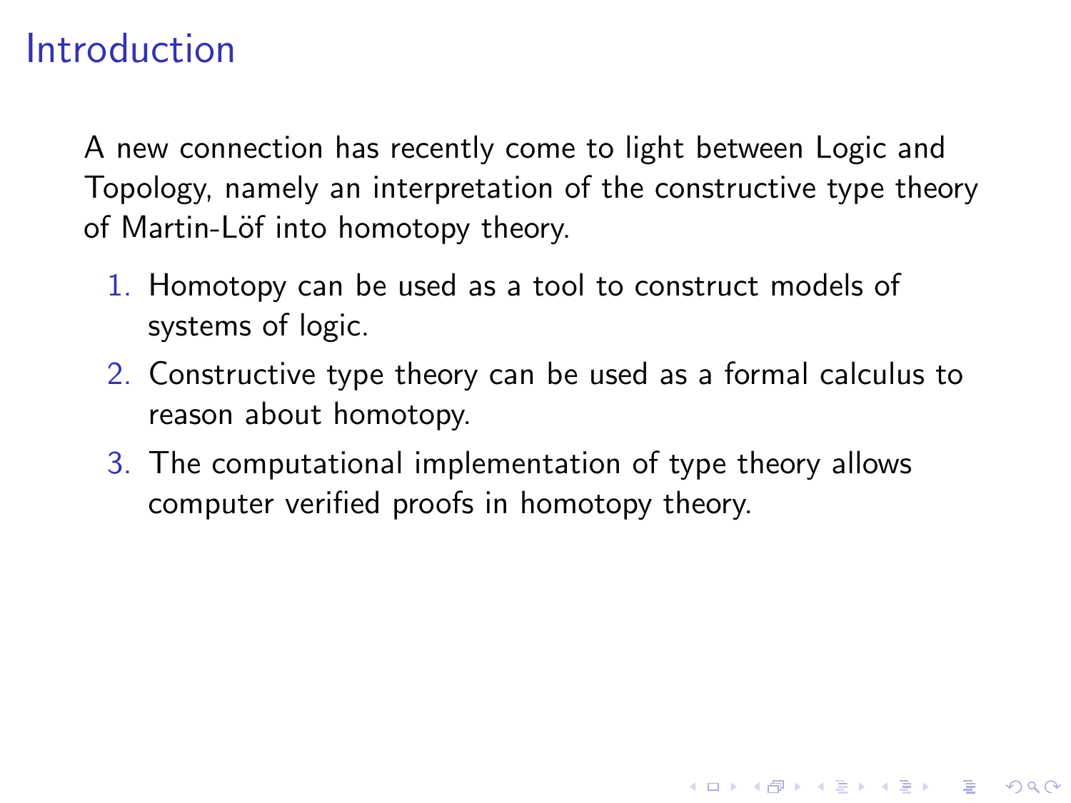# Introduction

A new connection has recently come to light between Logic and Topology, namely an interpretation of the constructive type theory of Martin-Löf into homotopy theory.

1. Homotopy can be used as a tool to construct models of systems of logic.
2. Constructive type theory can be used as a formal calculus to reason about homotopy.
3. The computational implementation of type theory allows computer verified proofs in homotopy theory.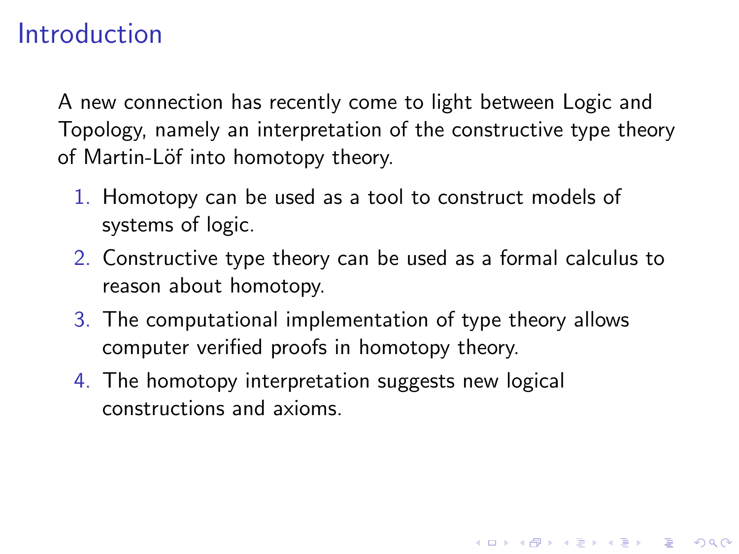# Introduction

A new connection has recently come to light between Logic and Topology, namely an interpretation of the constructive type theory of Martin-Löf into homotopy theory.

1. Homotopy can be used as a tool to construct models of systems of logic.
2. Constructive type theory can be used as a formal calculus to reason about homotopy.
3. The computational implementation of type theory allows computer verified proofs in homotopy theory.
4. The homotopy interpretation suggests new logical constructions and axioms.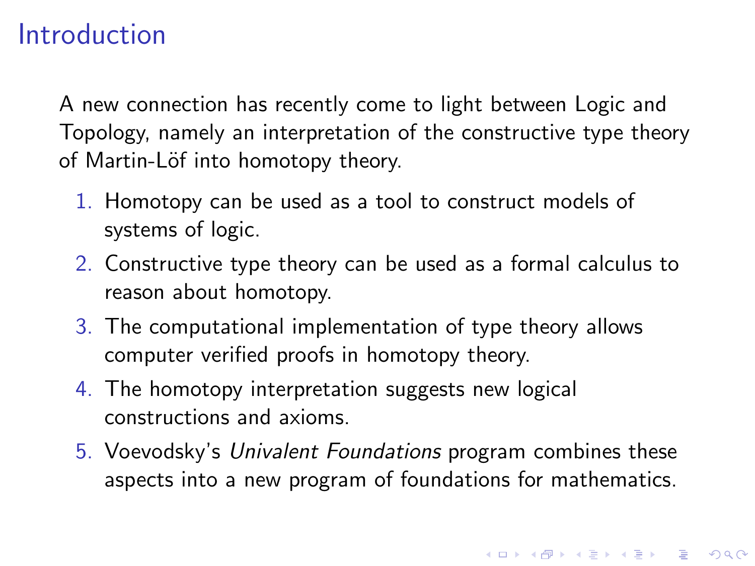# Introduction

A new connection has recently come to light between Logic and Topology, namely an interpretation of the constructive type theory of Martin-Löf into homotopy theory.

1. Homotopy can be used as a tool to construct models of systems of logic.
2. Constructive type theory can be used as a formal calculus to reason about homotopy.
3. The computational implementation of type theory allows computer verified proofs in homotopy theory.
4. The homotopy interpretation suggests new logical constructions and axioms.
5. Voevodsky's *Univalent Foundations* program combines these aspects into a new program of foundations for mathematics.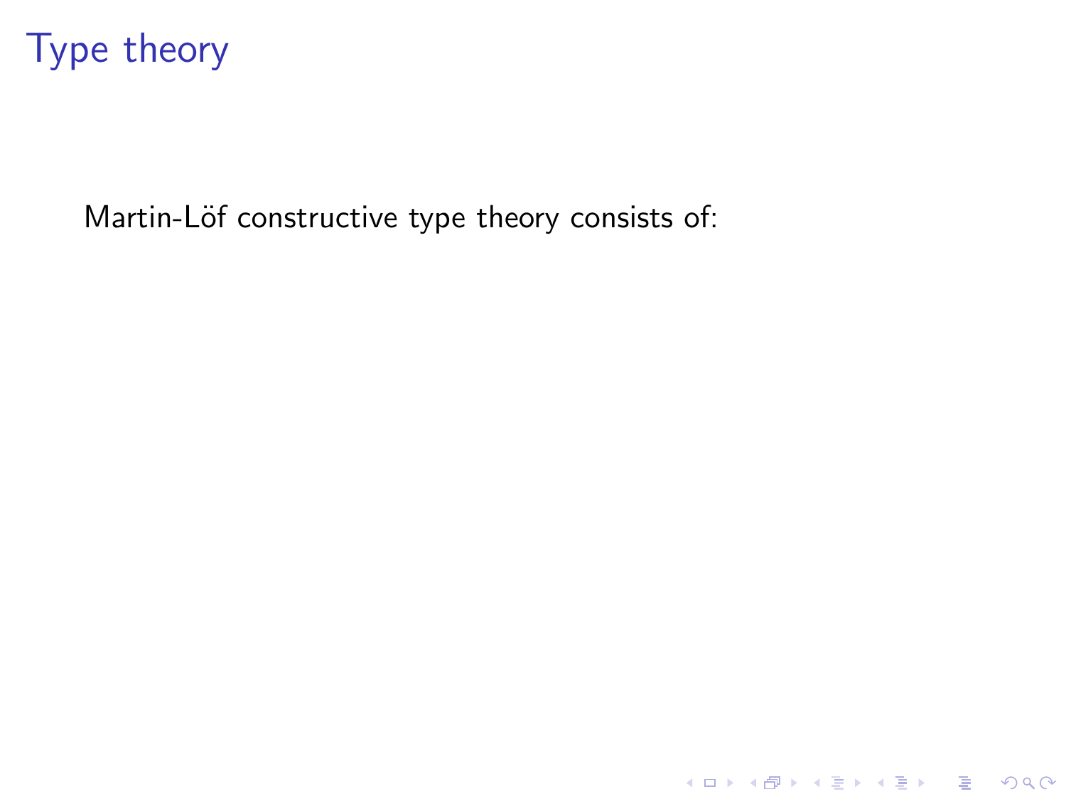# Type theory

Martin-Löf constructive type theory consists of: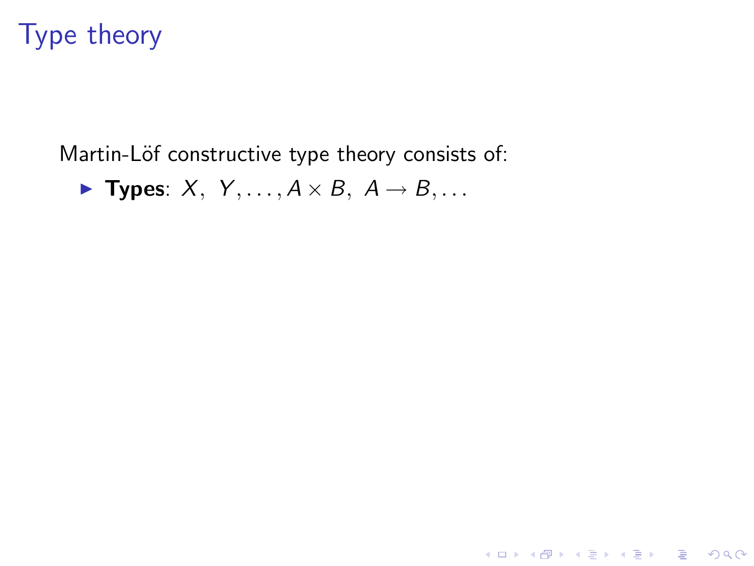# Type theory

Martin-Löf constructive type theory consists of:

- **Types**: $X,\ Y, \ldots, A \times B,\ A \to B, \ldots$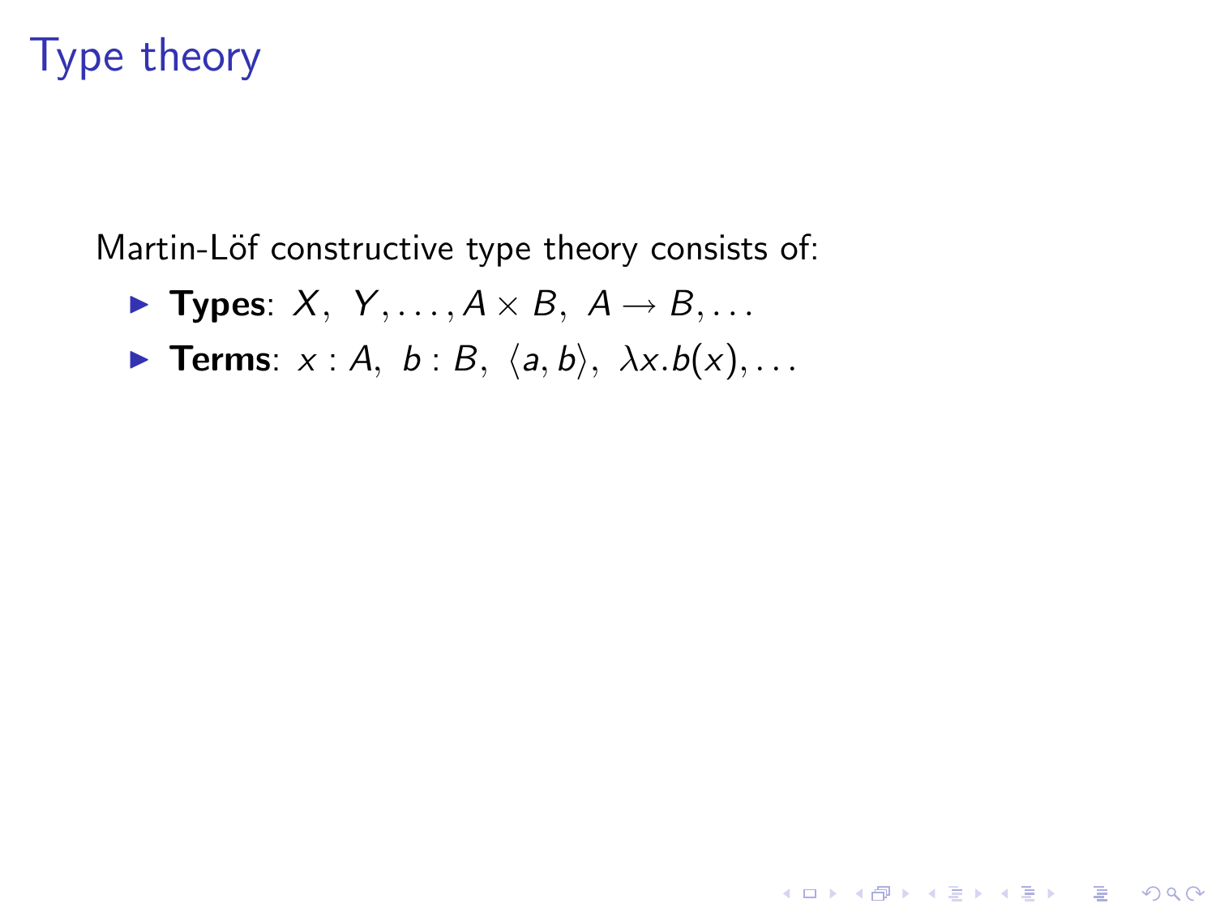# Type theory

Martin-Löf constructive type theory consists of:

- **Types**: $X,\ Y, \ldots, A \times B,\ A \to B, \ldots$
- **Terms**: $x : A,\ b : B,\ \langle a, b \rangle,\ \lambda x.b(x), \ldots$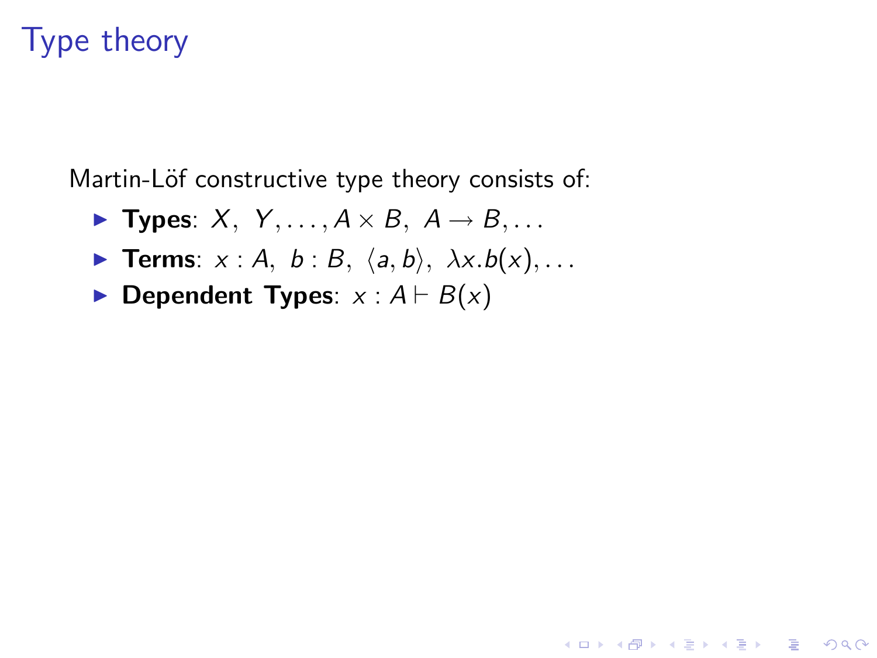# Type theory

Martin-Löf constructive type theory consists of:

- **Types**: $X, \ Y, \ldots, A \times B, \ A \to B, \ldots$
- **Terms**: $x : A, \ b : B, \ \langle a, b \rangle, \ \lambda x.b(x), \ldots$
- **Dependent Types**: $x : A \vdash B(x)$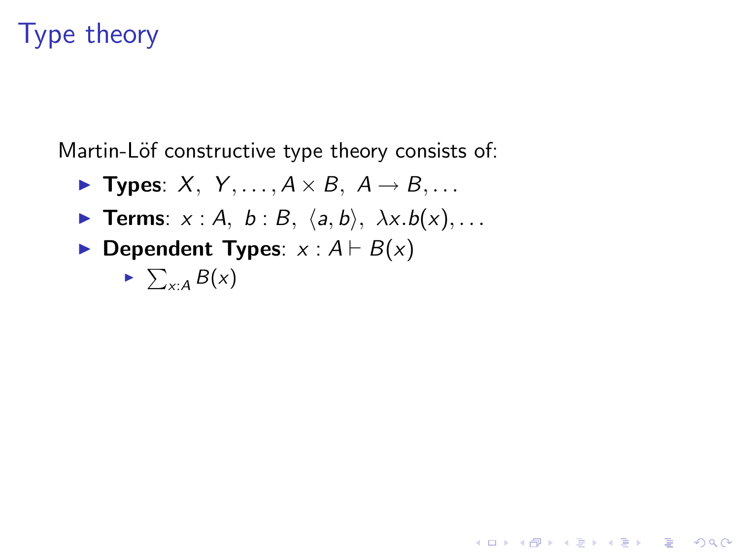# Type theory

Martin-Löf constructive type theory consists of:

- **Types**: $X,\ Y, \ldots, A \times B,\ A \to B, \ldots$
- **Terms**: $x : A,\ b : B,\ \langle a, b \rangle,\ \lambda x.b(x), \ldots$
- **Dependent Types**: $x : A \vdash B(x)$
  - $\sum_{x:A} B(x)$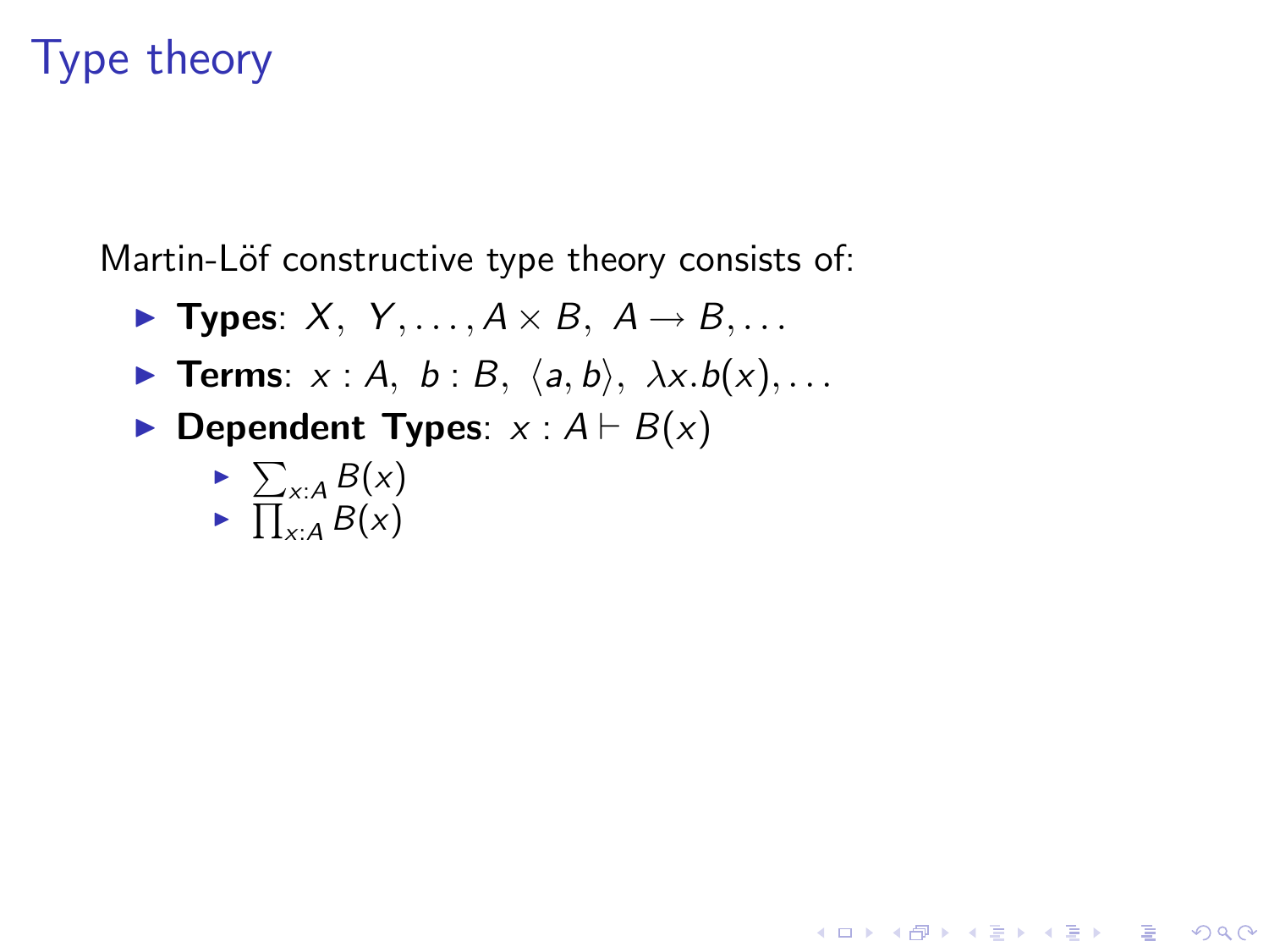# Type theory

Martin-Löf constructive type theory consists of:

- **Types**: $X,\ Y, \ldots, A \times B,\ A \to B, \ldots$
- **Terms**: $x : A,\ b : B,\ \langle a, b \rangle,\ \lambda x.b(x), \ldots$
- **Dependent Types**: $x : A \vdash B(x)$
  - $\sum_{x:A} B(x)$
  - $\prod_{x:A} B(x)$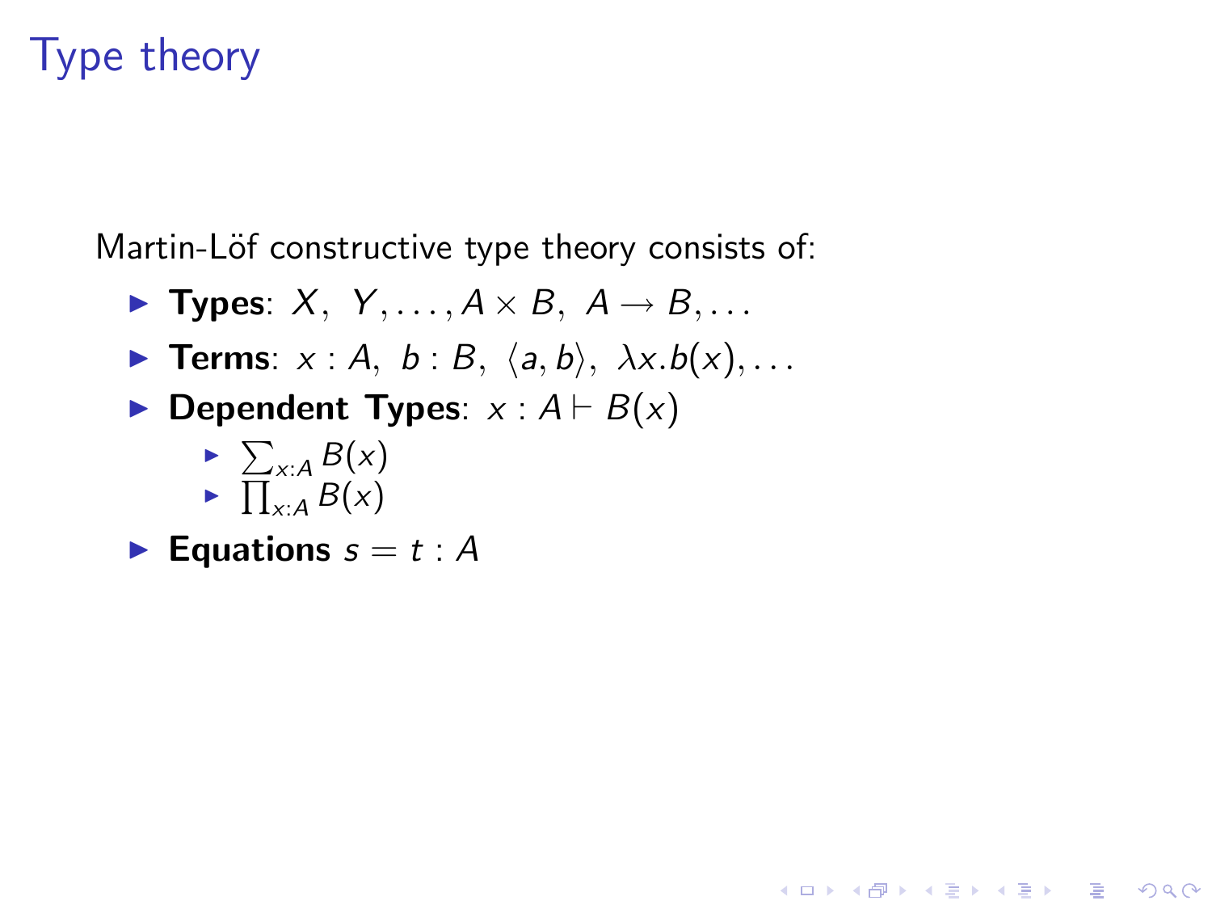# Type theory

Martin-Löf constructive type theory consists of:

- **Types**: $X,\ Y, \dots, A \times B,\ A \to B, \dots$
- **Terms**: $x : A,\ b : B,\ \langle a, b \rangle,\ \lambda x.b(x), \dots$
- **Dependent Types**: $x : A \vdash B(x)$
  - $\sum_{x:A} B(x)$
  - $\prod_{x:A} B(x)$
- **Equations** $s = t : A$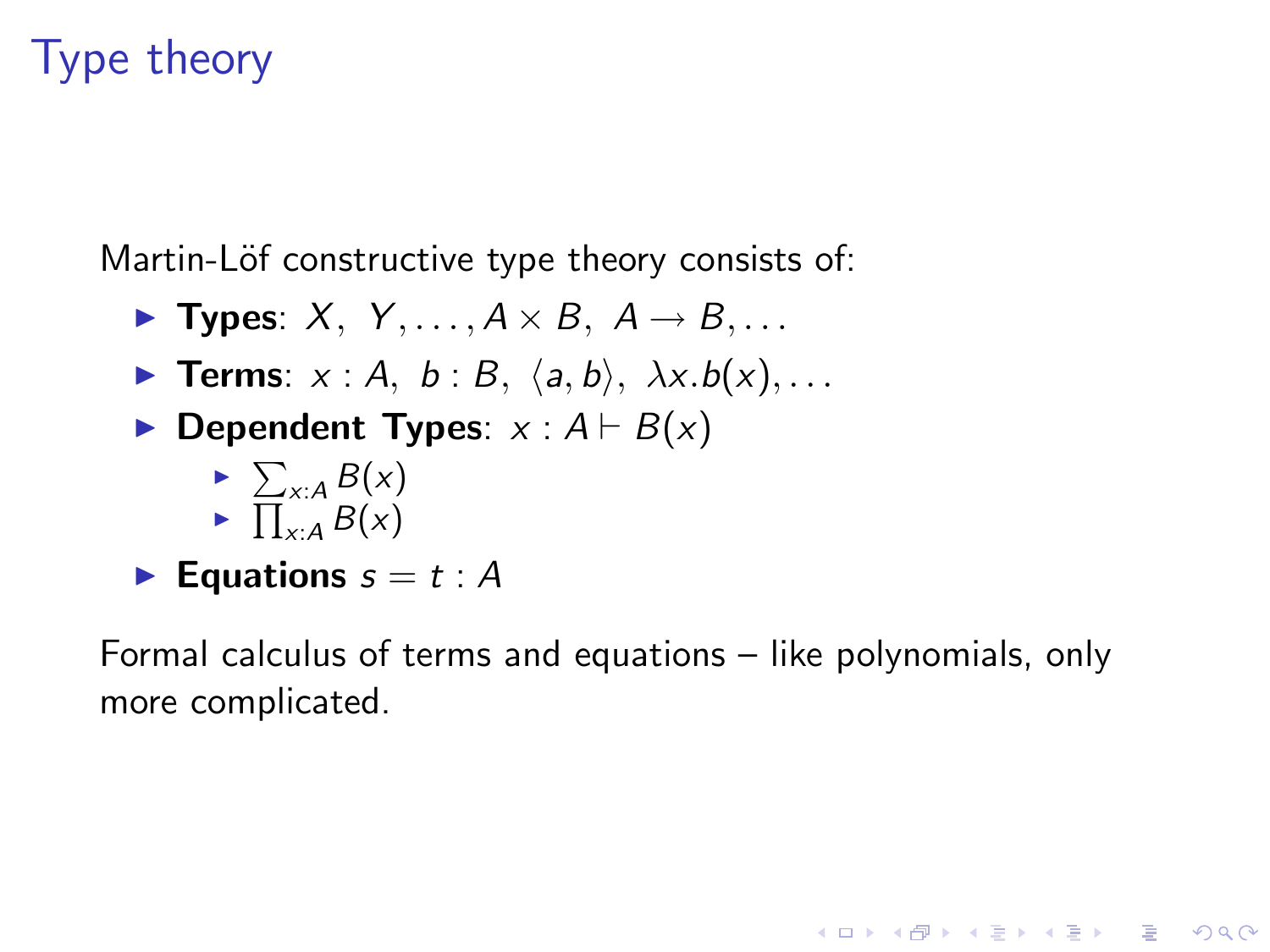# Type theory

Martin-Löf constructive type theory consists of:

- **Types**: $X,\ Y, \ldots, A \times B,\ A \rightarrow B, \ldots$
- **Terms**: $x : A,\ b : B,\ \langle a, b \rangle,\ \lambda x.b(x), \ldots$
- **Dependent Types**: $x : A \vdash B(x)$
  - $\sum_{x:A} B(x)$
  - $\prod_{x:A} B(x)$
- **Equations** $s = t : A$

Formal calculus of terms and equations – like polynomials, only more complicated.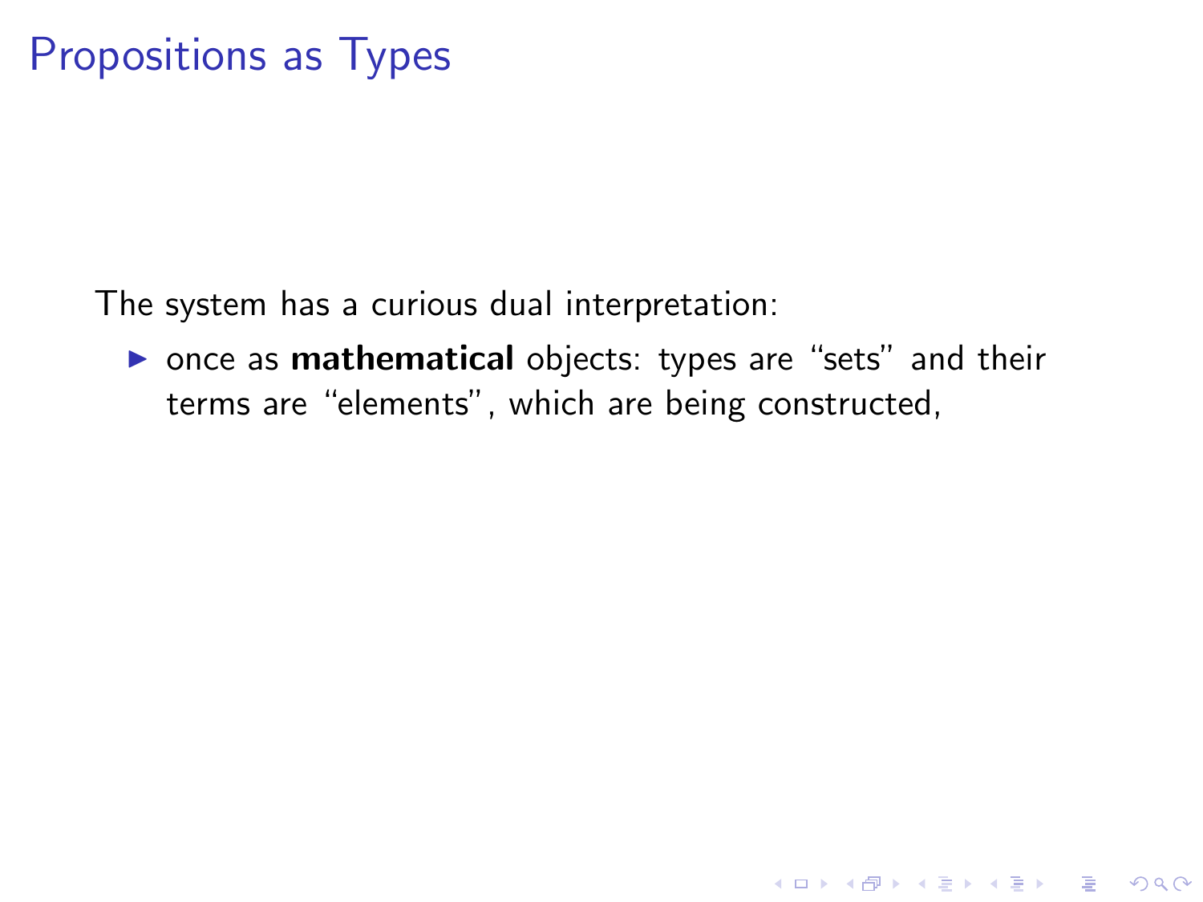# Propositions as Types

The system has a curious dual interpretation:

- once as **mathematical** objects: types are “sets” and their terms are “elements”, which are being constructed,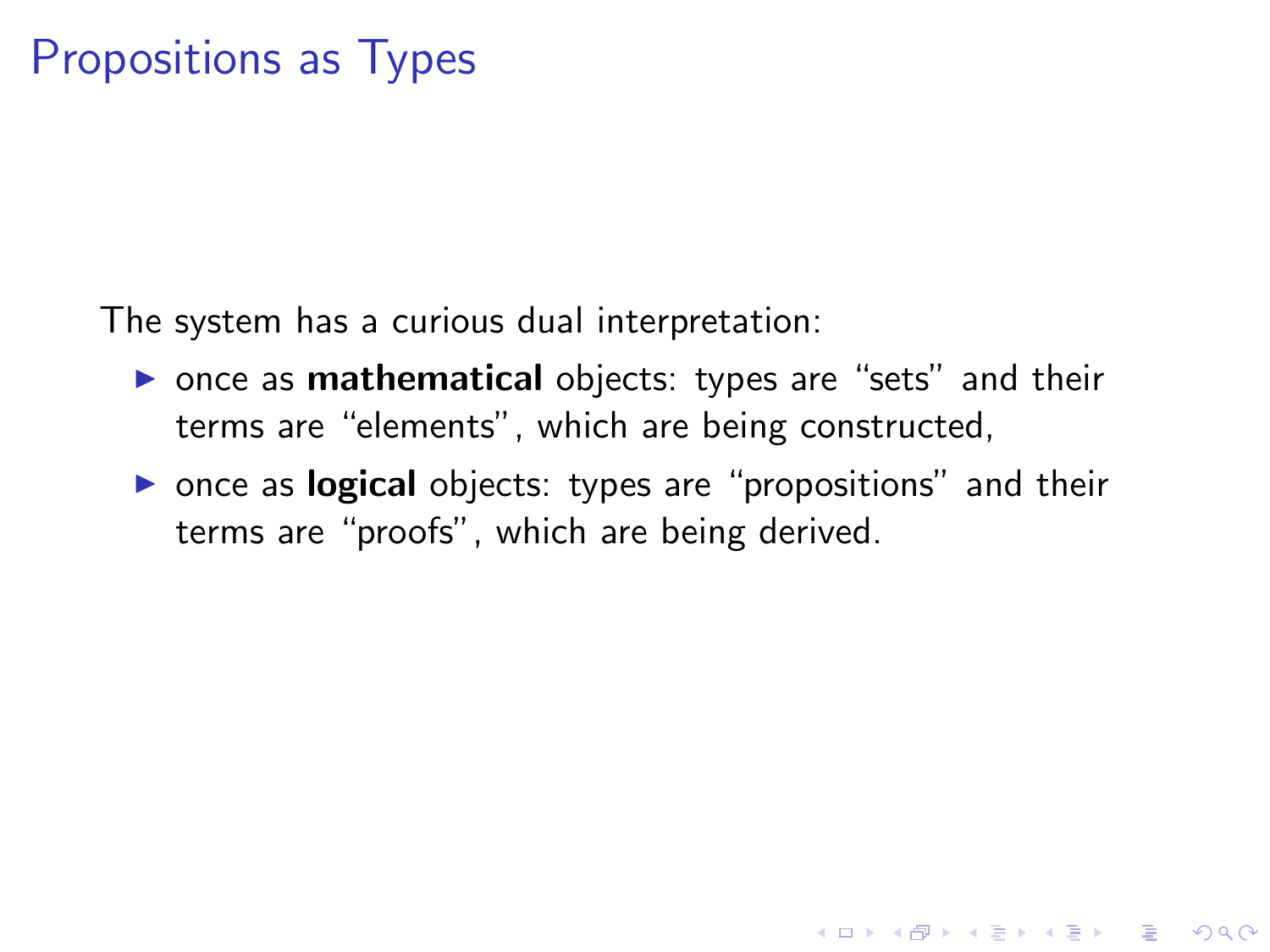# Propositions as Types

The system has a curious dual interpretation:

- once as **mathematical** objects: types are “sets” and their terms are “elements”, which are being constructed,
- once as **logical** objects: types are “propositions” and their terms are “proofs”, which are being derived.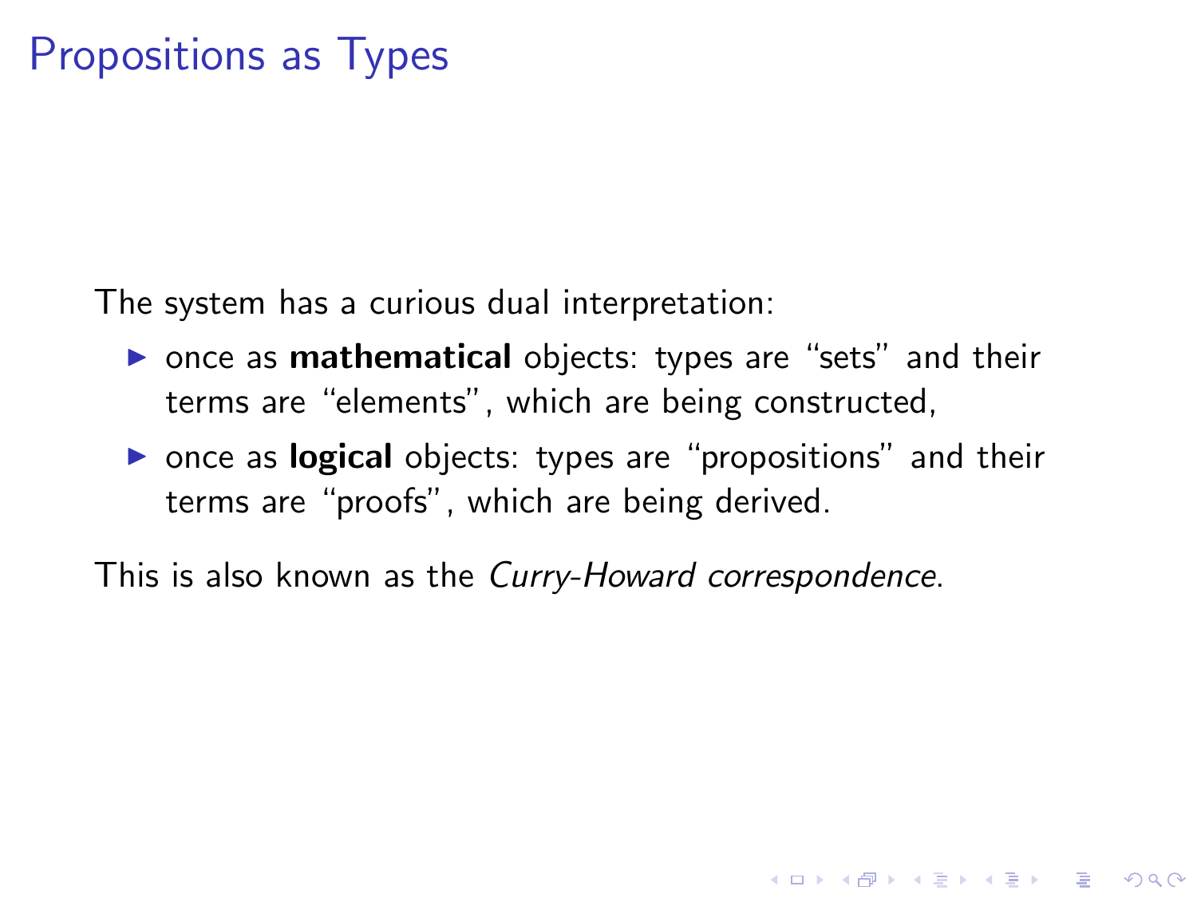# Propositions as Types

The system has a curious dual interpretation:

- once as **mathematical** objects: types are "sets" and their terms are "elements", which are being constructed,
- once as **logical** objects: types are "propositions" and their terms are "proofs", which are being derived.

This is also known as the *Curry-Howard correspondence*.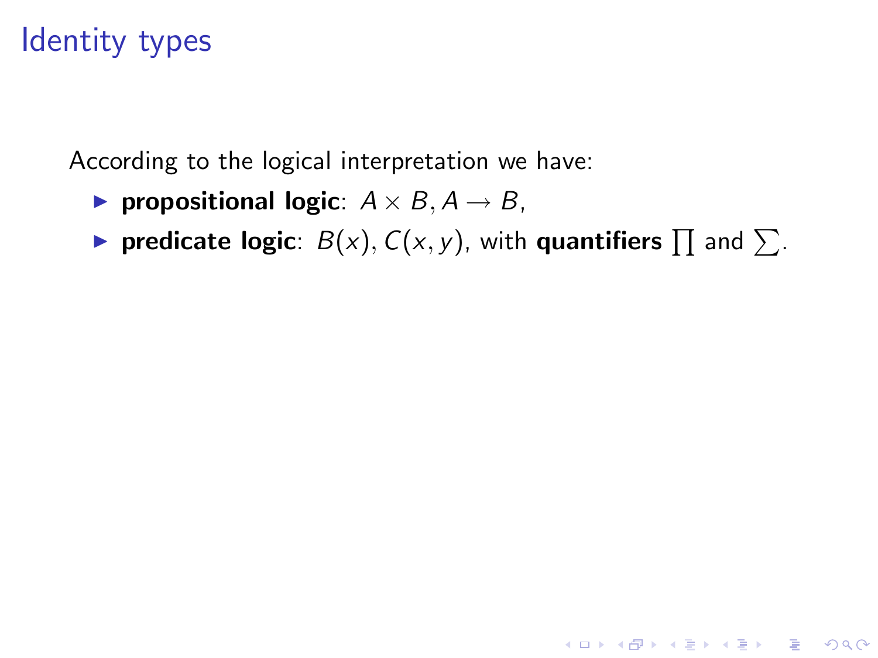# Identity types

According to the logical interpretation we have:

- **propositional logic**: $A \times B, A \to B$,
- **predicate logic**: $B(x), C(x, y)$, with **quantifiers** $\prod$ and $\sum$.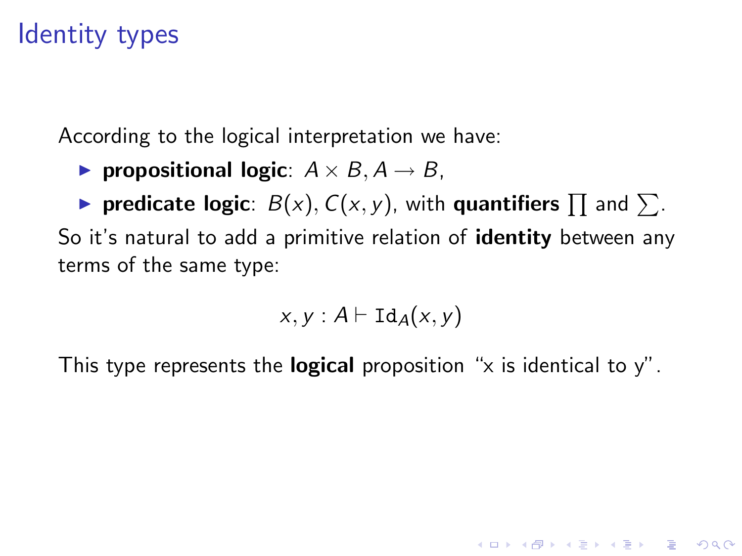# Identity types

According to the logical interpretation we have:

- **propositional logic**: $A \times B, A \to B$,
- **predicate logic**: $B(x), C(x, y)$, with **quantifiers** $\prod$ and $\sum$.

So it's natural to add a primitive relation of **identity** between any terms of the same type:

$$x, y : A \vdash \mathtt{Id}_A(x, y)$$

This type represents the **logical** proposition "x is identical to y".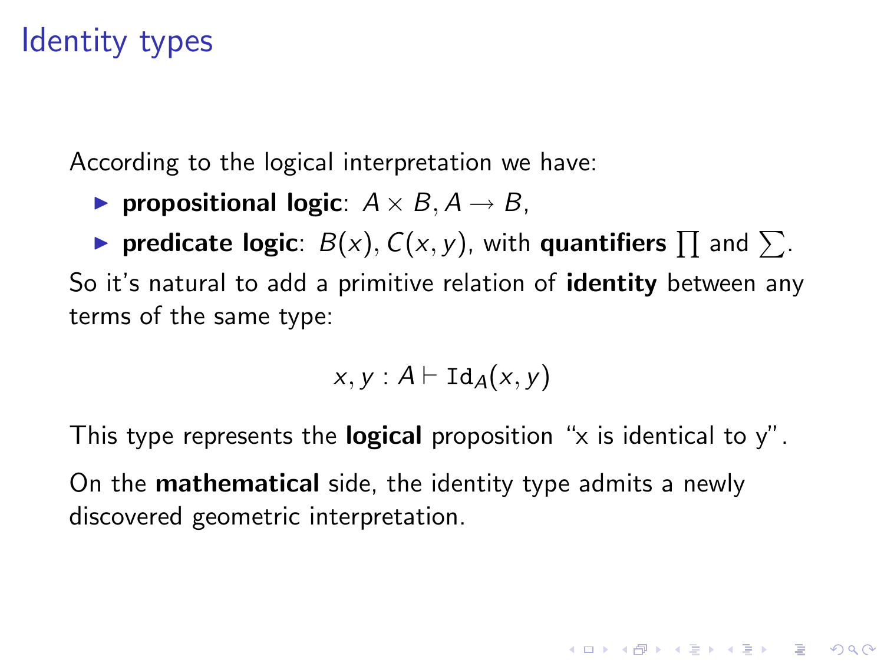# Identity types

According to the logical interpretation we have:

- **propositional logic**: $A \times B, A \to B$,
- **predicate logic**: $B(x), C(x,y)$, with **quantifiers** $\prod$ and $\sum$.

So it's natural to add a primitive relation of **identity** between any terms of the same type:

$$x, y : A \vdash \mathtt{Id}_A(x, y)$$

This type represents the **logical** proposition "x is identical to y".

On the **mathematical** side, the identity type admits a newly discovered geometric interpretation.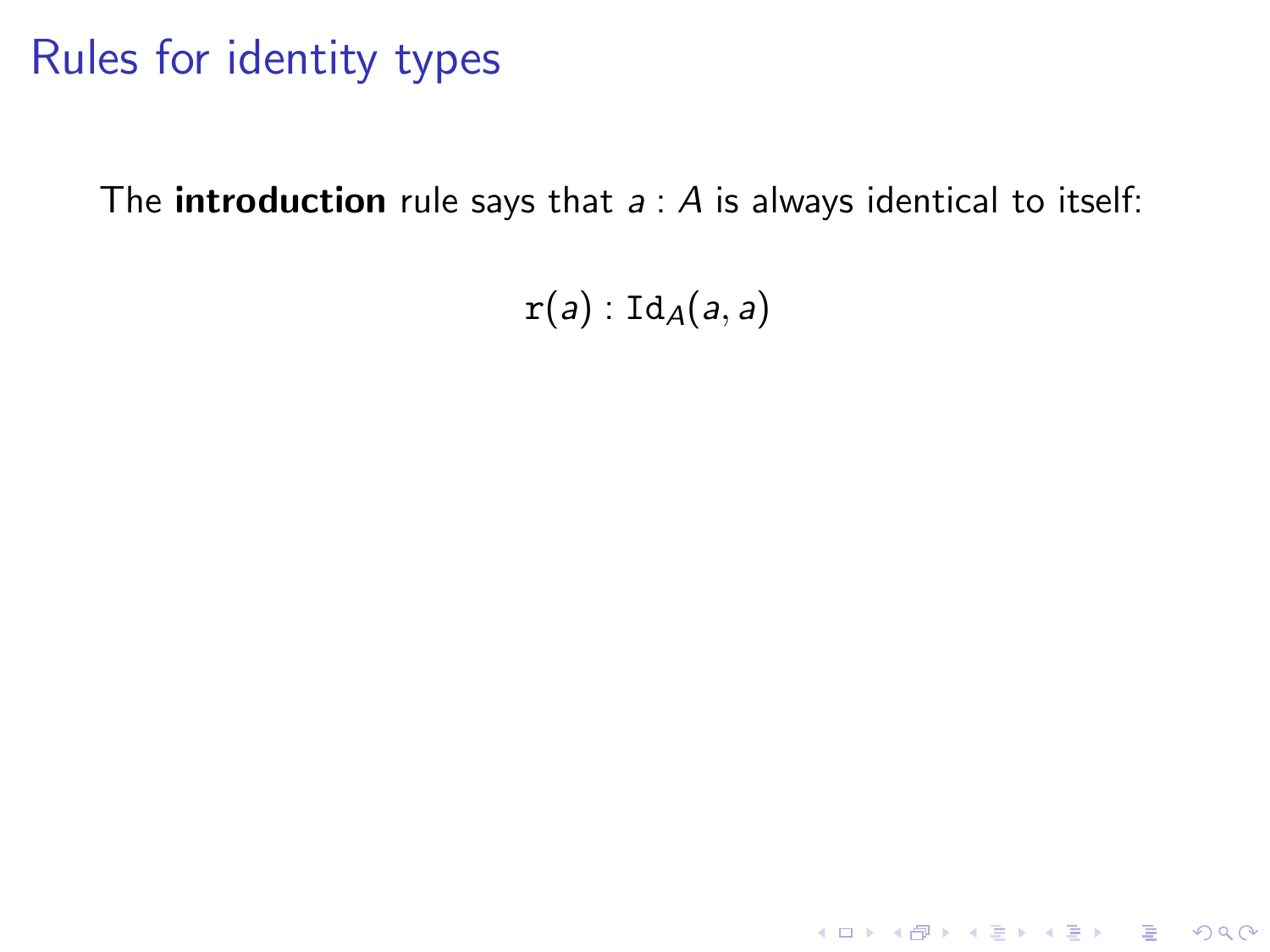# Rules for identity types

The **introduction** rule says that $a : A$ is always identical to itself:

$$\mathtt{r}(a) : \mathtt{Id}_A(a, a)$$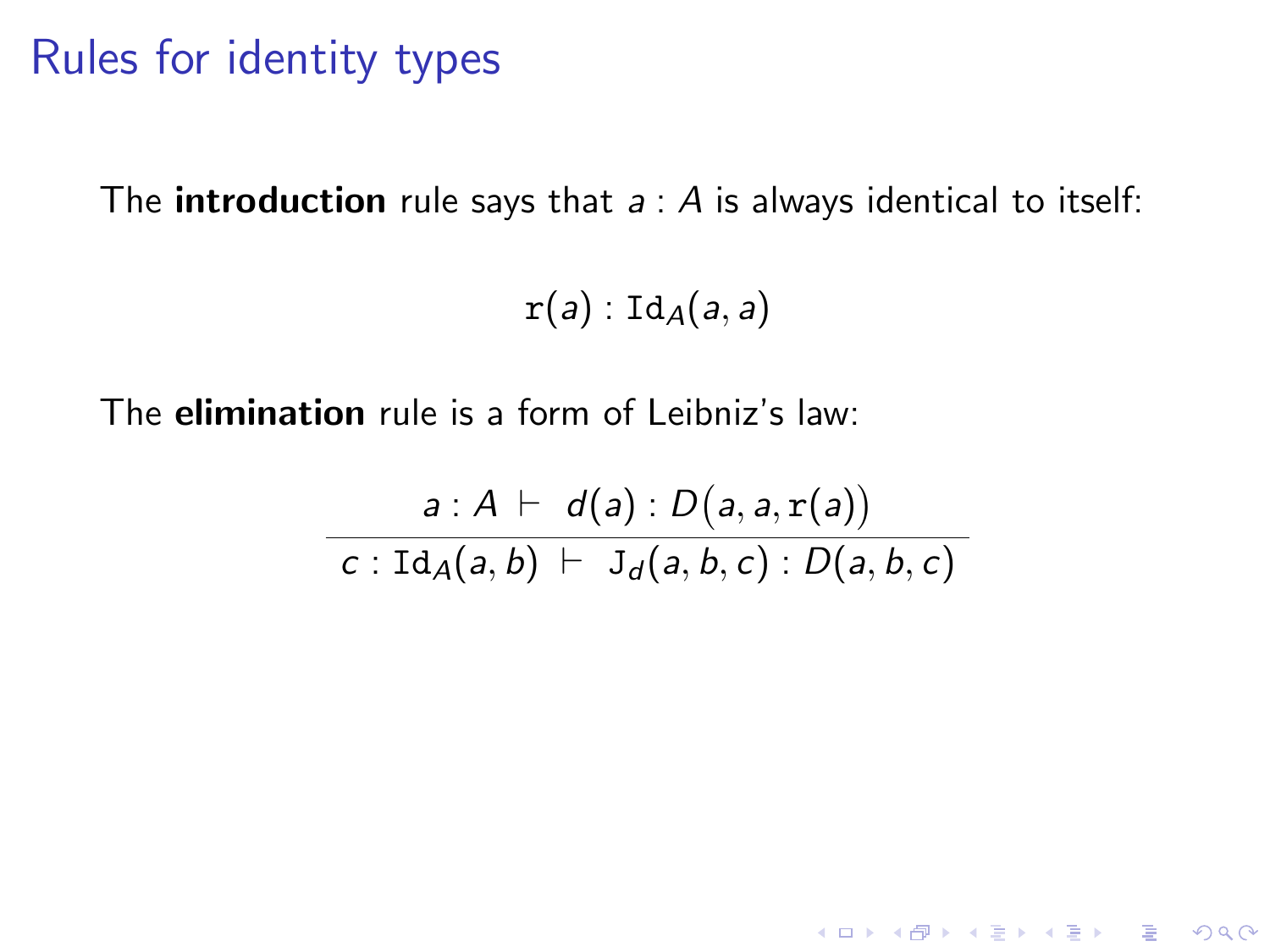# Rules for identity types

The **introduction** rule says that $a : A$ is always identical to itself:

$$\mathtt{r}(a) : \mathtt{Id}_A(a, a)$$

The **elimination** rule is a form of Leibniz's law:

$$\frac{a : A \ \vdash \ d(a) : D\big(a, a, \mathtt{r}(a)\big)}{c : \mathtt{Id}_A(a, b) \ \vdash \ \mathtt{J}_d(a, b, c) : D(a, b, c)}$$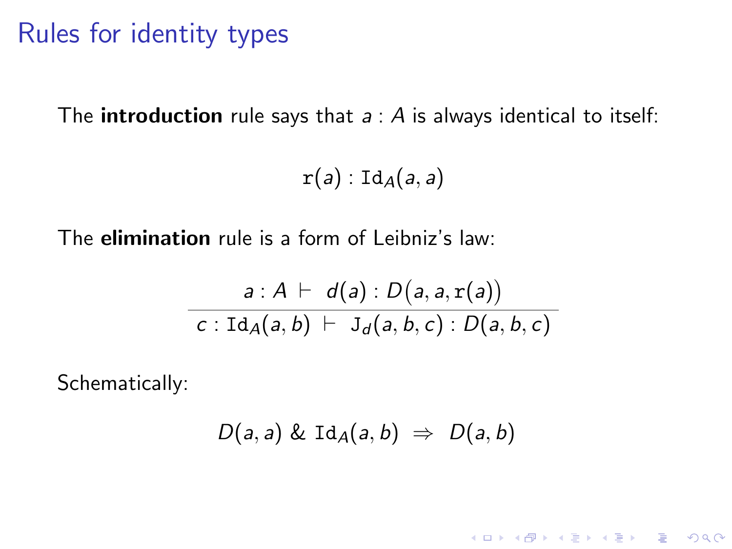# Rules for identity types

The **introduction** rule says that $a : A$ is always identical to itself:

$$\mathtt{r}(a) : \mathtt{Id}_A(a, a)$$

The **elimination** rule is a form of Leibniz's law:

$$\frac{a : A \;\vdash\; d(a) : D\big(a, a, \mathtt{r}(a)\big)}{c : \mathtt{Id}_A(a, b) \;\vdash\; \mathtt{J}_d(a, b, c) : D(a, b, c)}$$

Schematically:

$$D(a, a) \;\&\; \mathtt{Id}_A(a, b) \;\Rightarrow\; D(a, b)$$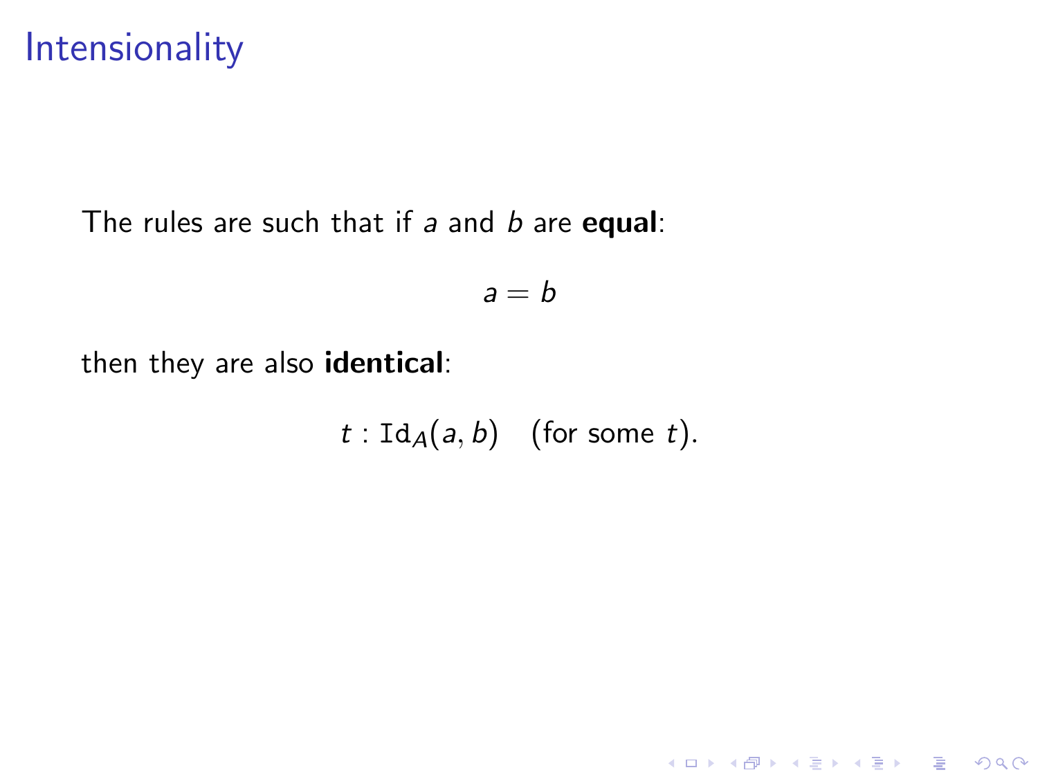# Intensionality

The rules are such that if $a$ and $b$ are **equal**:

$$a = b$$

then they are also **identical**:

$$t : \mathtt{Id}_A(a, b) \quad \text{(for some } t\text{).}$$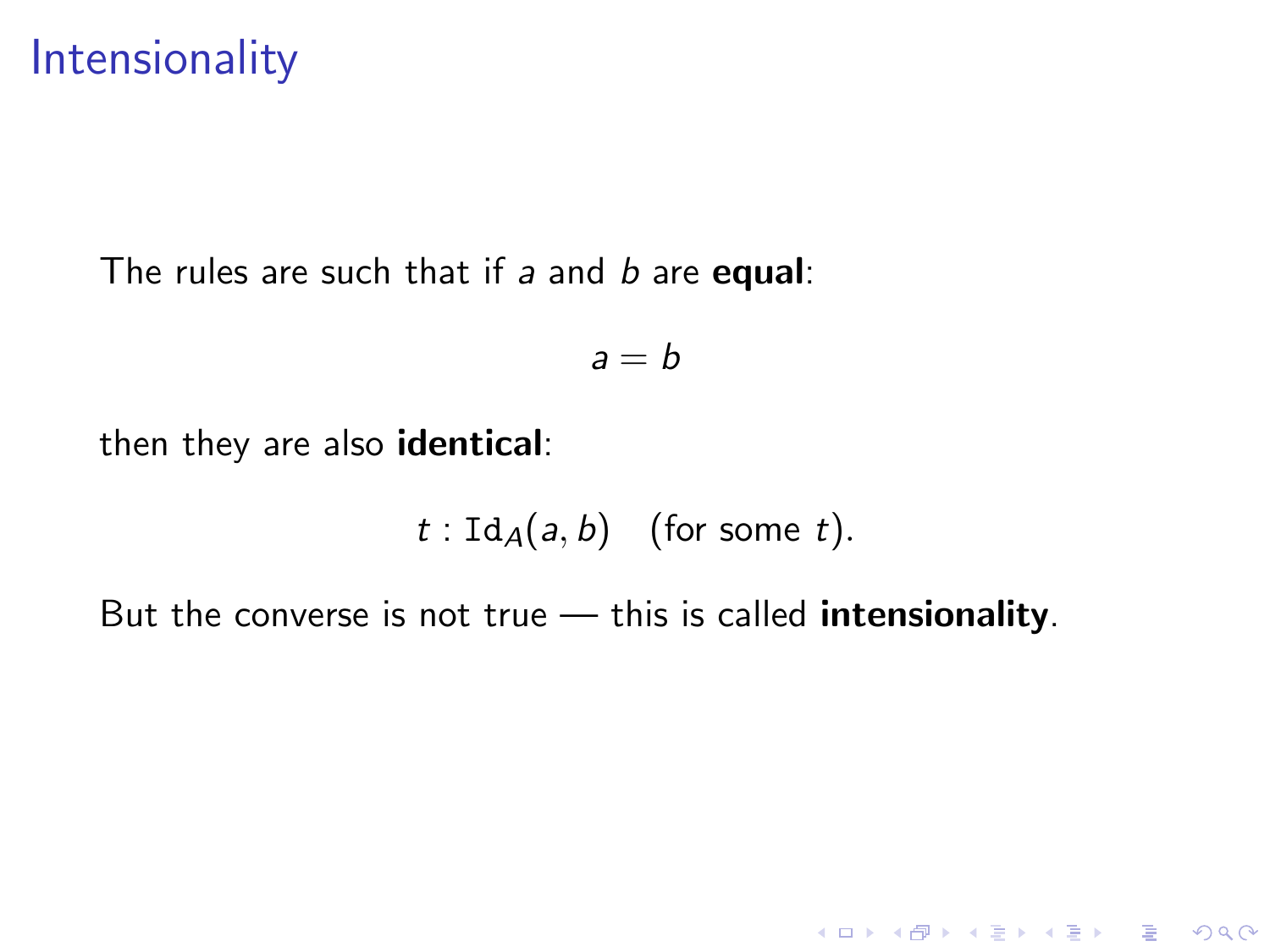# Intensionality

The rules are such that if $a$ and $b$ are **equal**:

$$a = b$$

then they are also **identical**:

$$t : \mathtt{Id}_A(a, b) \quad \text{(for some } t\text{)}.$$

But the converse is not true — this is called **intensionality**.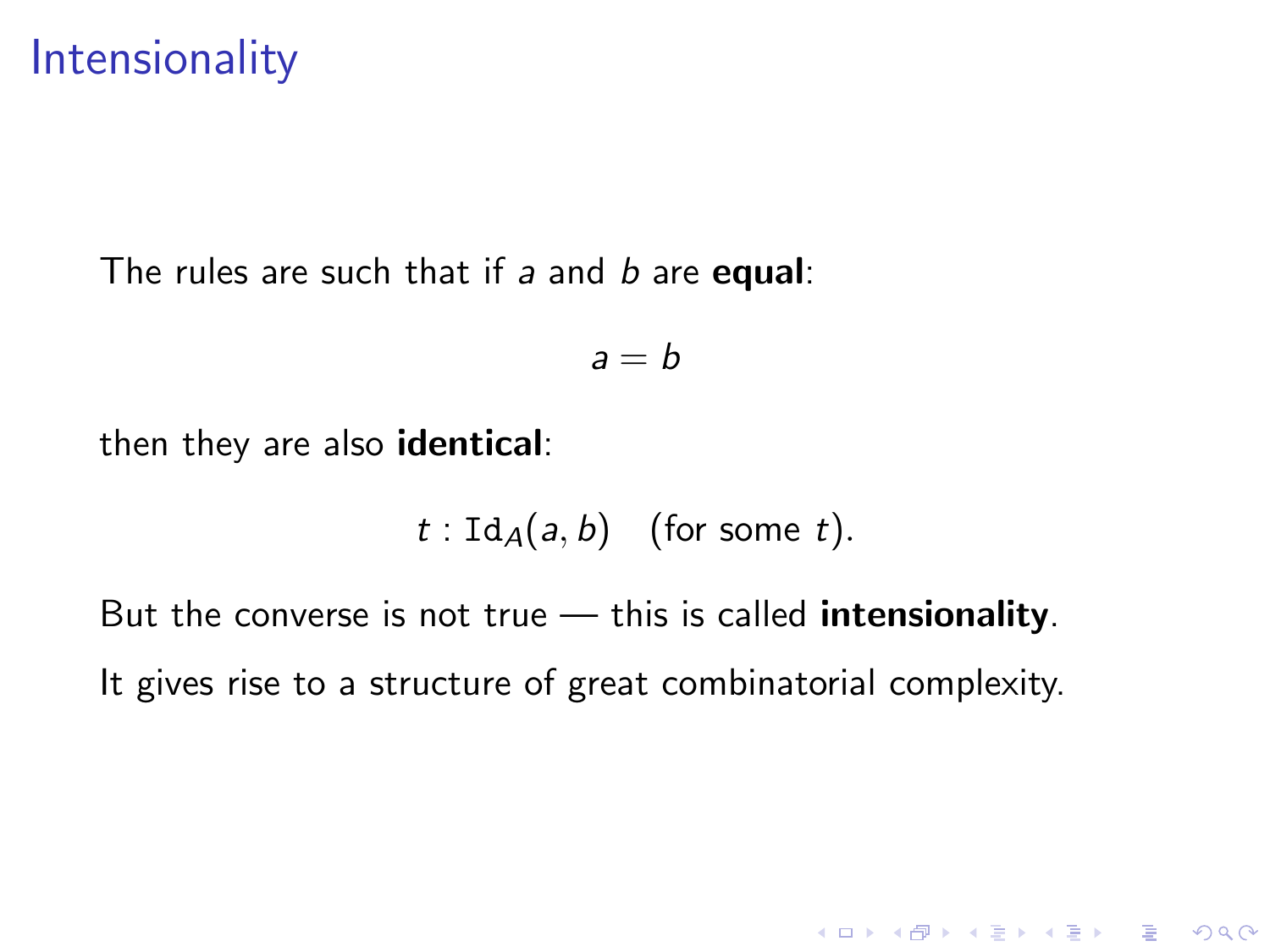# Intensionality

The rules are such that if $a$ and $b$ are **equal**:

$$a = b$$

then they are also **identical**:

$$t : \mathtt{Id}_A(a, b) \quad \text{(for some } t\text{)}.$$

But the converse is not true — this is called **intensionality**.

It gives rise to a structure of great combinatorial complexity.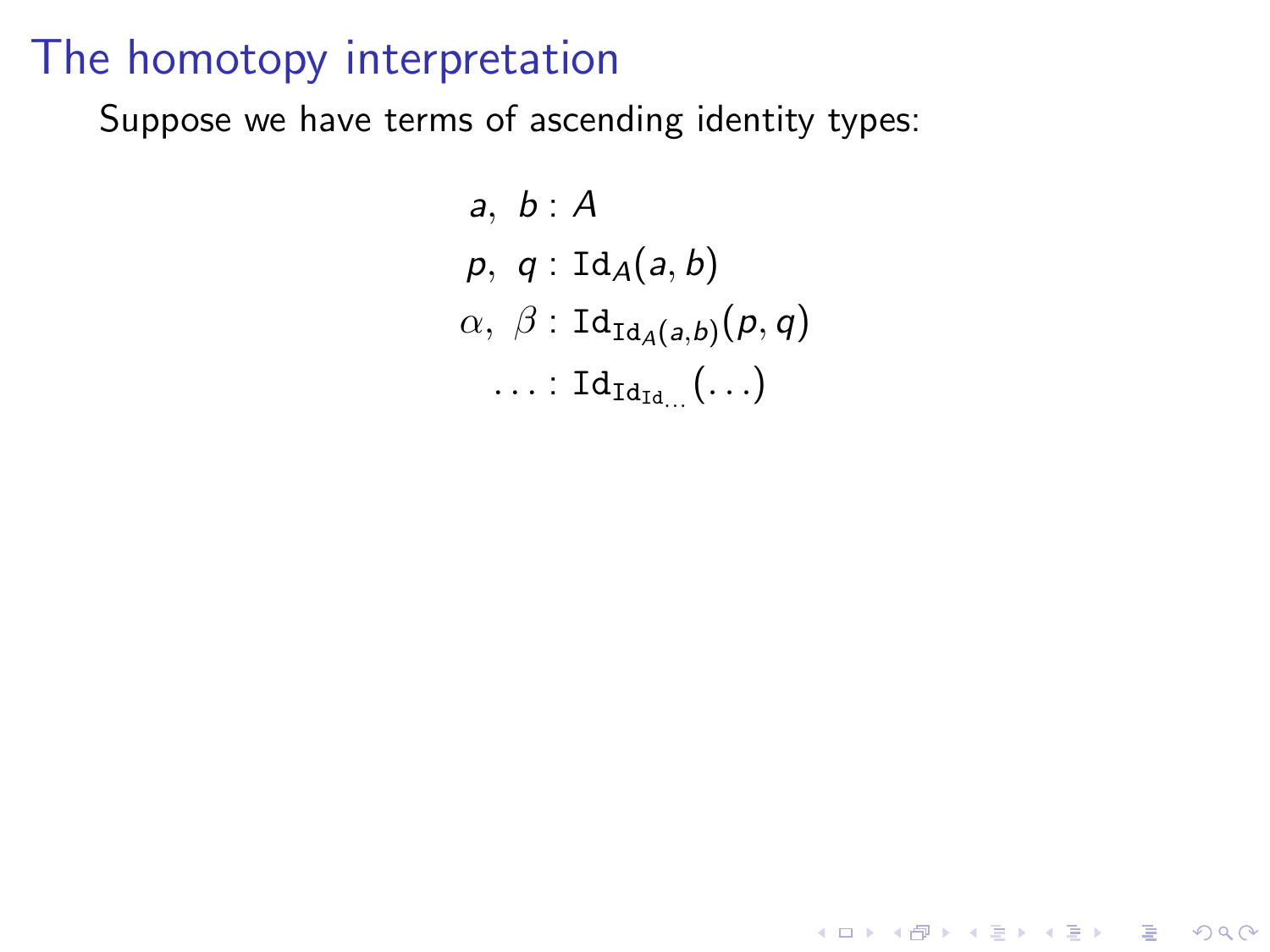# The homotopy interpretation

Suppose we have terms of ascending identity types:

$$
\begin{aligned}
a,\ b &: A \\
p,\ q &: \mathtt{Id}_A(a, b) \\
\alpha,\ \beta &: \mathtt{Id}_{\mathtt{Id}_A(a,b)}(p, q) \\
\ldots &: \mathtt{Id}_{\mathtt{Id}_{\mathtt{Id}_{\ldots}}}(\ldots)
\end{aligned}
$$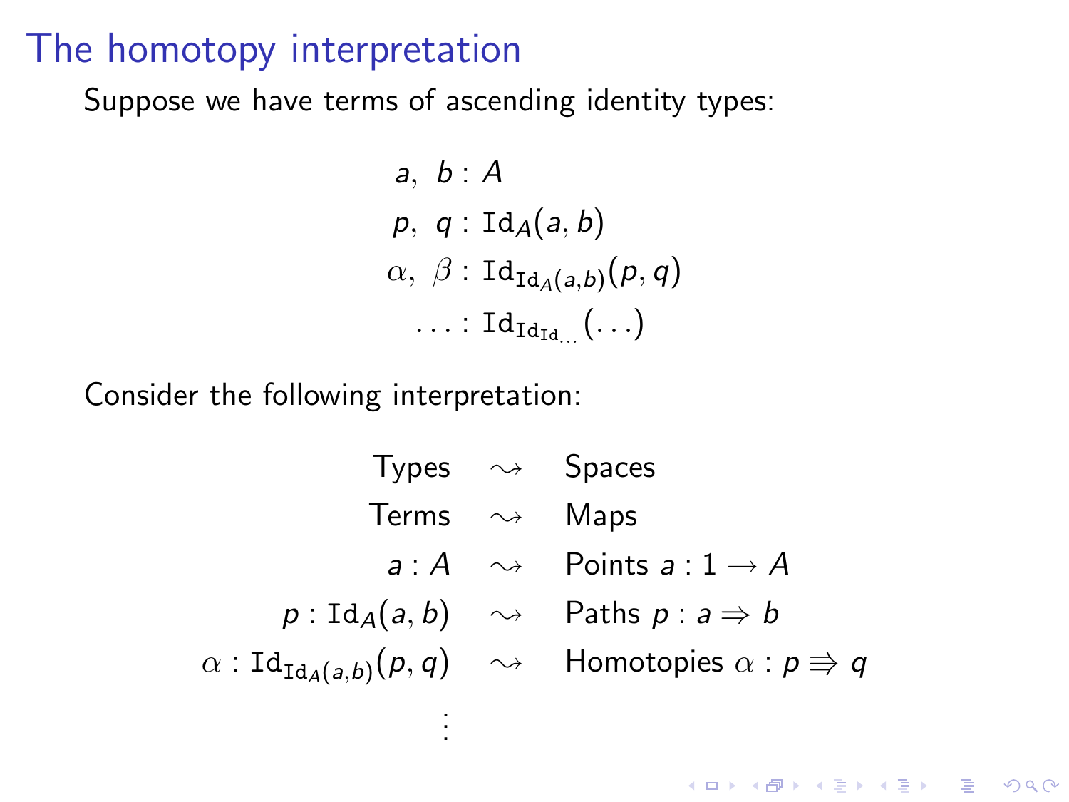# The homotopy interpretation

Suppose we have terms of ascending identity types:

$$
\begin{aligned}
a,\ b &: A \\
p,\ q &: \mathtt{Id}_A(a, b) \\
\alpha,\ \beta &: \mathtt{Id}_{\mathtt{Id}_A(a,b)}(p, q) \\
\ldots &: \mathtt{Id}_{\mathtt{Id}_{\mathtt{Id}_{\ldots}}}(\ldots)
\end{aligned}
$$

Consider the following interpretation:

$$
\begin{aligned}
\text{Types} &\quad\rightsquigarrow\quad \text{Spaces} \\
\text{Terms} &\quad\rightsquigarrow\quad \text{Maps} \\
a : A &\quad\rightsquigarrow\quad \text{Points } a : 1 \to A \\
p : \mathtt{Id}_A(a, b) &\quad\rightsquigarrow\quad \text{Paths } p : a \Rightarrow b \\
\alpha : \mathtt{Id}_{\mathtt{Id}_A(a,b)}(p, q) &\quad\rightsquigarrow\quad \text{Homotopies } \alpha : p \Rrightarrow q \\
&\vdots
\end{aligned}
$$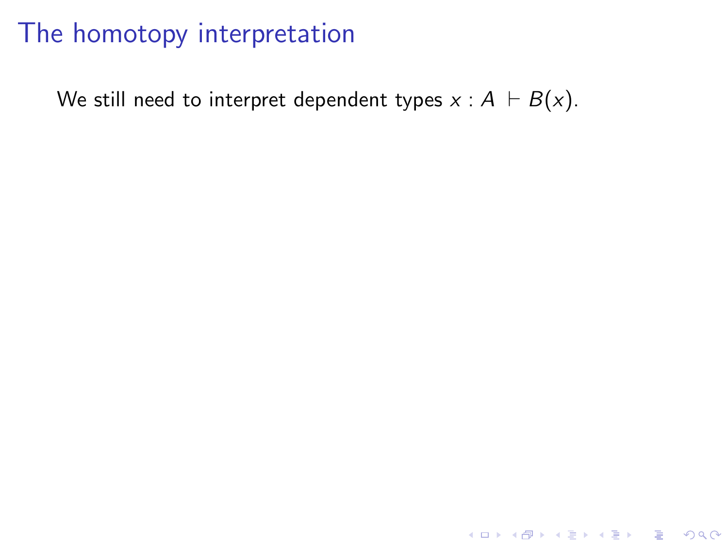# The homotopy interpretation

We still need to interpret dependent types $x : A \vdash B(x)$.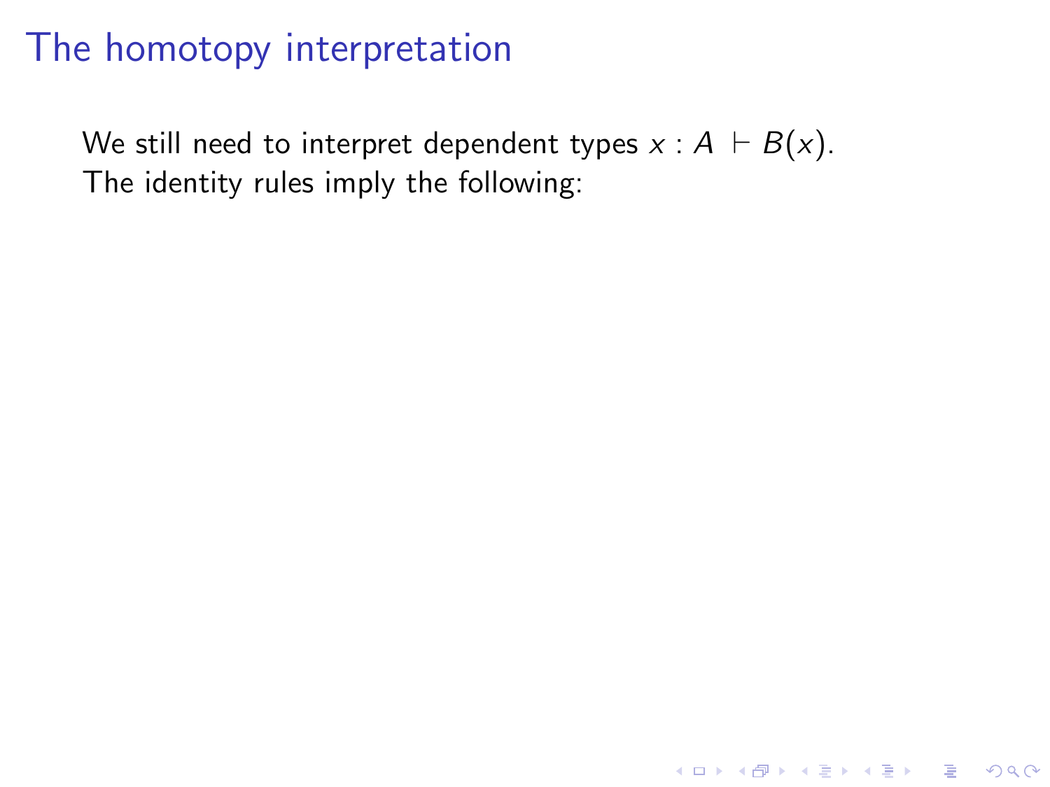# The homotopy interpretation

We still need to interpret dependent types $x : A \vdash B(x)$.
The identity rules imply the following: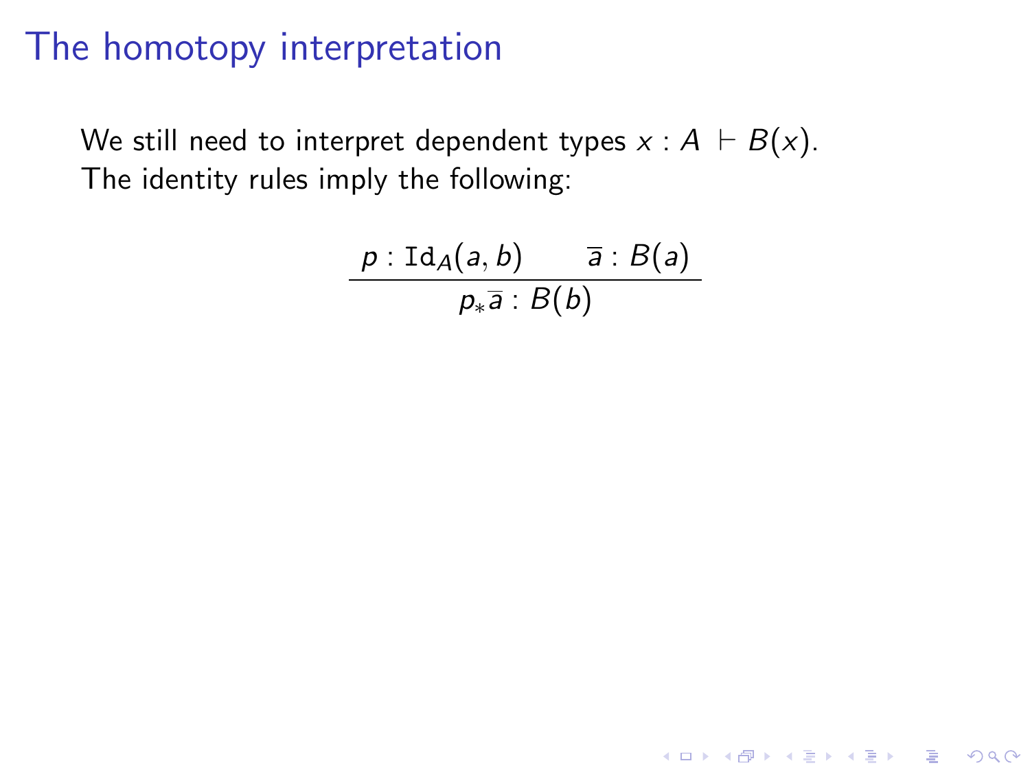# The homotopy interpretation

We still need to interpret dependent types $x : A \vdash B(x)$.
The identity rules imply the following:

$$\frac{p : \mathtt{Id}_A(a, b) \qquad \overline{a} : B(a)}{p_* \overline{a} : B(b)}$$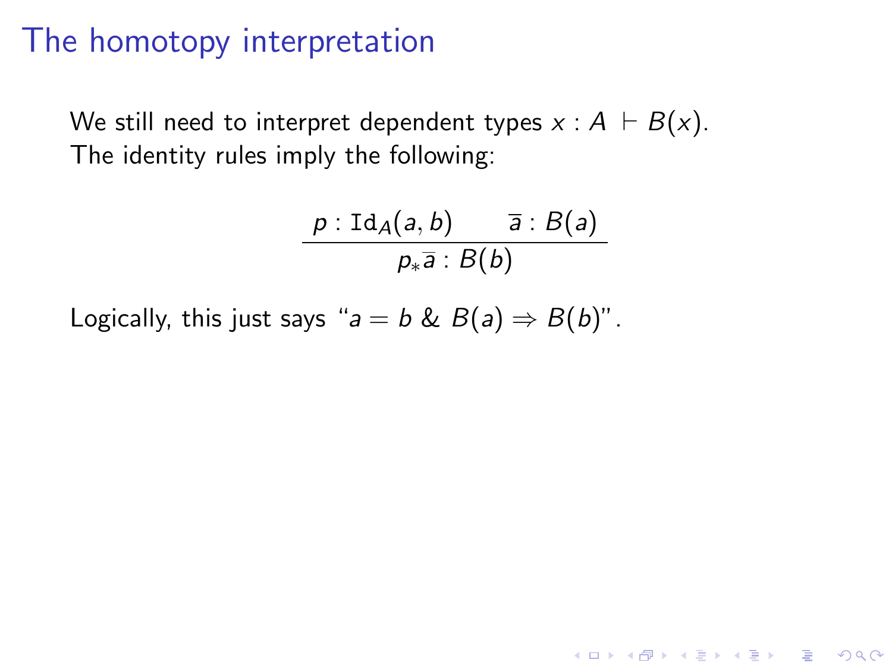# The homotopy interpretation

We still need to interpret dependent types $x : A \vdash B(x)$.
The identity rules imply the following:

$$\frac{p : \mathtt{Id}_A(a, b) \qquad \overline{a} : B(a)}{p_* \overline{a} : B(b)}$$

Logically, this just says "$a = b \;\&\; B(a) \Rightarrow B(b)$".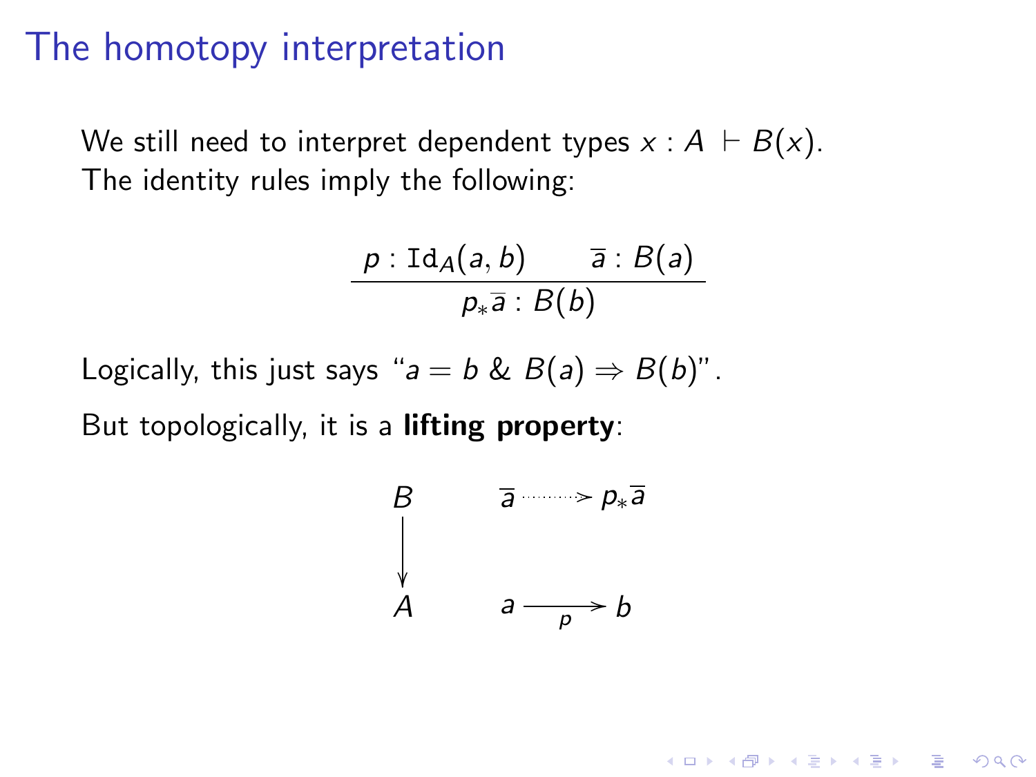# The homotopy interpretation

We still need to interpret dependent types $x : A \vdash B(x)$.
The identity rules imply the following:

$$\frac{p : \mathtt{Id}_A(a, b) \qquad \overline{a} : B(a)}{p_* \overline{a} : B(b)}$$

Logically, this just says "$a = b$ & $B(a) \Rightarrow B(b)$".

But topologically, it is a **lifting property**:

$$\begin{array}{ccc} B & \qquad & \overline{a} \cdots\cdots > p_* \overline{a} \\ \downarrow & & \\ A & & a \xrightarrow[p]{} b \end{array}$$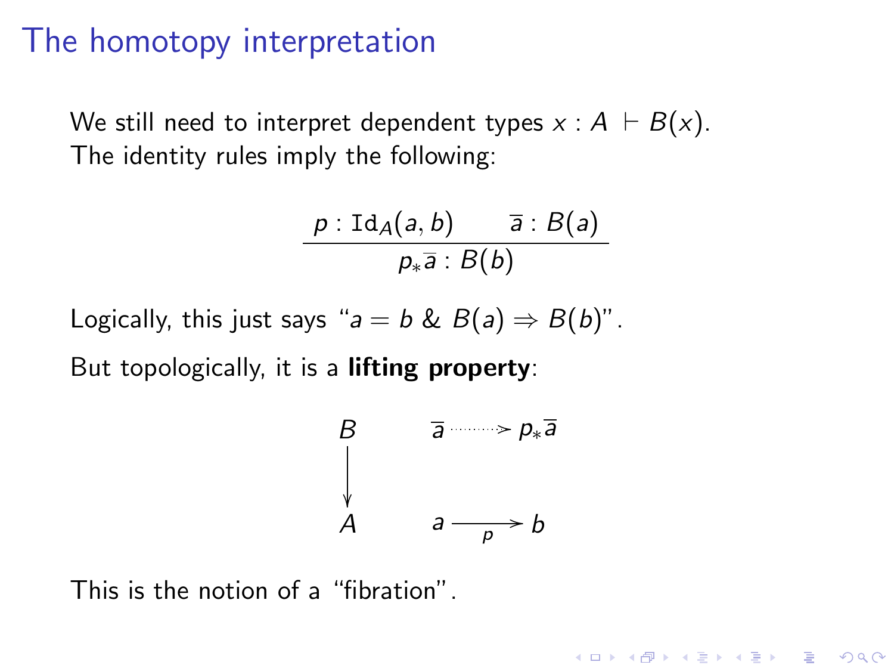# The homotopy interpretation

We still need to interpret dependent types $x : A \vdash B(x)$.
The identity rules imply the following:

$$\frac{p : \mathtt{Id}_A(a, b) \qquad \overline{a} : B(a)}{p_* \overline{a} : B(b)}$$

Logically, this just says "$a = b$ & $B(a) \Rightarrow B(b)$".

But topologically, it is a **lifting property**:

$$\begin{array}{ccc} B & \qquad & \overline{a} \cdots\cdots\!> p_* \overline{a} \\ \downarrow & & \\ A & & a \xrightarrow[p]{} b \end{array}$$

This is the notion of a "fibration".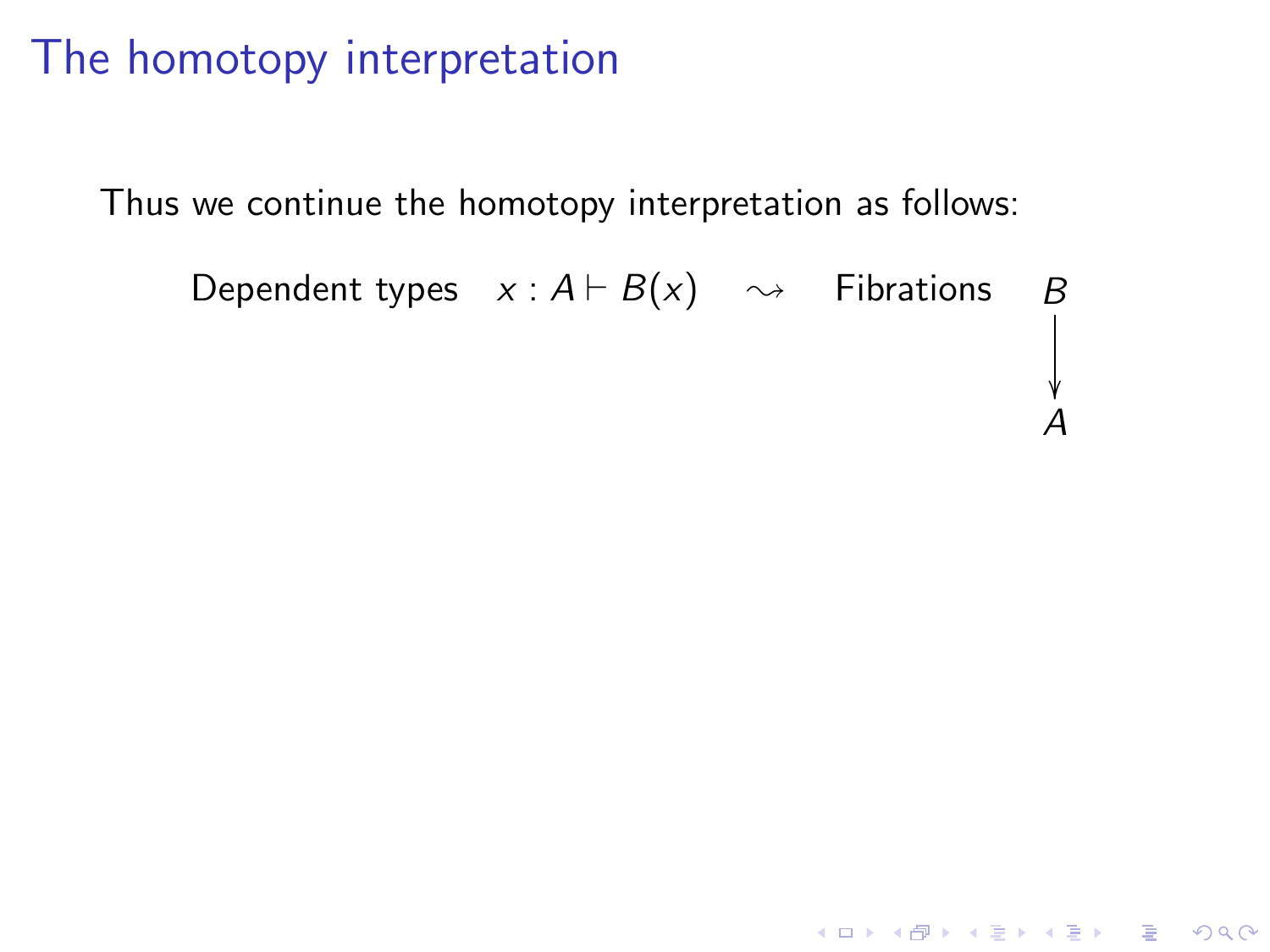# The homotopy interpretation

Thus we continue the homotopy interpretation as follows:

$$\text{Dependent types} \quad x : A \vdash B(x) \quad \rightsquigarrow \quad \text{Fibrations} \quad \begin{array}{c} B \\ \downarrow \\ A \end{array}$$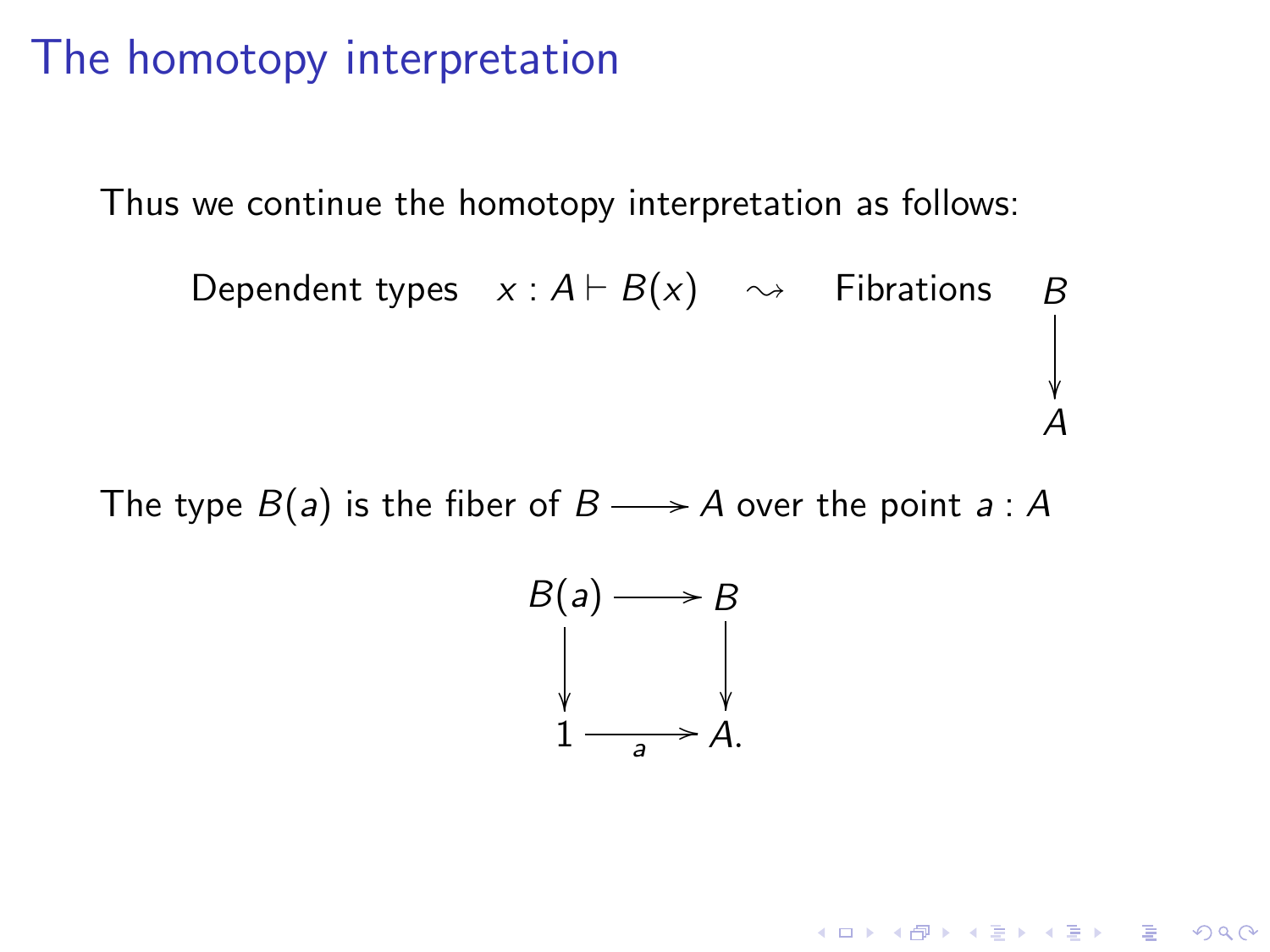# The homotopy interpretation

Thus we continue the homotopy interpretation as follows:

$$\text{Dependent types} \quad x : A \vdash B(x) \quad \rightsquigarrow \quad \text{Fibrations} \quad \begin{array}{c} B \\ \big\downarrow \\ A \end{array}$$

The type $B(a)$ is the fiber of $B \longrightarrow A$ over the point $a : A$

$$\begin{array}{ccc} B(a) & \longrightarrow & B \\ \big\downarrow & & \big\downarrow \\ 1 & \xrightarrow[a]{} & A. \end{array}$$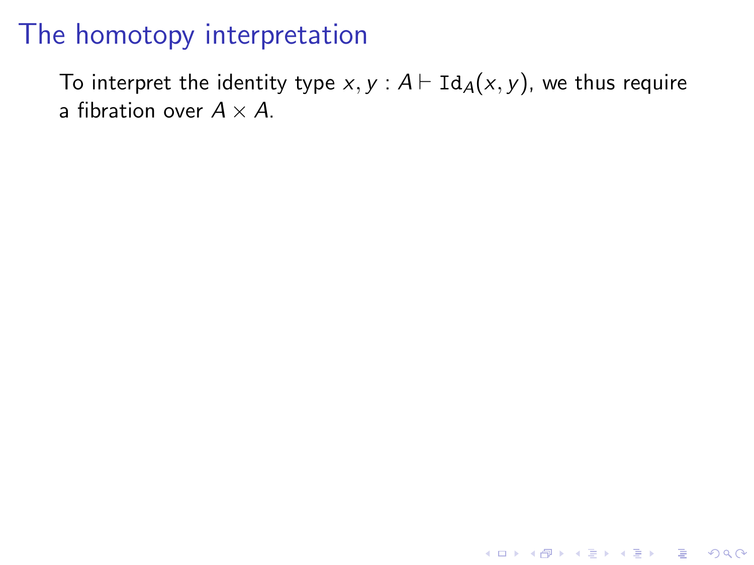# The homotopy interpretation

To interpret the identity type $x, y : A \vdash \mathtt{Id}_A(x, y)$, we thus require a fibration over $A \times A$.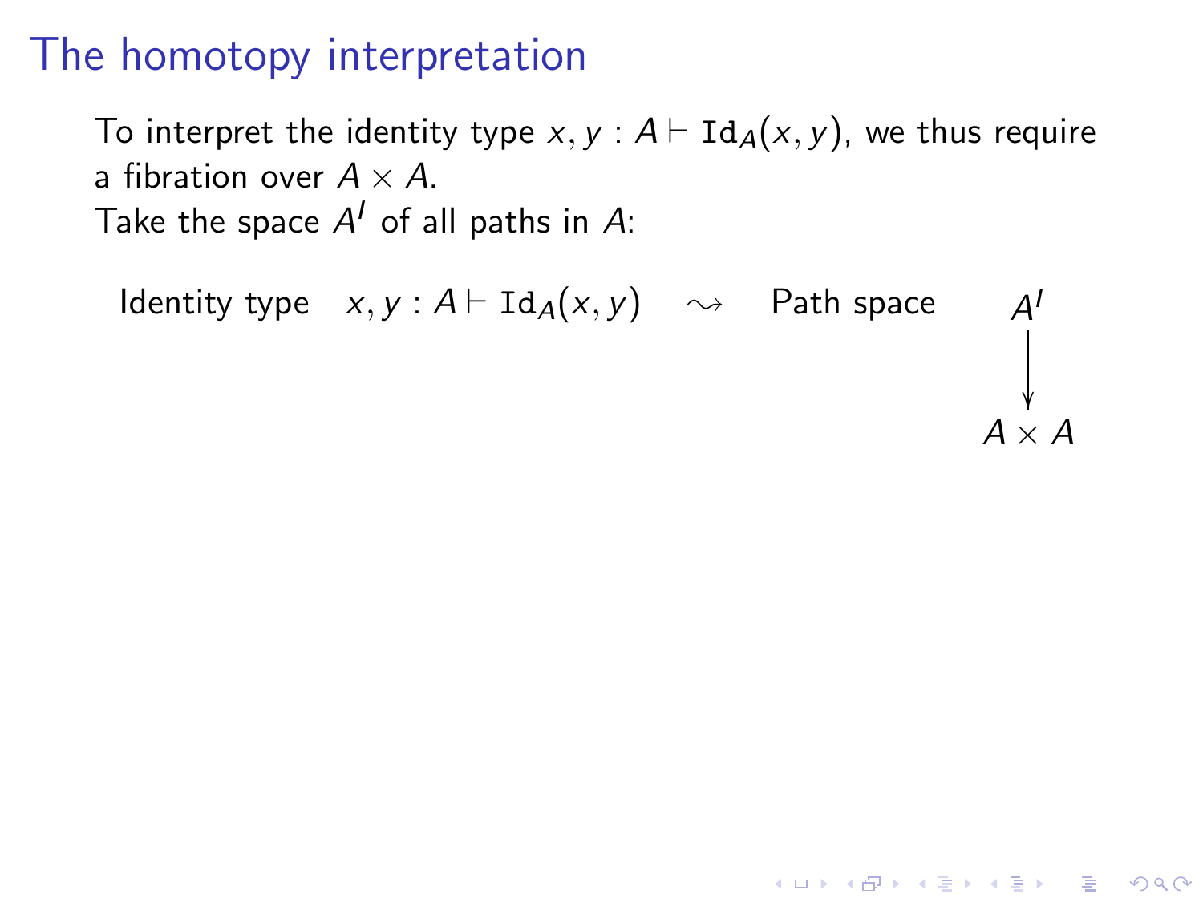# The homotopy interpretation

To interpret the identity type $x, y : A \vdash \mathtt{Id}_A(x, y)$, we thus require a fibration over $A \times A$.

Take the space $A^I$ of all paths in $A$:

Identity type $\quad x, y : A \vdash \mathtt{Id}_A(x, y) \quad \rightsquigarrow \quad$ Path space

$$\begin{array}{c} A^I \\ \downarrow \\ A \times A \end{array}$$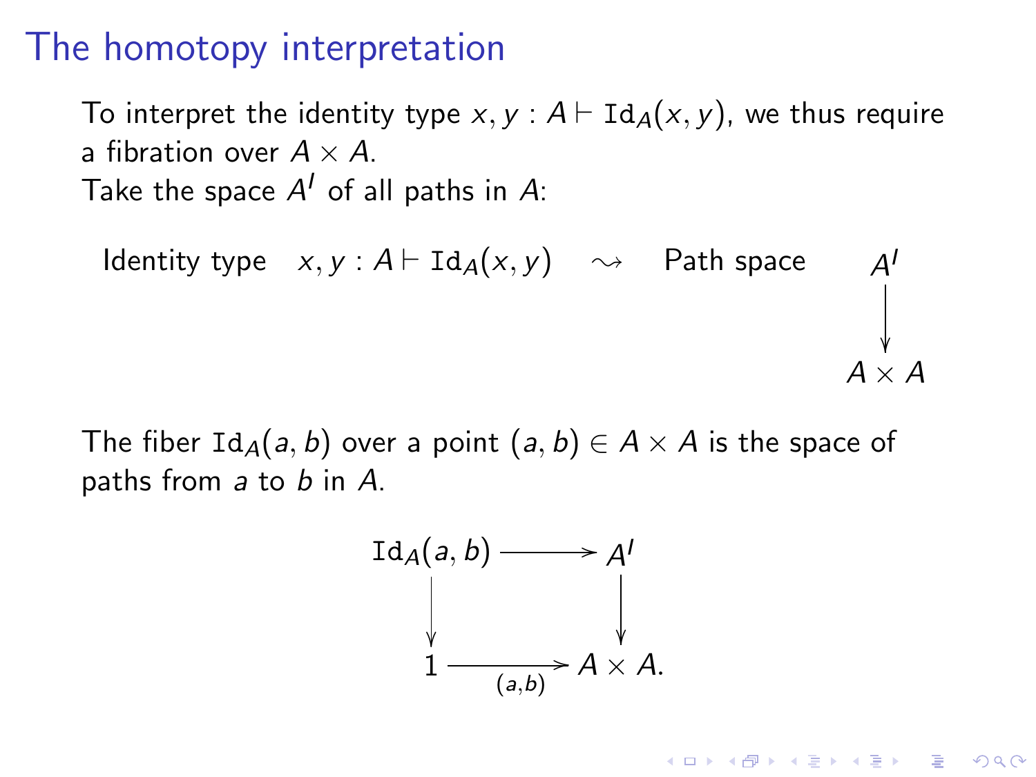# The homotopy interpretation

To interpret the identity type $x, y : A \vdash \mathtt{Id}_A(x, y)$, we thus require a fibration over $A \times A$.
Take the space $A^I$ of all paths in $A$:

$$
\text{Identity type} \quad x, y : A \vdash \mathtt{Id}_A(x, y) \quad \rightsquigarrow \quad \text{Path space} \quad \begin{array}{c} A^I \\ \downarrow \\ A \times A \end{array}
$$

The fiber $\mathtt{Id}_A(a, b)$ over a point $(a, b) \in A \times A$ is the space of paths from $a$ to $b$ in $A$.

$$
\begin{array}{ccc}
\mathtt{Id}_A(a, b) & \longrightarrow & A^I \\
\downarrow & & \downarrow \\
1 & \xrightarrow[(a,b)]{} & A \times A.
\end{array}
$$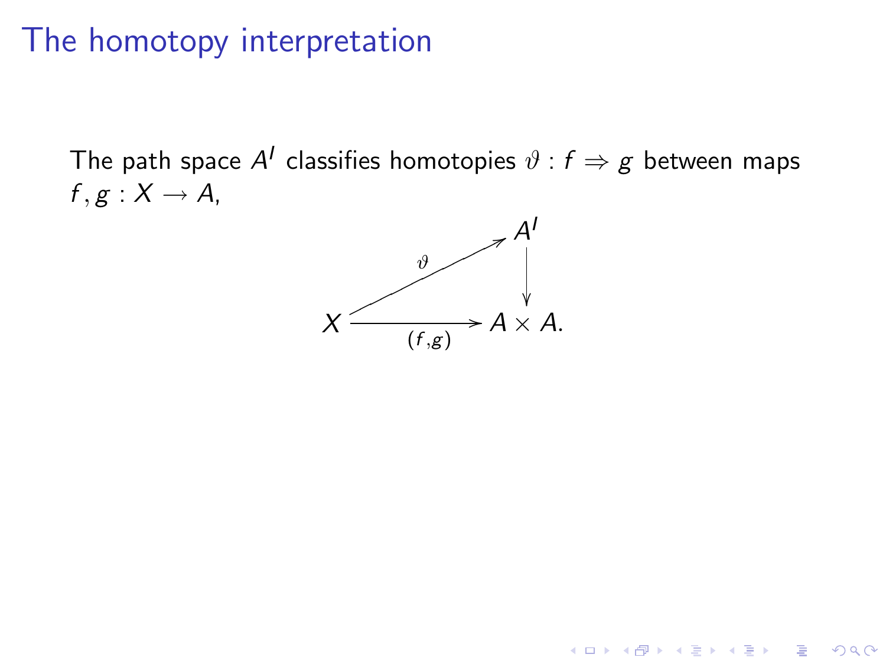# The homotopy interpretation

The path space $A^I$ classifies homotopies $\vartheta : f \Rightarrow g$ between maps $f, g : X \to A$,

$$\begin{array}{ccc} & & A^I \\ & \overset{\vartheta}{\nearrow} & \downarrow \\ X & \xrightarrow[(f,g)]{} & A \times A. \end{array}$$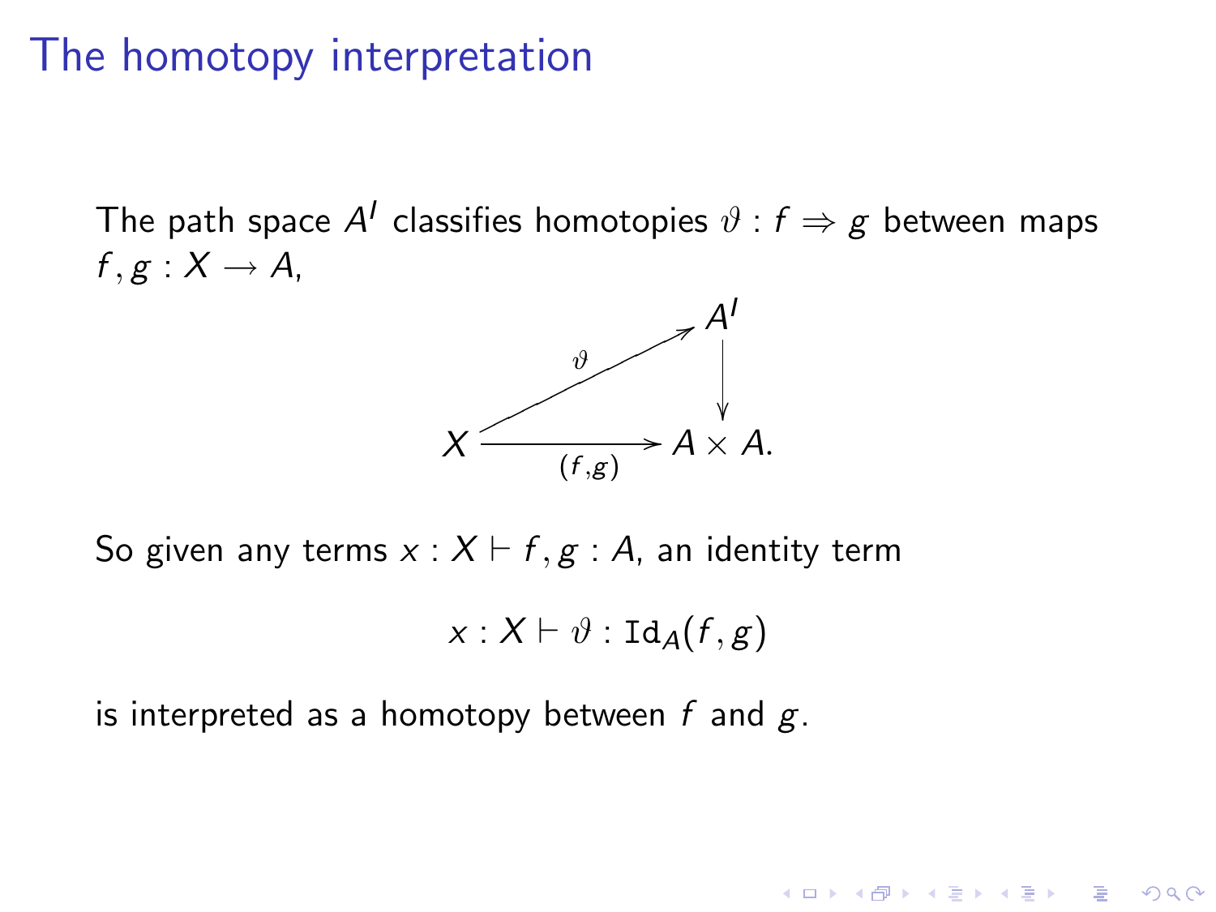# The homotopy interpretation

The path space $A^I$ classifies homotopies $\vartheta : f \Rightarrow g$ between maps $f, g : X \to A$,

$$
\begin{array}{ccc}
 & & A^I \\
 & \overset{\vartheta}{\nearrow} & \downarrow \\
X & \xrightarrow[(f,g)]{} & A \times A.
\end{array}
$$

So given any terms $x : X \vdash f, g : A$, an identity term

$$x : X \vdash \vartheta : \mathtt{Id}_A(f, g)$$

is interpreted as a homotopy between $f$ and $g$.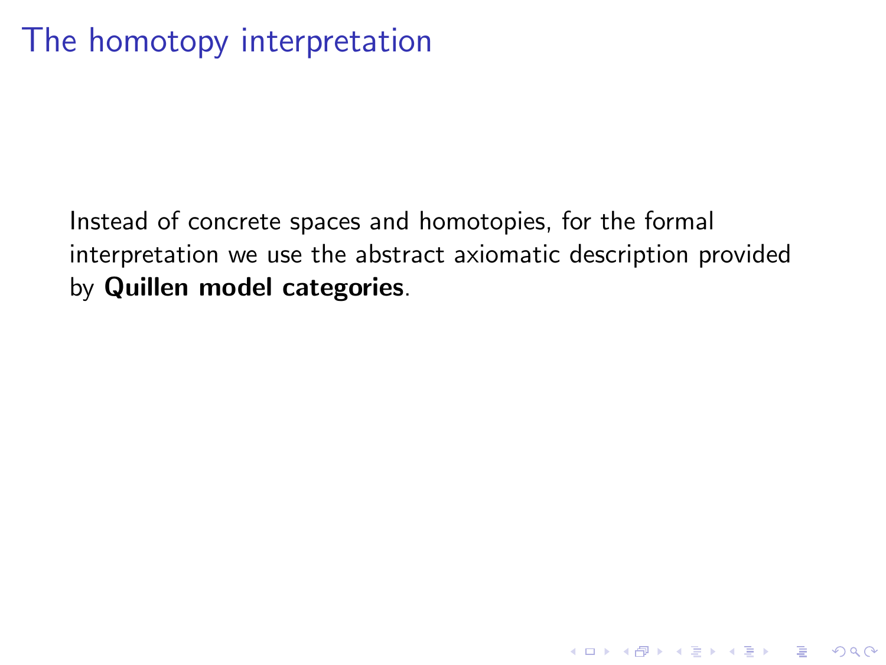# The homotopy interpretation

Instead of concrete spaces and homotopies, for the formal interpretation we use the abstract axiomatic description provided by **Quillen model categories**.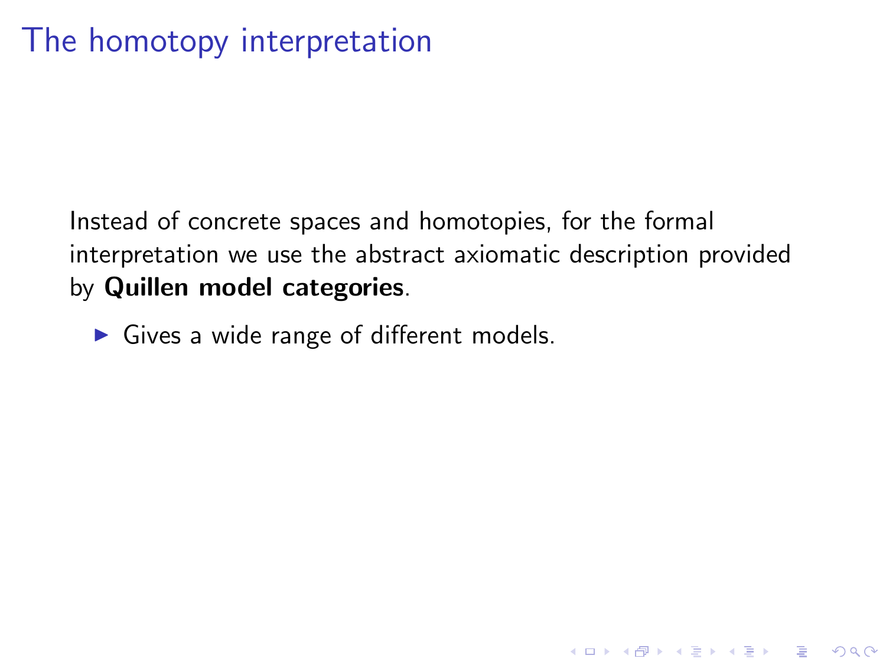# The homotopy interpretation

Instead of concrete spaces and homotopies, for the formal interpretation we use the abstract axiomatic description provided by **Quillen model categories**.

- Gives a wide range of different models.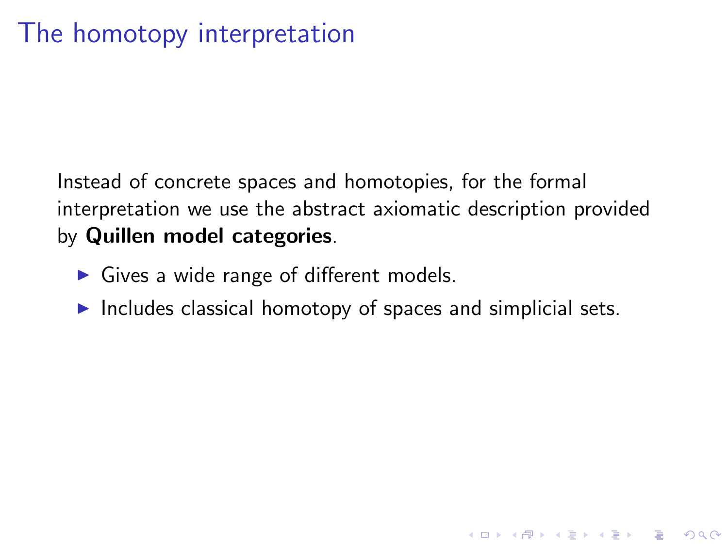# The homotopy interpretation

Instead of concrete spaces and homotopies, for the formal interpretation we use the abstract axiomatic description provided by **Quillen model categories**.

- Gives a wide range of different models.
- Includes classical homotopy of spaces and simplicial sets.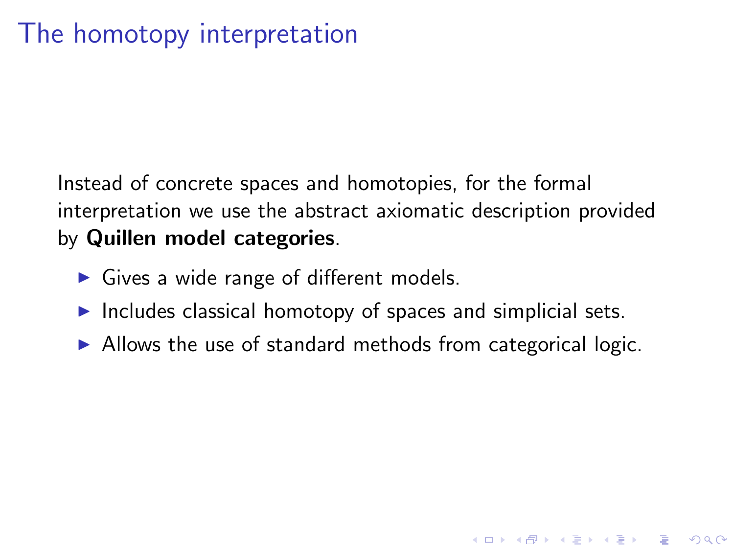# The homotopy interpretation

Instead of concrete spaces and homotopies, for the formal interpretation we use the abstract axiomatic description provided by **Quillen model categories**.

- Gives a wide range of different models.
- Includes classical homotopy of spaces and simplicial sets.
- Allows the use of standard methods from categorical logic.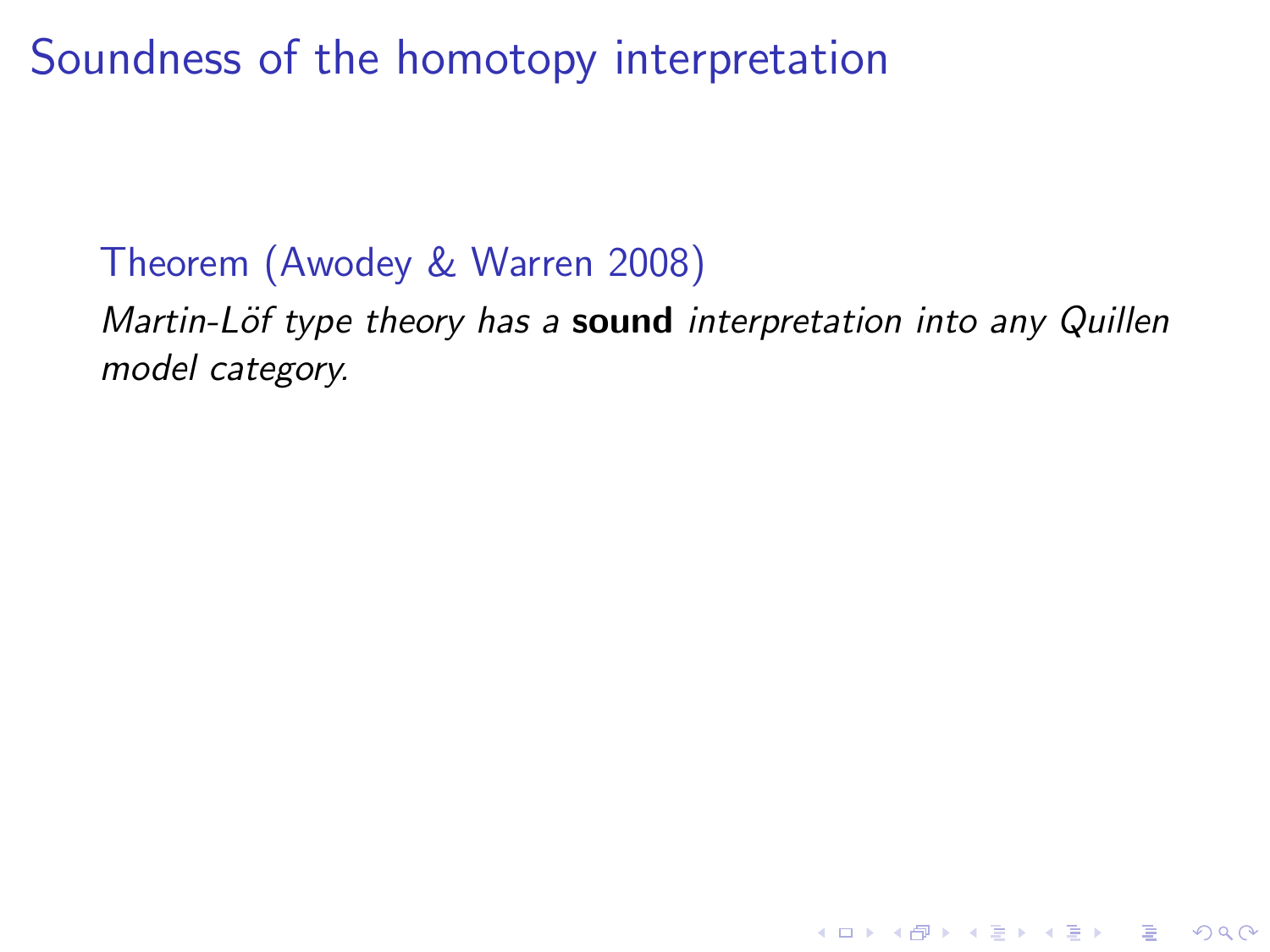# Soundness of the homotopy interpretation

**Theorem (Awodey & Warren 2008)**

*Martin-Löf type theory has a* **sound** *interpretation into any Quillen model category.*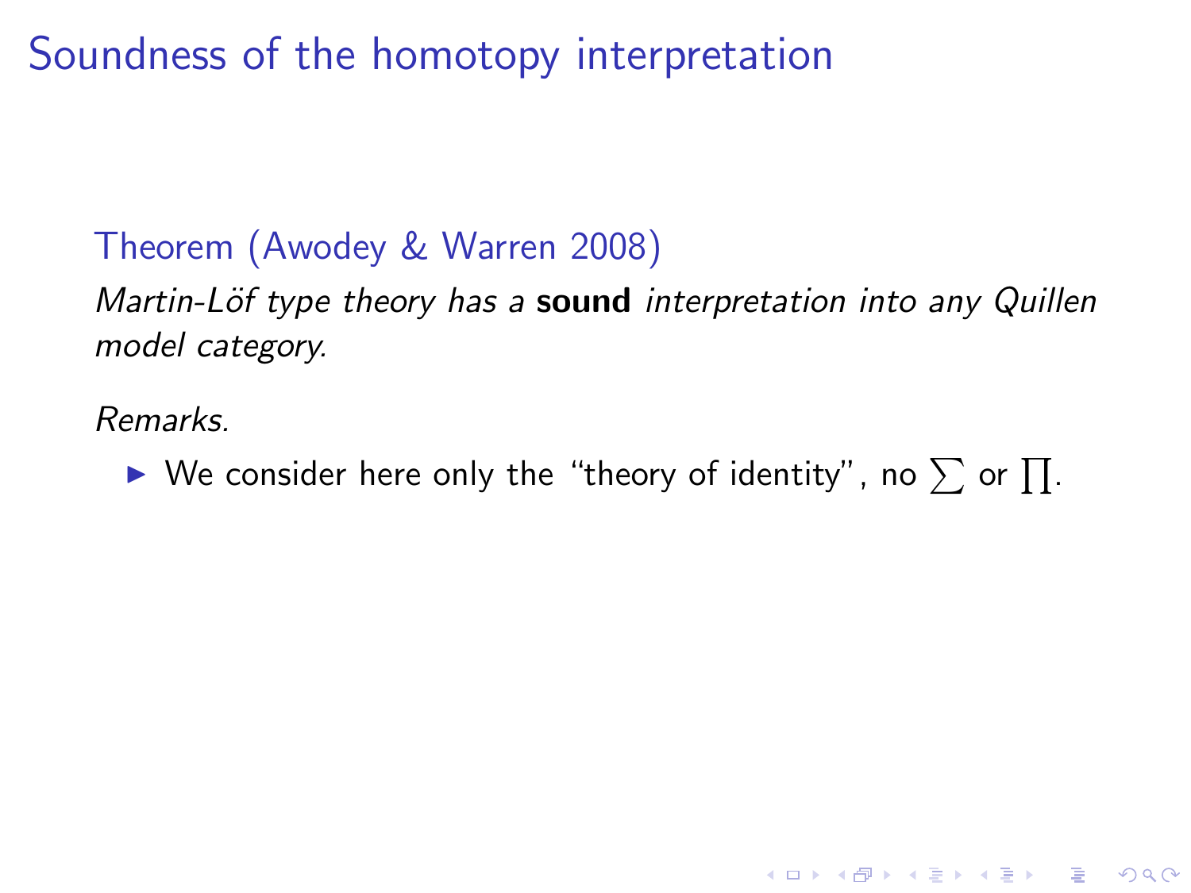# Soundness of the homotopy interpretation

**Theorem (Awodey & Warren 2008)**

*Martin-Löf type theory has a* **sound** *interpretation into any Quillen model category.*

*Remarks.*

- We consider here only the "theory of identity", no $\sum$ or $\prod$.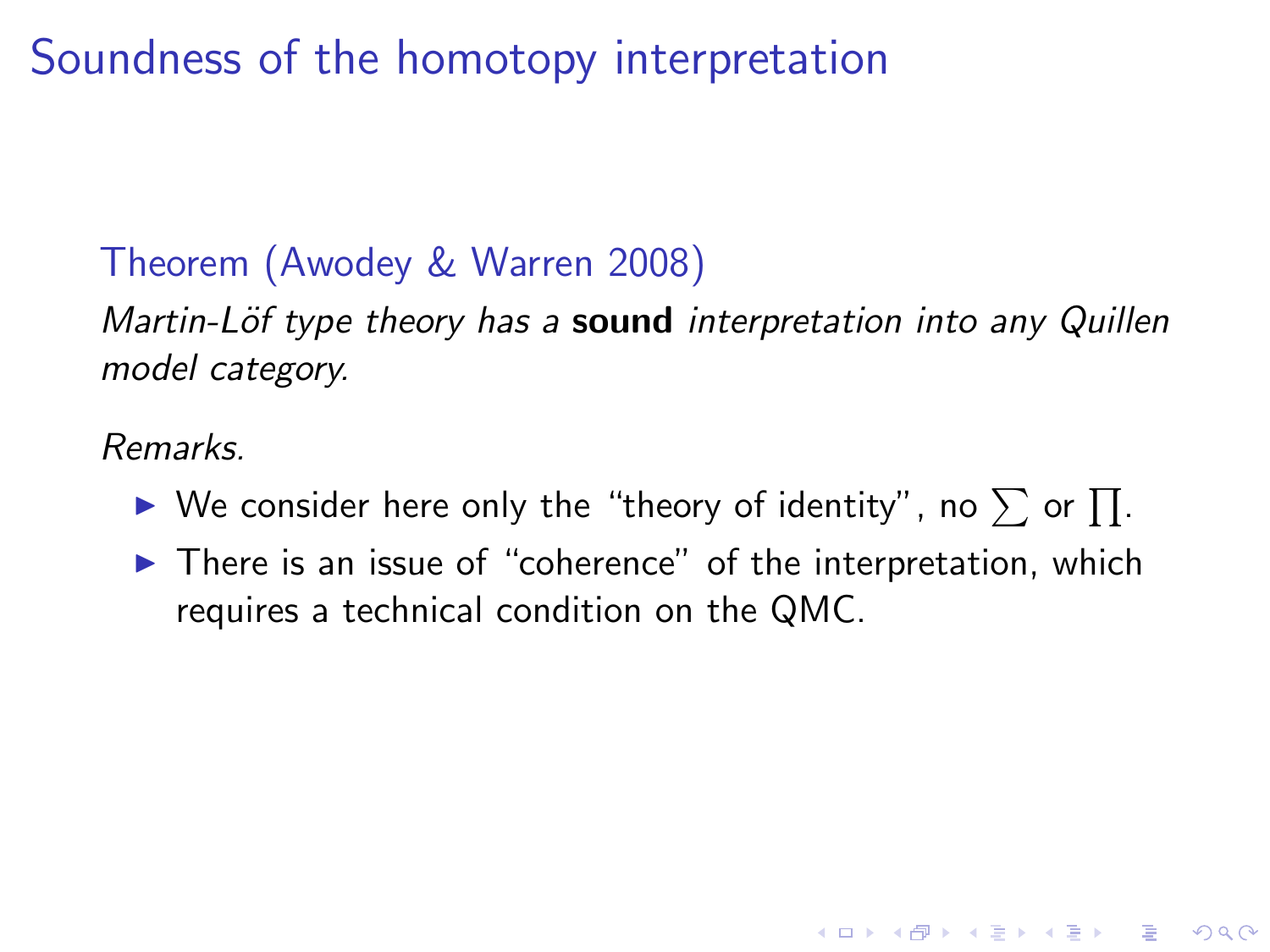# Soundness of the homotopy interpretation

**Theorem (Awodey & Warren 2008)**

*Martin-Löf type theory has a* **sound** *interpretation into any Quillen model category.*

*Remarks.*

- We consider here only the "theory of identity", no $\sum$ or $\prod$.
- There is an issue of "coherence" of the interpretation, which requires a technical condition on the QMC.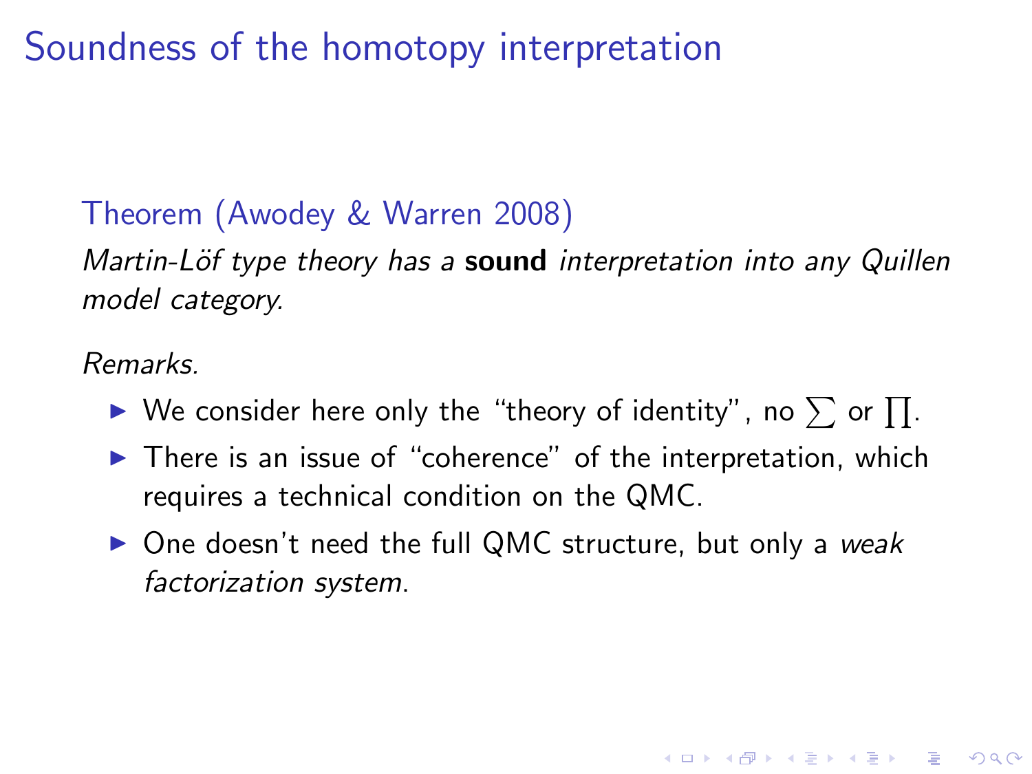# Soundness of the homotopy interpretation

**Theorem (Awodey & Warren 2008)**

*Martin-Löf type theory has a* **sound** *interpretation into any Quillen model category.*

*Remarks.*

- We consider here only the "theory of identity", no $\sum$ or $\prod$.
- There is an issue of "coherence" of the interpretation, which requires a technical condition on the QMC.
- One doesn't need the full QMC structure, but only a *weak factorization system*.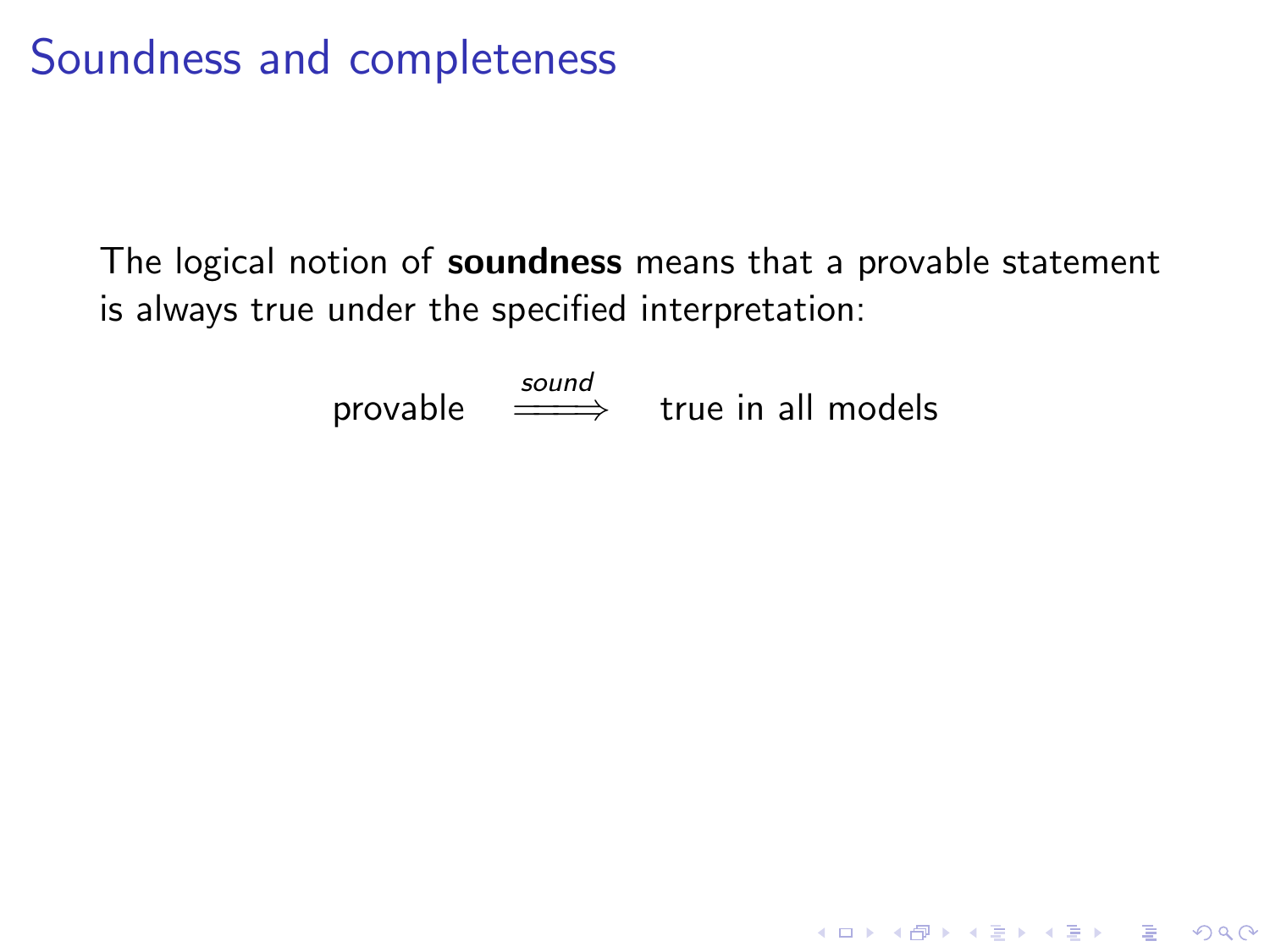# Soundness and completeness

The logical notion of **soundness** means that a provable statement is always true under the specified interpretation:

$$\text{provable} \quad \overset{\textit{sound}}{\Longrightarrow} \quad \text{true in all models}$$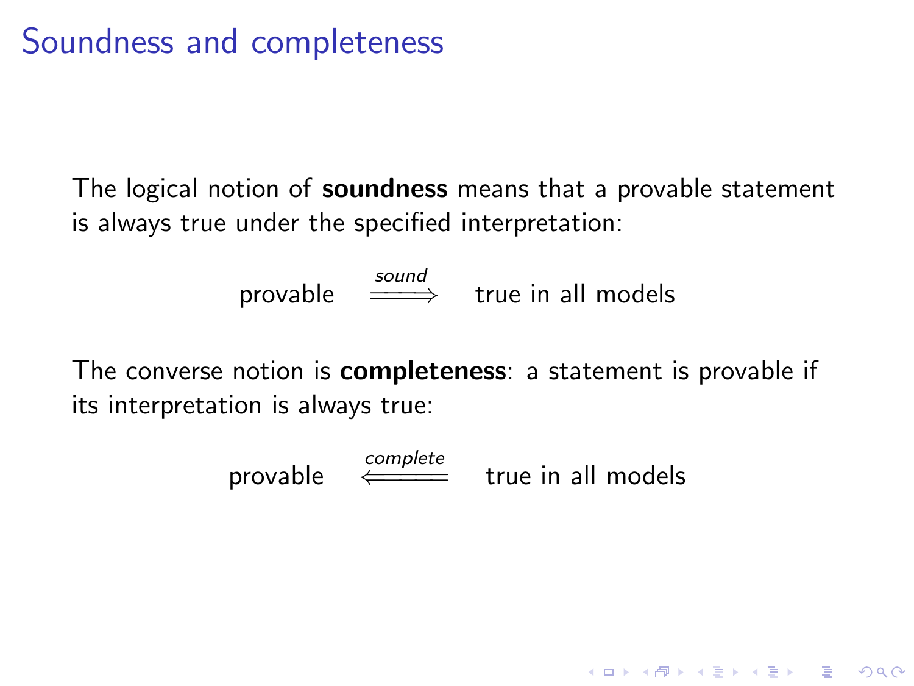# Soundness and completeness

The logical notion of **soundness** means that a provable statement is always true under the specified interpretation:

$$\text{provable} \quad \overset{\textit{sound}}{\Longrightarrow} \quad \text{true in all models}$$

The converse notion is **completeness**: a statement is provable if its interpretation is always true:

$$\text{provable} \quad \overset{\textit{complete}}{\Longleftarrow} \quad \text{true in all models}$$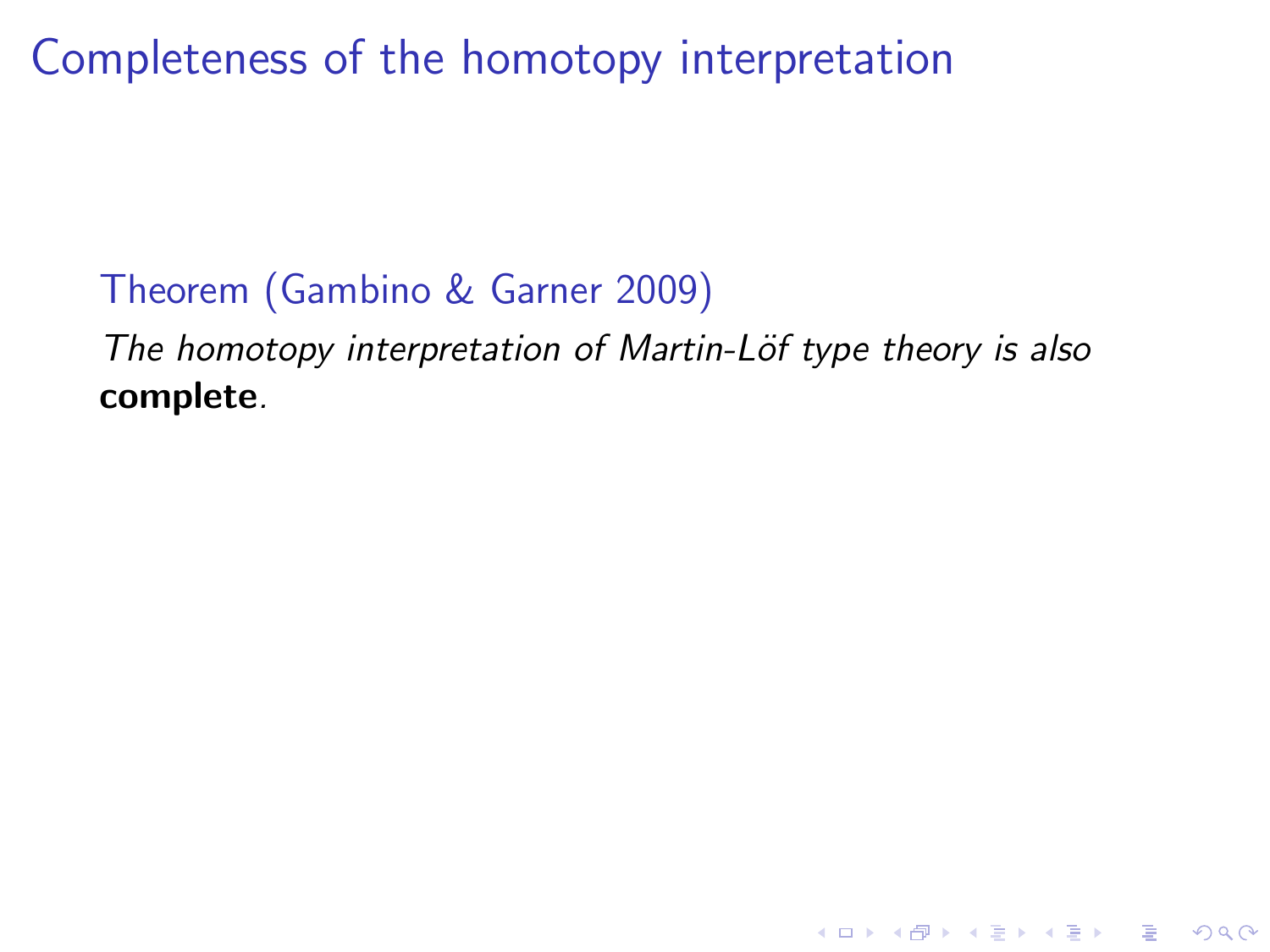# Completeness of the homotopy interpretation

**Theorem (Gambino & Garner 2009)**

*The homotopy interpretation of Martin-Löf type theory is also* ***complete****.*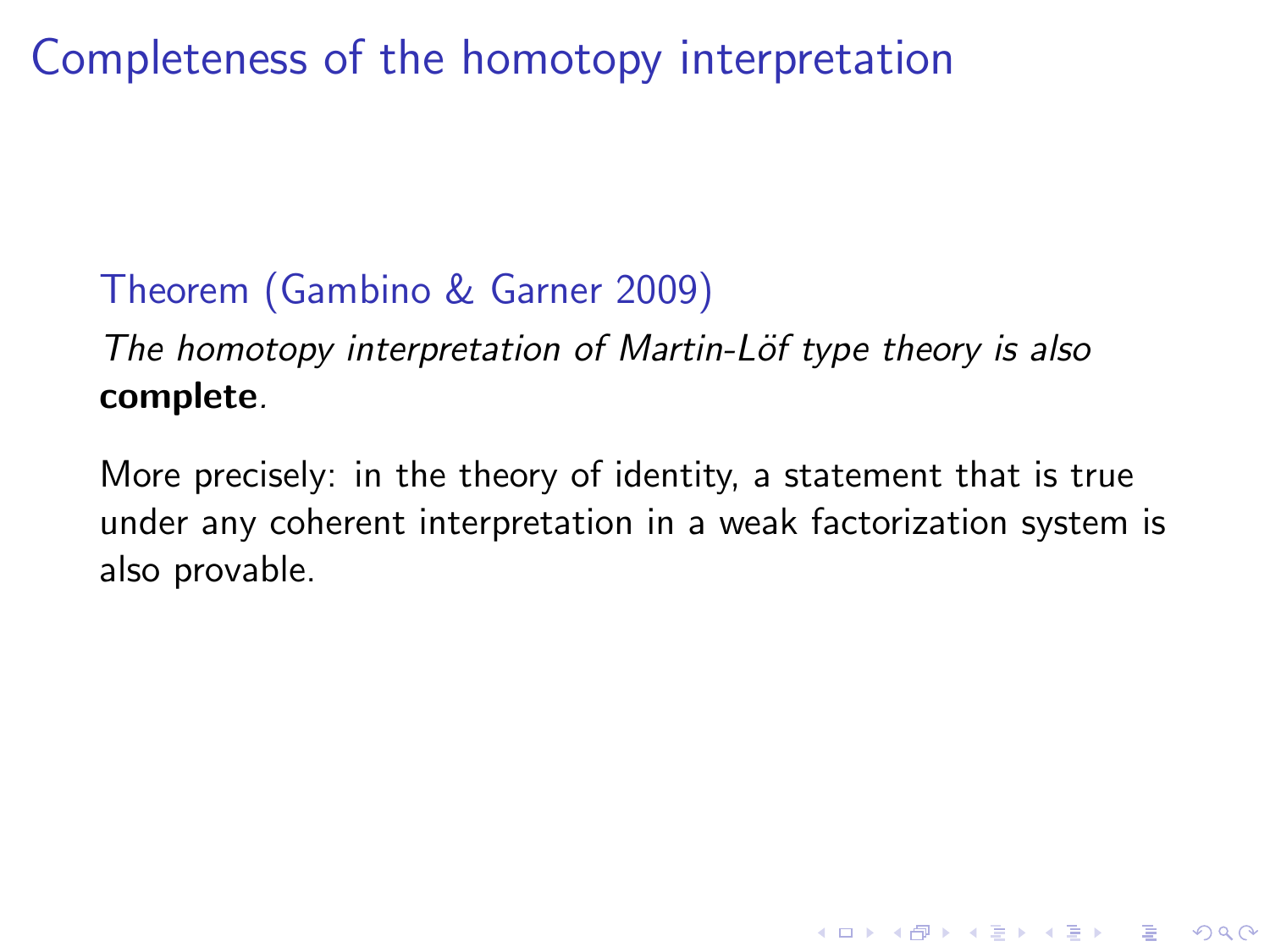# Completeness of the homotopy interpretation

**Theorem (Gambino & Garner 2009)**

*The homotopy interpretation of Martin-Löf type theory is also* **complete**.

More precisely: in the theory of identity, a statement that is true under any coherent interpretation in a weak factorization system is also provable.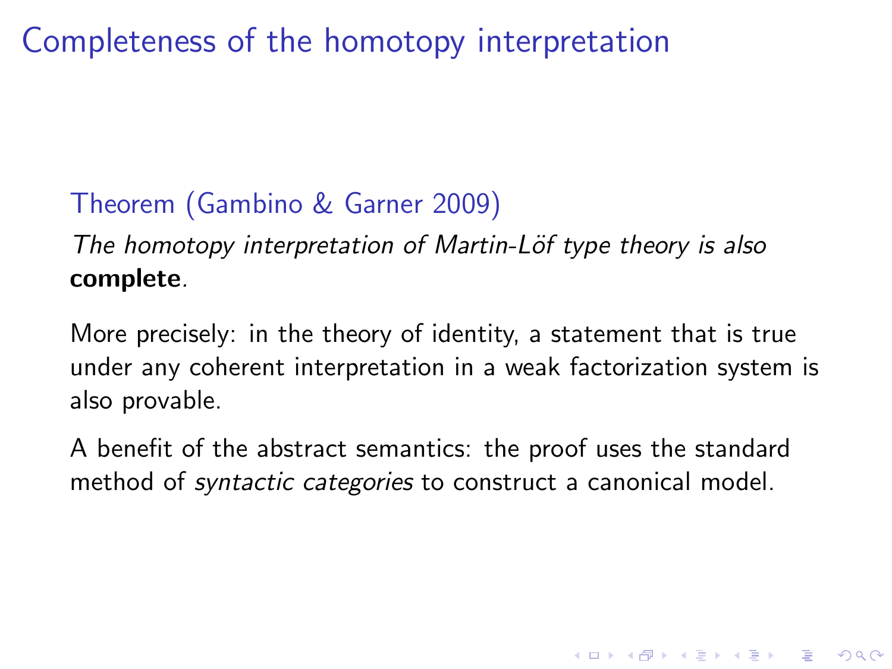# Completeness of the homotopy interpretation

**Theorem (Gambino & Garner 2009)**

*The homotopy interpretation of Martin-Löf type theory is also* **complete**.

More precisely: in the theory of identity, a statement that is true under any coherent interpretation in a weak factorization system is also provable.

A benefit of the abstract semantics: the proof uses the standard method of *syntactic categories* to construct a canonical model.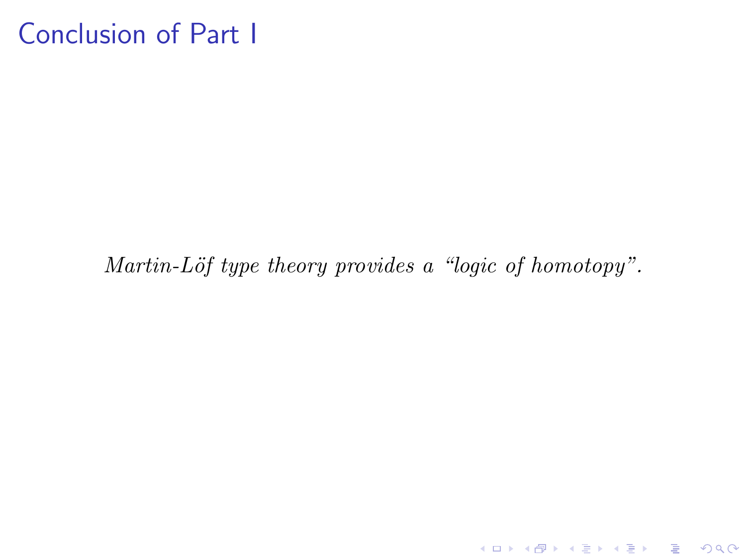# Conclusion of Part I

*Martin-Löf type theory provides a "logic of homotopy".*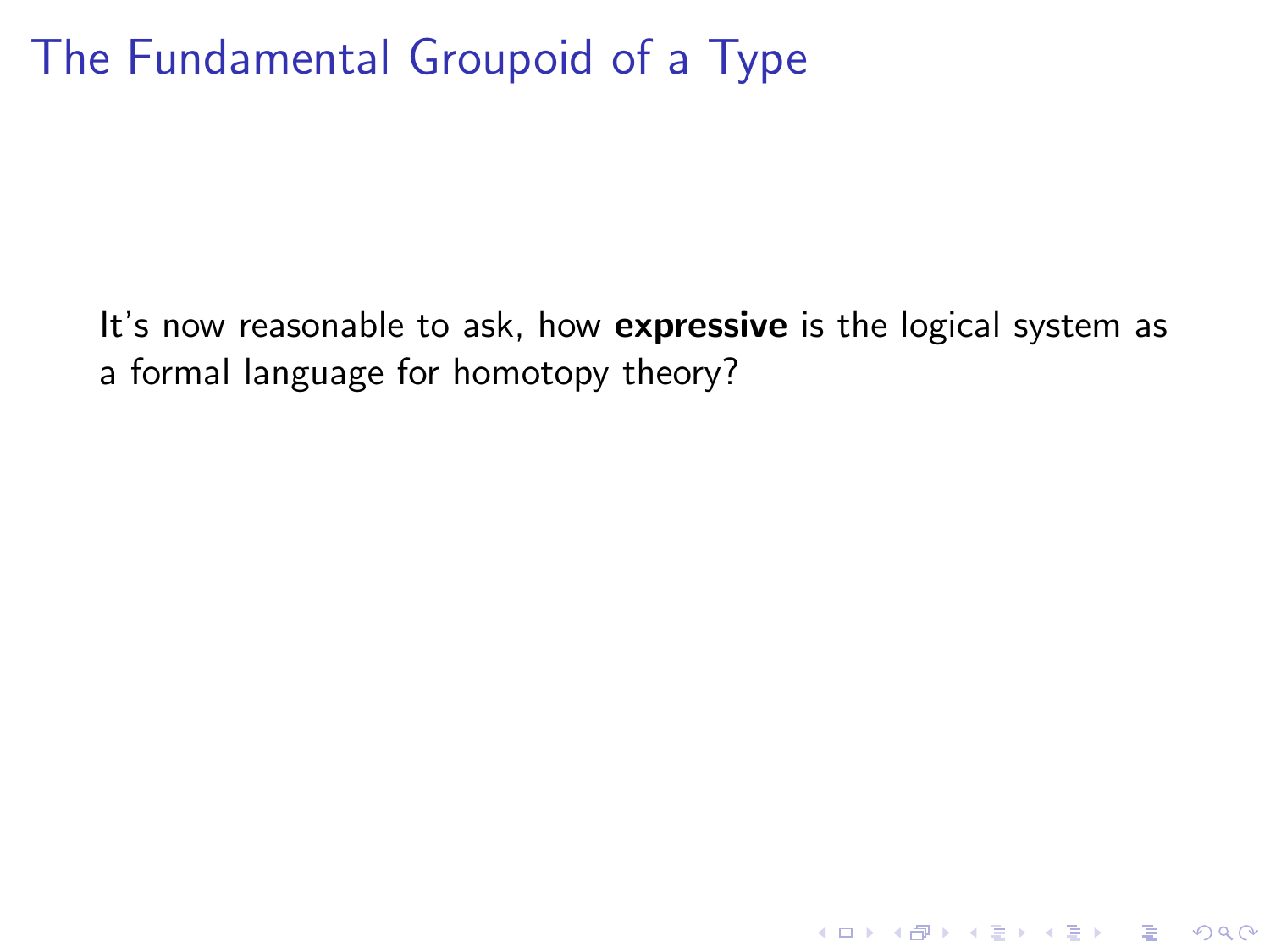# The Fundamental Groupoid of a Type

It's now reasonable to ask, how **expressive** is the logical system as a formal language for homotopy theory?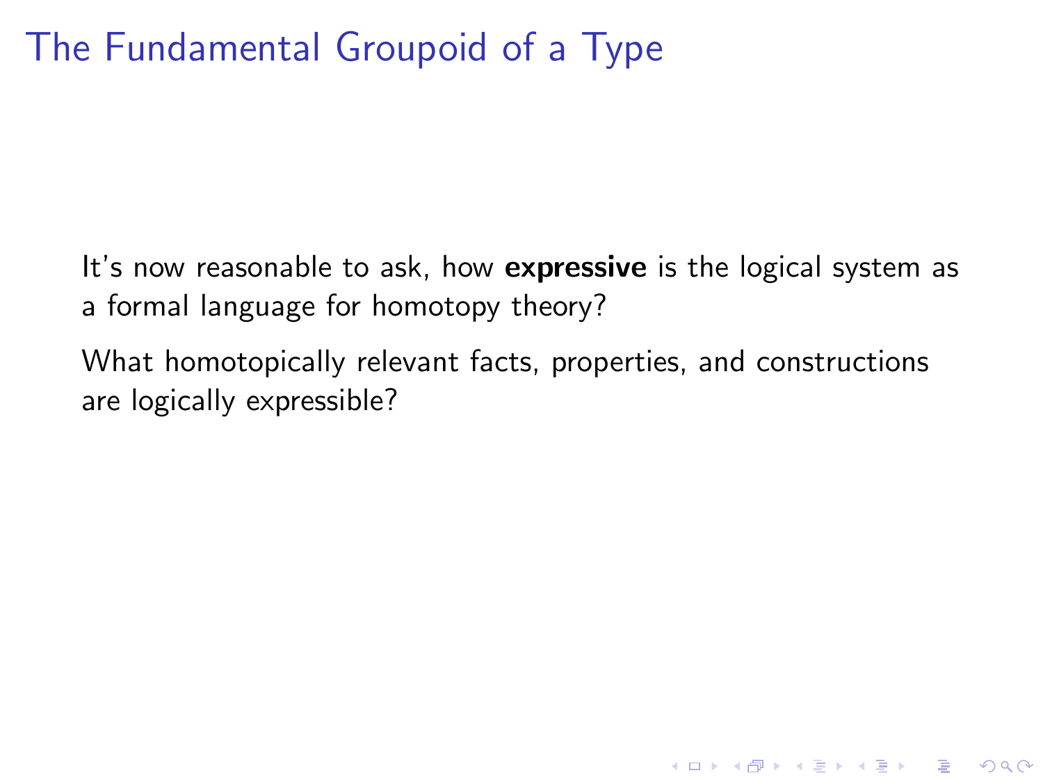# The Fundamental Groupoid of a Type

It's now reasonable to ask, how **expressive** is the logical system as a formal language for homotopy theory?

What homotopically relevant facts, properties, and constructions are logically expressible?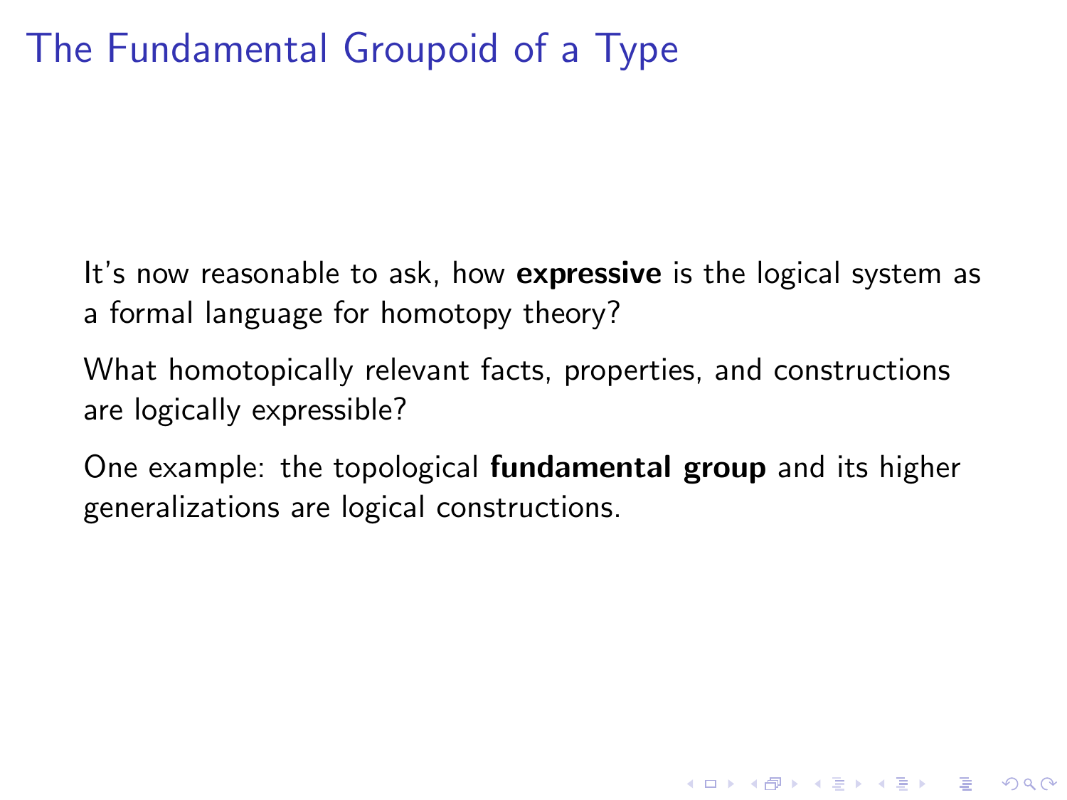# The Fundamental Groupoid of a Type

It's now reasonable to ask, how **expressive** is the logical system as a formal language for homotopy theory?

What homotopically relevant facts, properties, and constructions are logically expressible?

One example: the topological **fundamental group** and its higher generalizations are logical constructions.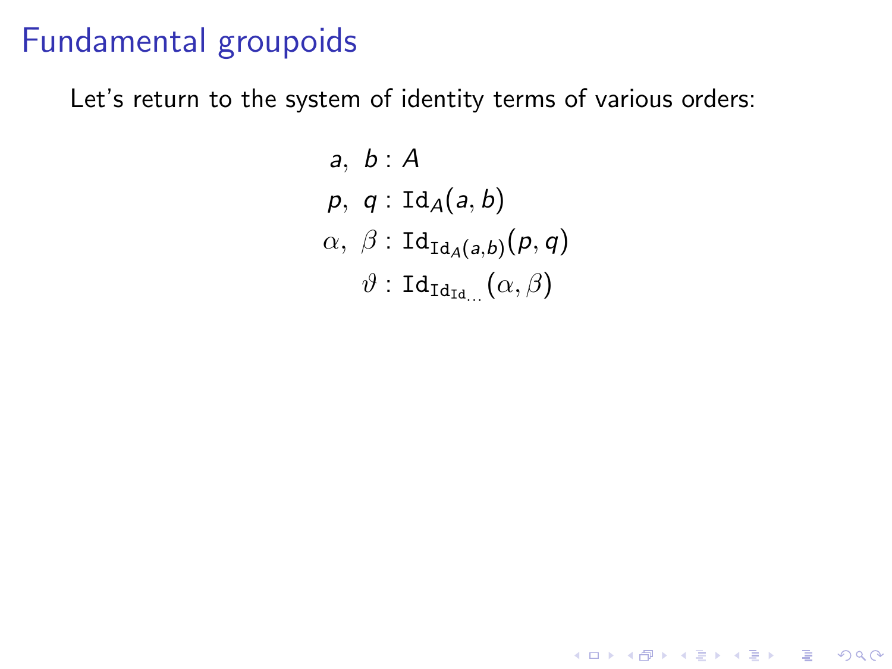# Fundamental groupoids

Let's return to the system of identity terms of various orders:

$$
\begin{aligned}
a,\ b &: A \\
p,\ q &: \mathtt{Id}_A(a, b) \\
\alpha,\ \beta &: \mathtt{Id}_{\mathtt{Id}_A(a,b)}(p, q) \\
\vartheta &: \mathtt{Id}_{\mathtt{Id}_{\mathtt{Id}_{\dots}}}(\alpha, \beta)
\end{aligned}
$$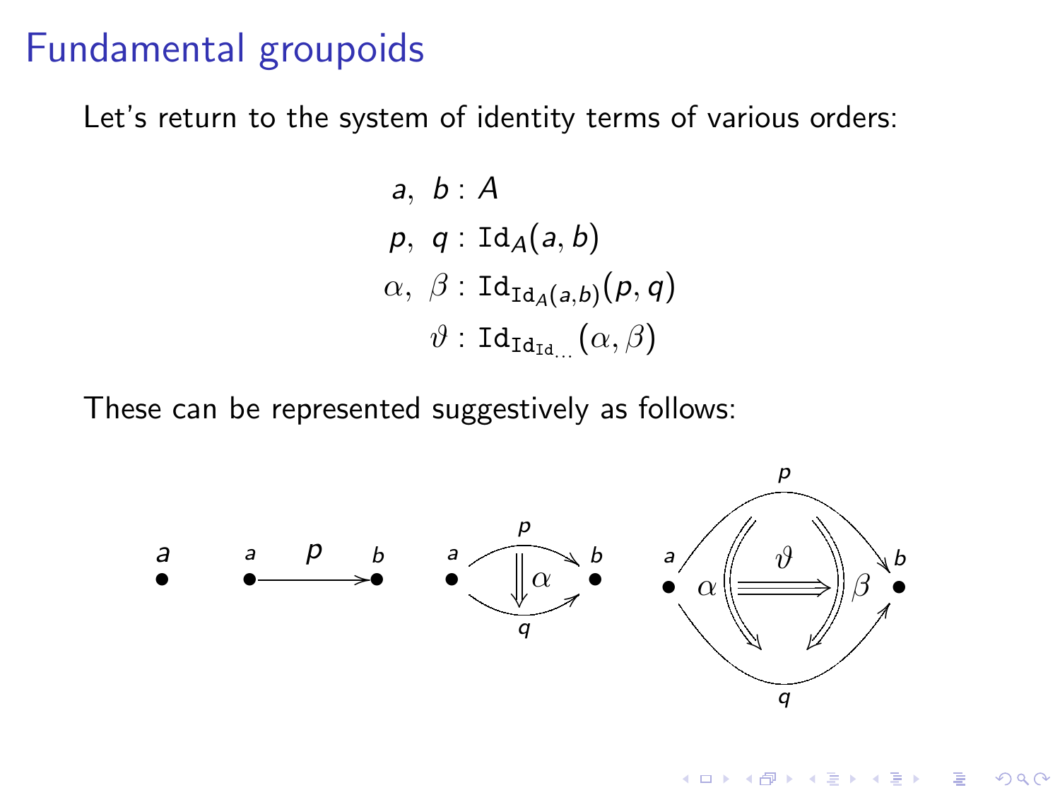# Fundamental groupoids

Let's return to the system of identity terms of various orders:

$$
\begin{aligned}
a,\ b &: A \\
p,\ q &: \mathtt{Id}_A(a,b) \\
\alpha,\ \beta &: \mathtt{Id}_{\mathtt{Id}_A(a,b)}(p,q) \\
\vartheta &: \mathtt{Id}_{\mathtt{Id}_{\mathtt{Id}_{\dots}}}(\alpha,\beta)
\end{aligned}
$$

These can be represented suggestively as follows: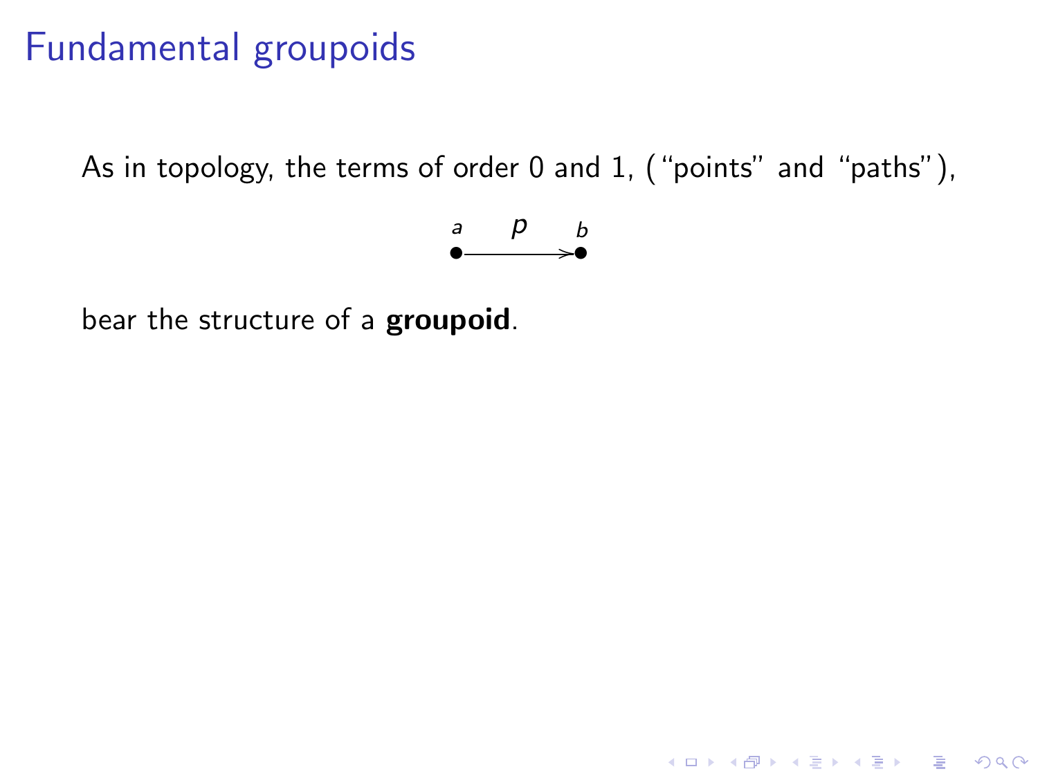# Fundamental groupoids

As in topology, the terms of order 0 and 1, ("points" and "paths"),

$$a \xrightarrow{\;p\;} b$$

bear the structure of a **groupoid**.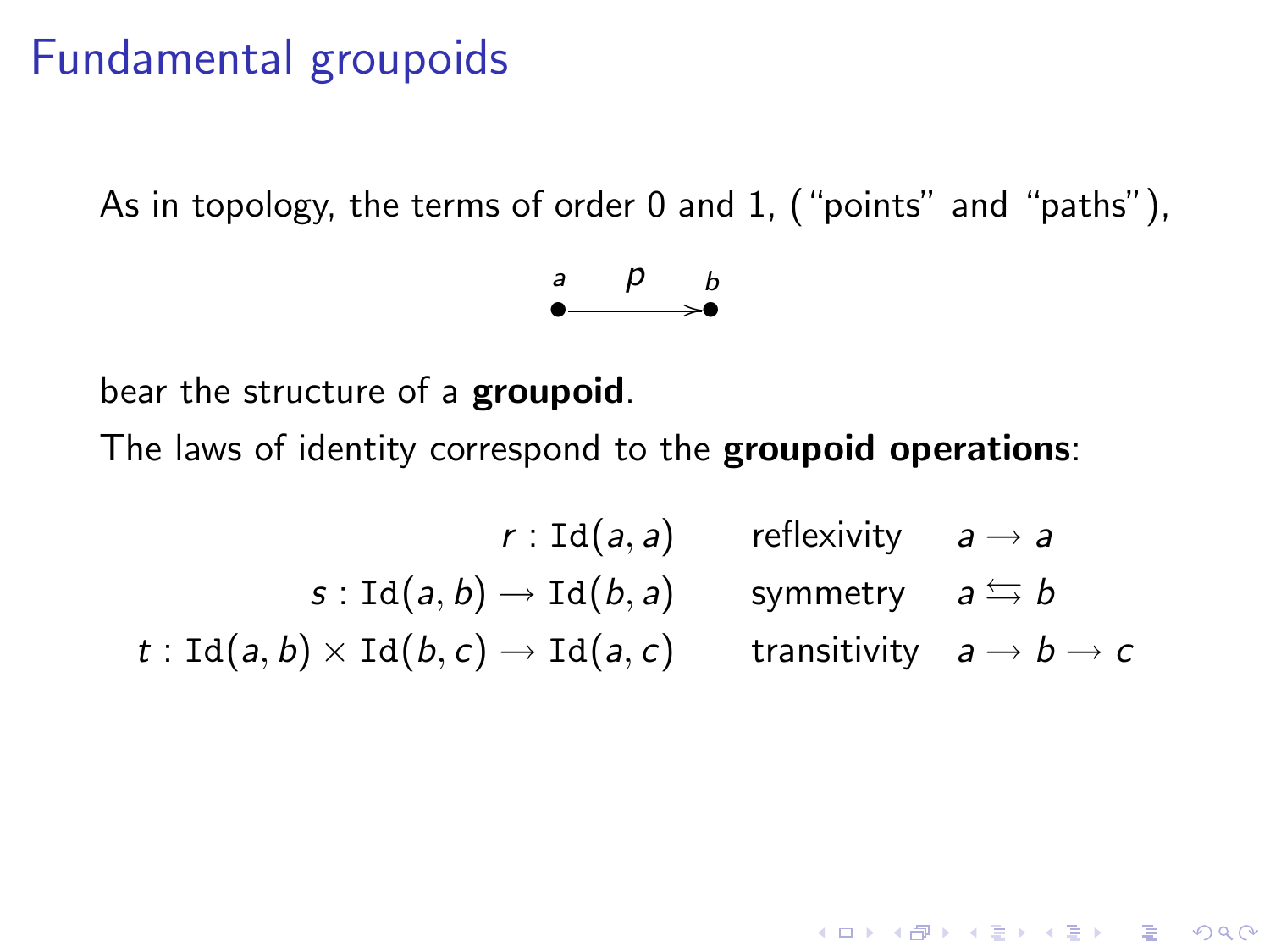# Fundamental groupoids

As in topology, the terms of order 0 and 1, ("points" and "paths"),

$$a \xrightarrow{\;p\;} b$$

bear the structure of a **groupoid**.

The laws of identity correspond to the **groupoid operations**:

| | | |
|---|---|---|
| $r : \mathtt{Id}(a, a)$ | reflexivity | $a \longrightarrow a$ |
| $s : \mathtt{Id}(a, b) \rightarrow \mathtt{Id}(b, a)$ | symmetry | $a \leftrightarrows b$ |
| $t : \mathtt{Id}(a, b) \times \mathtt{Id}(b, c) \rightarrow \mathtt{Id}(a, c)$ | transitivity | $a \longrightarrow b \longrightarrow c$ |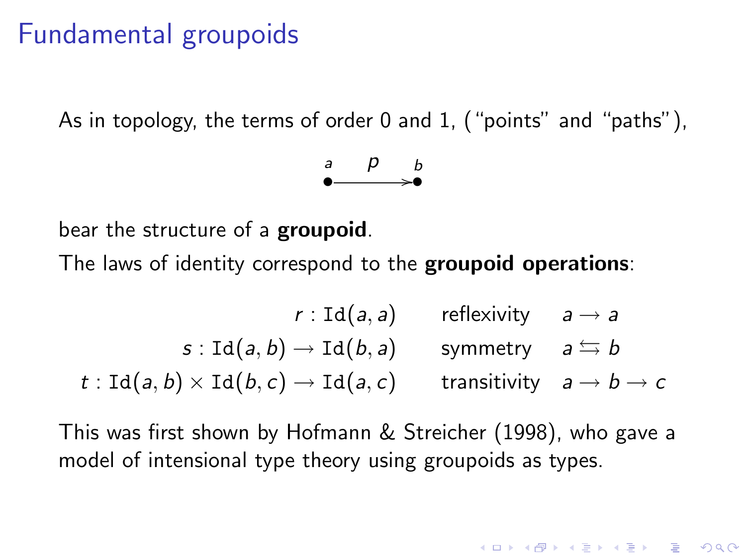# Fundamental groupoids

As in topology, the terms of order 0 and 1, ("points" and "paths"),

$$a \xrightarrow{\;p\;} b$$

bear the structure of a **groupoid**.

The laws of identity correspond to the **groupoid operations**:

$$
\begin{array}{rll}
r : \mathtt{Id}(a,a) & \text{reflexivity} & a \to a \\
s : \mathtt{Id}(a,b) \to \mathtt{Id}(b,a) & \text{symmetry} & a \leftrightarrows b \\
t : \mathtt{Id}(a,b) \times \mathtt{Id}(b,c) \to \mathtt{Id}(a,c) & \text{transitivity} & a \to b \to c
\end{array}
$$

This was first shown by Hofmann & Streicher (1998), who gave a model of intensional type theory using groupoids as types.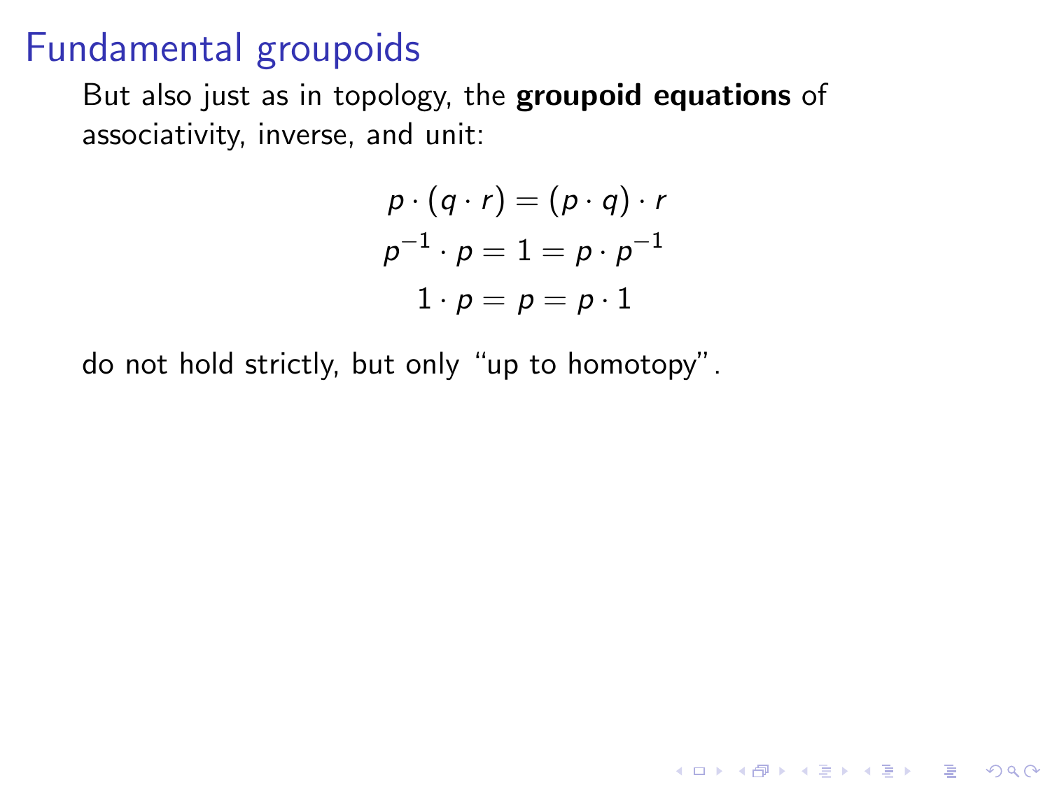# Fundamental groupoids

But also just as in topology, the **groupoid equations** of associativity, inverse, and unit:

$$p \cdot (q \cdot r) = (p \cdot q) \cdot r$$

$$p^{-1} \cdot p = 1 = p \cdot p^{-1}$$

$$1 \cdot p = p = p \cdot 1$$

do not hold strictly, but only "up to homotopy".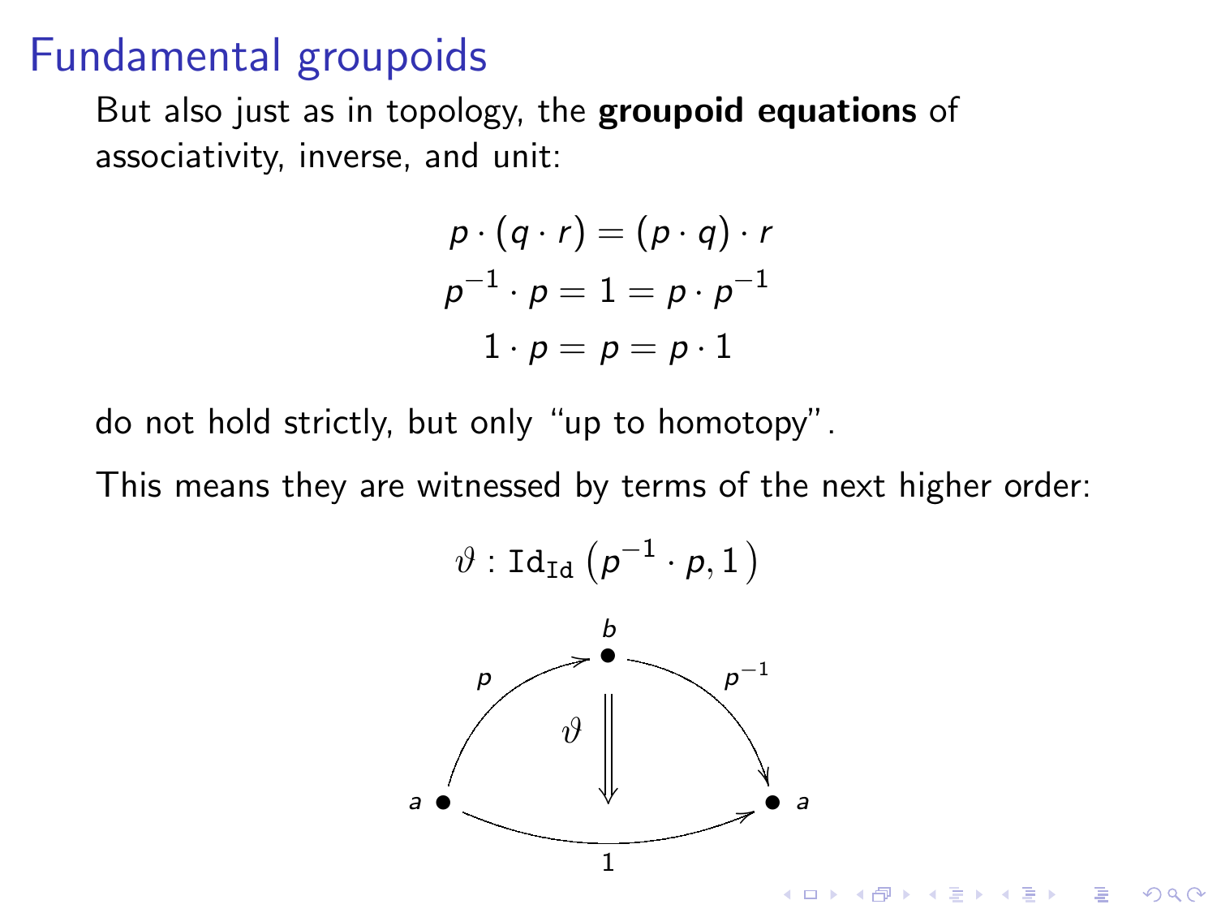# Fundamental groupoids

But also just as in topology, the **groupoid equations** of associativity, inverse, and unit:

$$p \cdot (q \cdot r) = (p \cdot q) \cdot r$$
$$p^{-1} \cdot p = 1 = p \cdot p^{-1}$$
$$1 \cdot p = p = p \cdot 1$$

do not hold strictly, but only "up to homotopy".

This means they are witnessed by terms of the next higher order:

$$\vartheta : \mathtt{Id}_{\mathtt{Id}}\left(p^{-1} \cdot p, 1\right)$$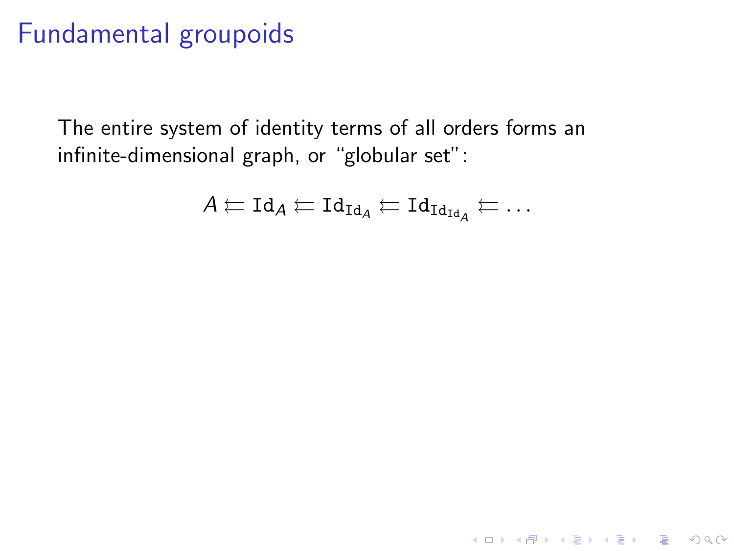# Fundamental groupoids

The entire system of identity terms of all orders forms an infinite-dimensional graph, or "globular set":

$$A \leftleftarrows \mathtt{Id}_A \leftleftarrows \mathtt{Id}_{\mathtt{Id}_A} \leftleftarrows \mathtt{Id}_{\mathtt{Id}_{\mathtt{Id}_A}} \leftleftarrows \ldots$$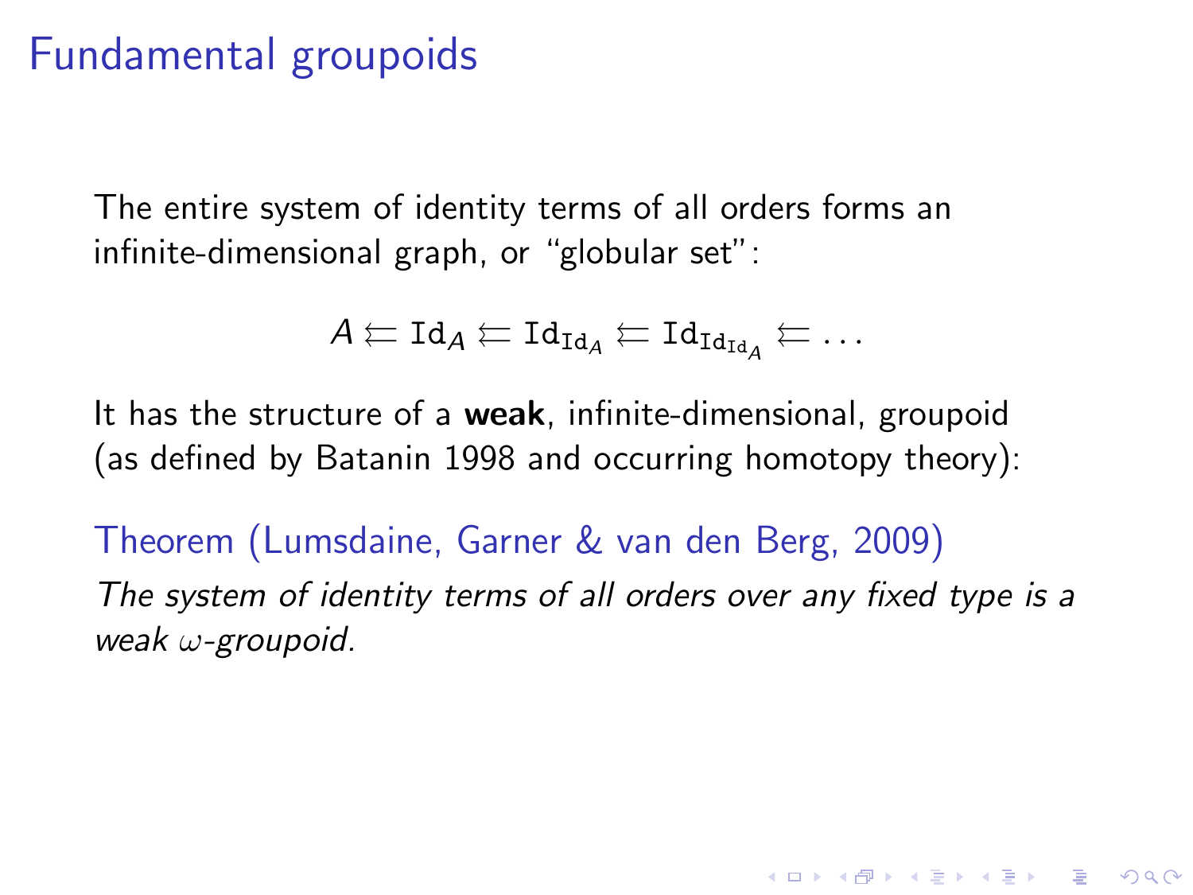# Fundamental groupoids

The entire system of identity terms of all orders forms an infinite-dimensional graph, or "globular set":

$$A \leftleftarrows \mathtt{Id}_A \leftleftarrows \mathtt{Id}_{\mathtt{Id}_A} \leftleftarrows \mathtt{Id}_{\mathtt{Id}_{\mathtt{Id}_A}} \leftleftarrows \dots$$

It has the structure of a **weak**, infinite-dimensional, groupoid (as defined by Batanin 1998 and occurring homotopy theory):

Theorem (Lumsdaine, Garner & van den Berg, 2009)

*The system of identity terms of all orders over any fixed type is a weak $\omega$-groupoid.*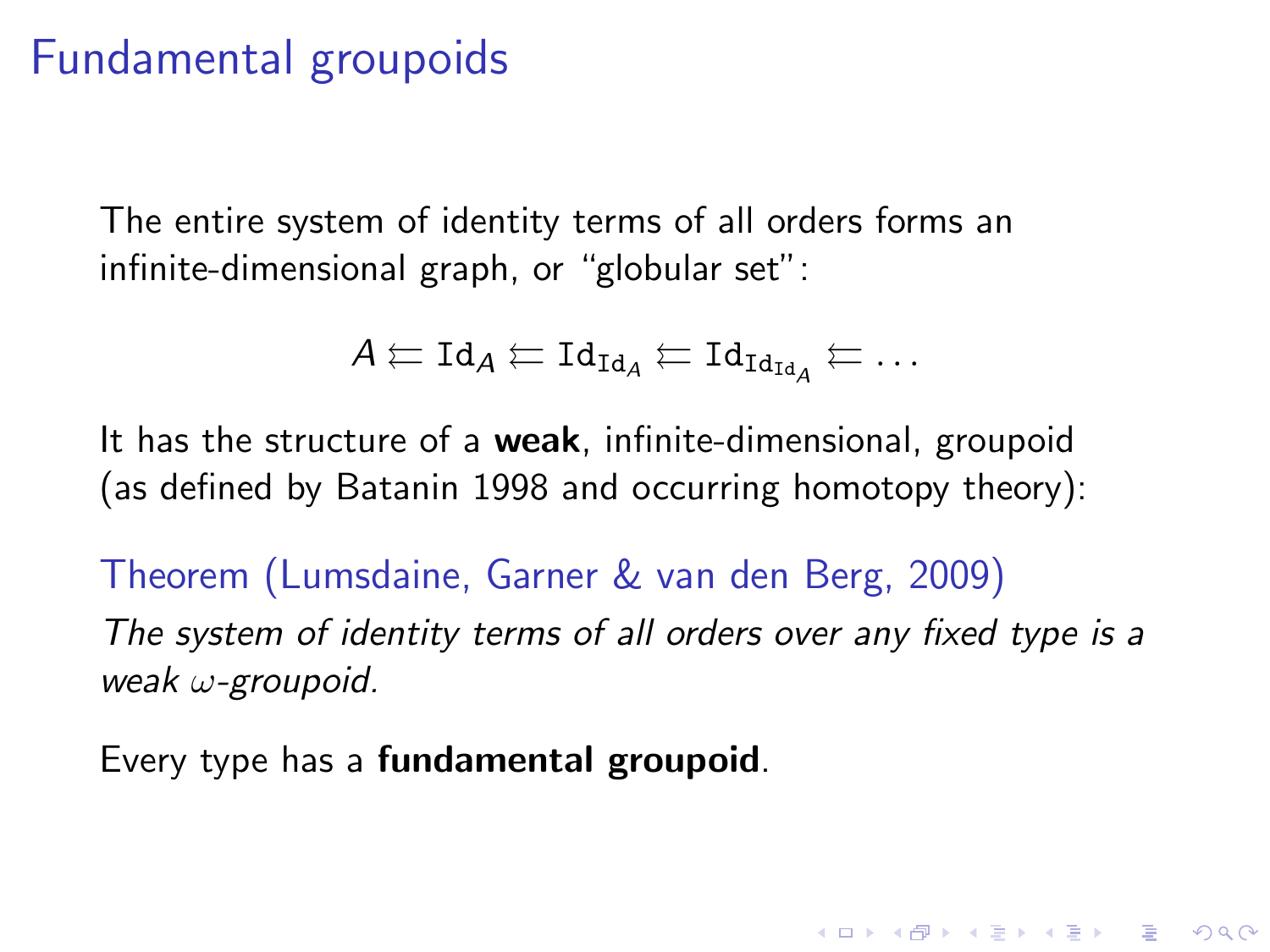# Fundamental groupoids

The entire system of identity terms of all orders forms an infinite-dimensional graph, or "globular set":

$$A \leftleftarrows \mathtt{Id}_A \leftleftarrows \mathtt{Id}_{\mathtt{Id}_A} \leftleftarrows \mathtt{Id}_{\mathtt{Id}_{\mathtt{Id}_A}} \leftleftarrows \dots$$

It has the structure of a **weak**, infinite-dimensional, groupoid (as defined by Batanin 1998 and occurring homotopy theory):

**Theorem (Lumsdaine, Garner & van den Berg, 2009)**

*The system of identity terms of all orders over any fixed type is a weak $\omega$-groupoid.*

Every type has a **fundamental groupoid**.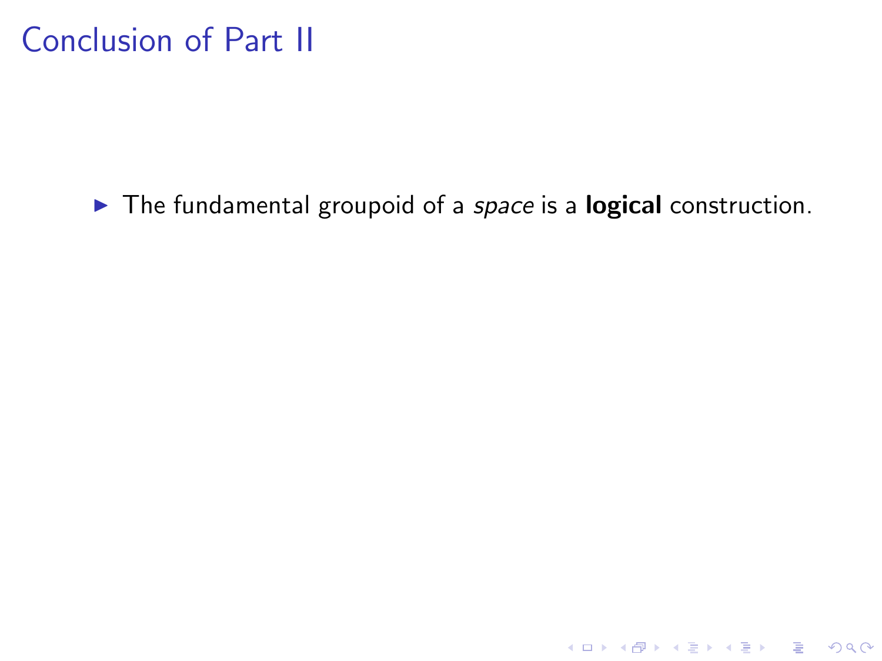# Conclusion of Part II

- The fundamental groupoid of a *space* is a **logical** construction.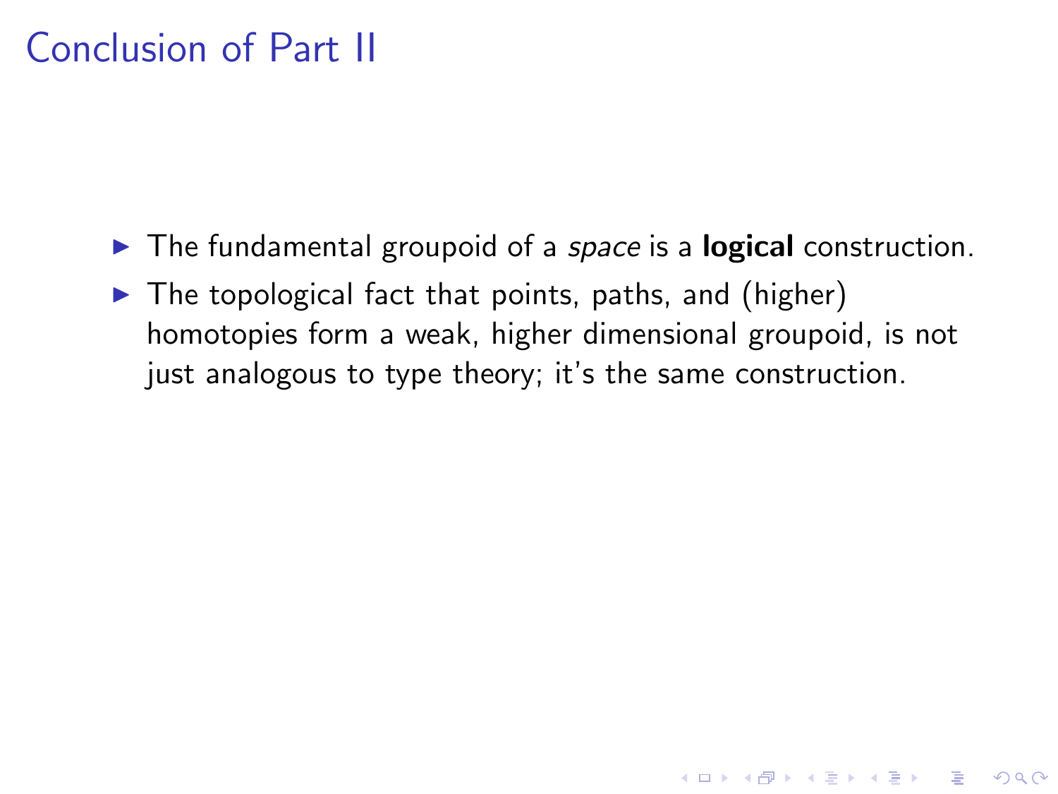# Conclusion of Part II

- The fundamental groupoid of a *space* is a **logical** construction.
- The topological fact that points, paths, and (higher) homotopies form a weak, higher dimensional groupoid, is not just analogous to type theory; it's the same construction.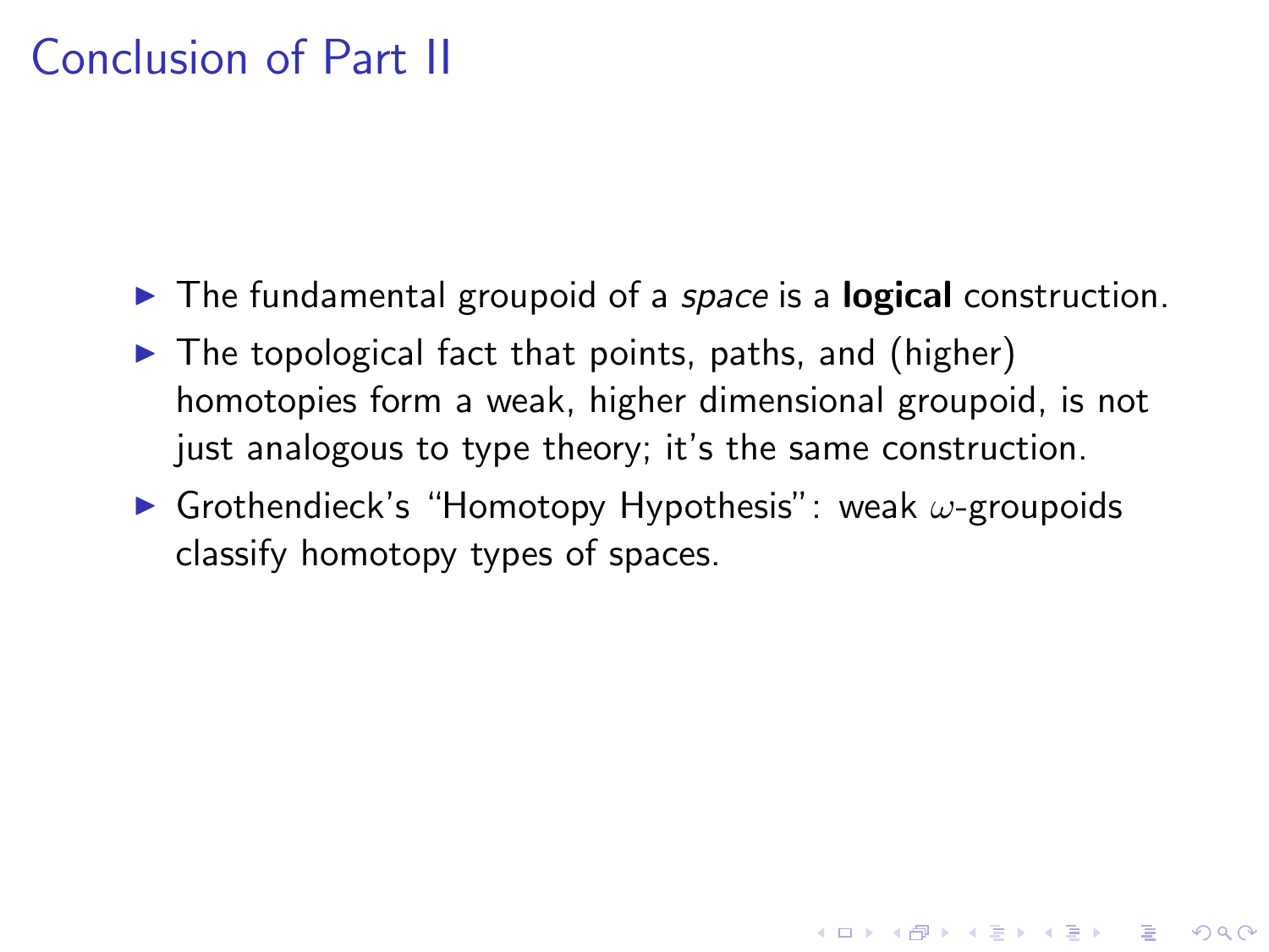# Conclusion of Part II

- The fundamental groupoid of a *space* is a **logical** construction.
- The topological fact that points, paths, and (higher) homotopies form a weak, higher dimensional groupoid, is not just analogous to type theory; it's the same construction.
- Grothendieck's "Homotopy Hypothesis": weak $\omega$-groupoids classify homotopy types of spaces.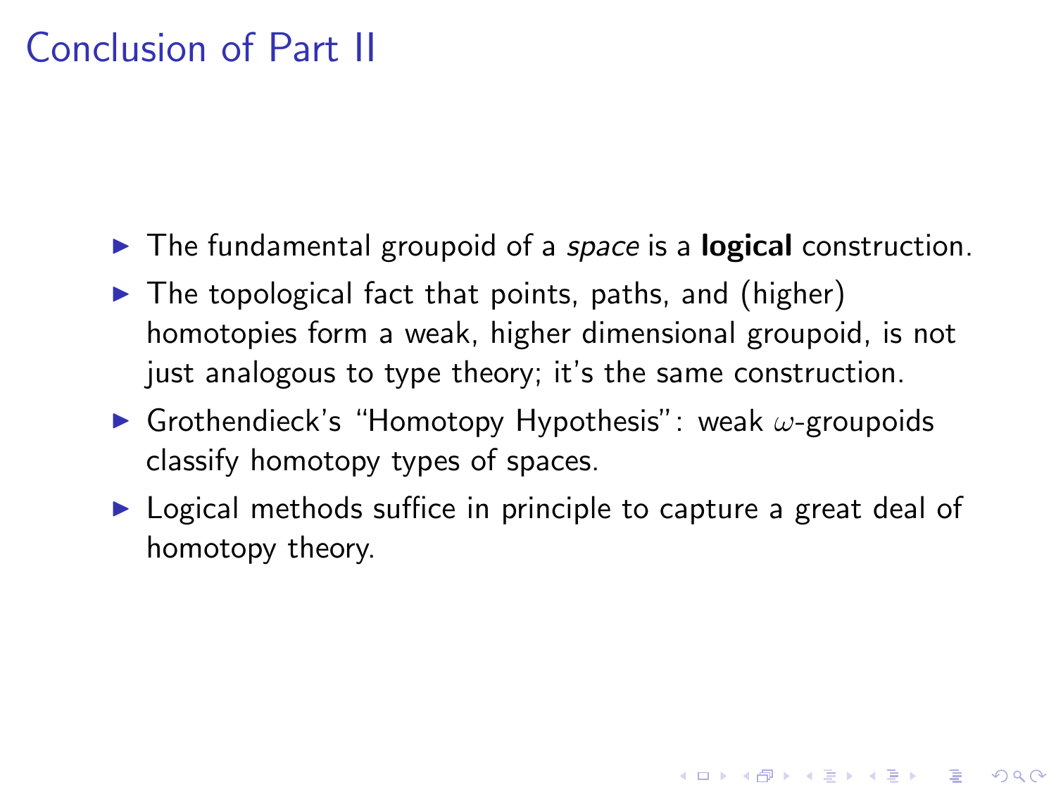# Conclusion of Part II

- The fundamental groupoid of a *space* is a **logical** construction.
- The topological fact that points, paths, and (higher) homotopies form a weak, higher dimensional groupoid, is not just analogous to type theory; it's the same construction.
- Grothendieck's "Homotopy Hypothesis": weak $\omega$-groupoids classify homotopy types of spaces.
- Logical methods suffice in principle to capture a great deal of homotopy theory.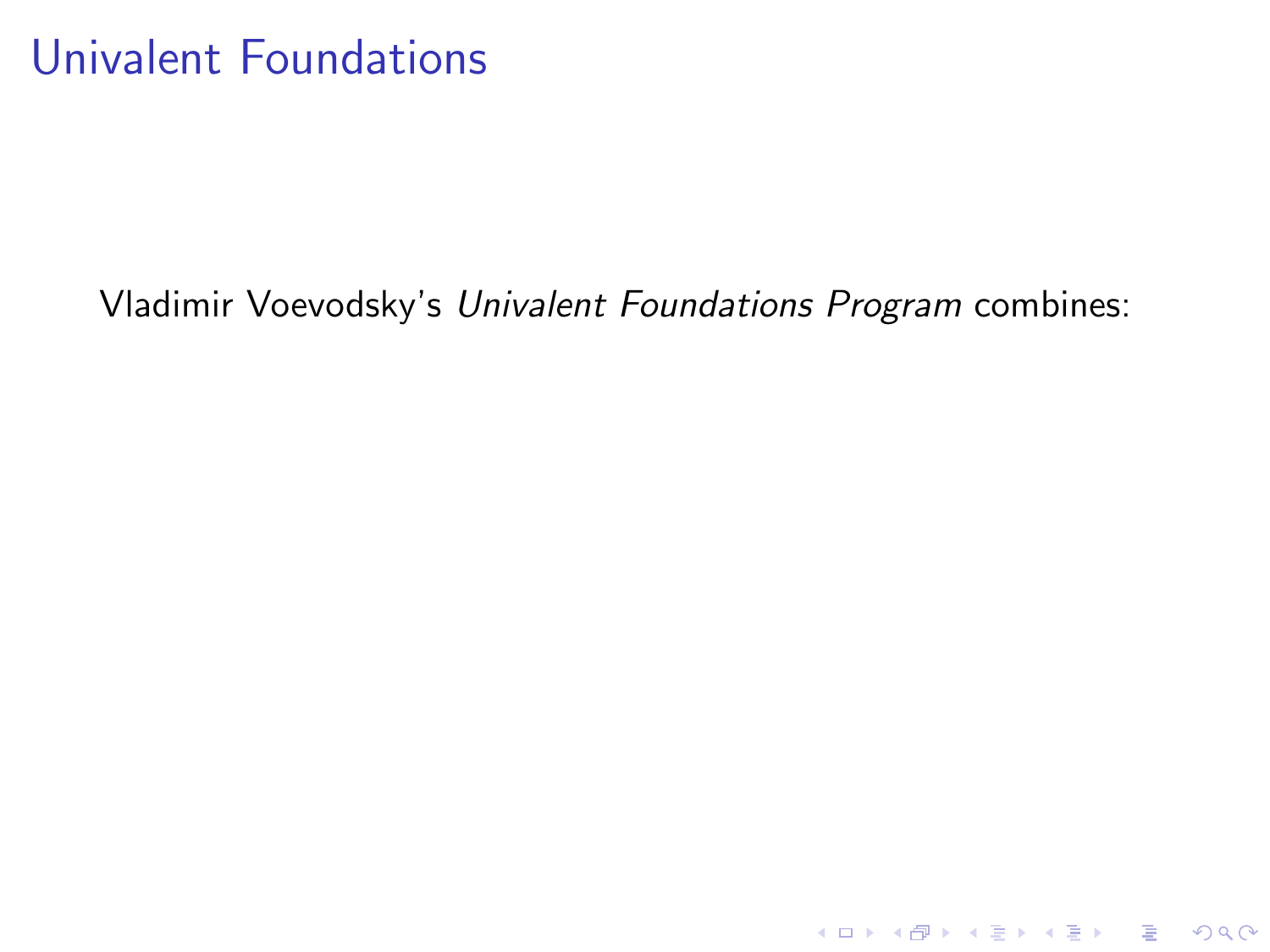# Univalent Foundations

Vladimir Voevodsky's *Univalent Foundations Program* combines: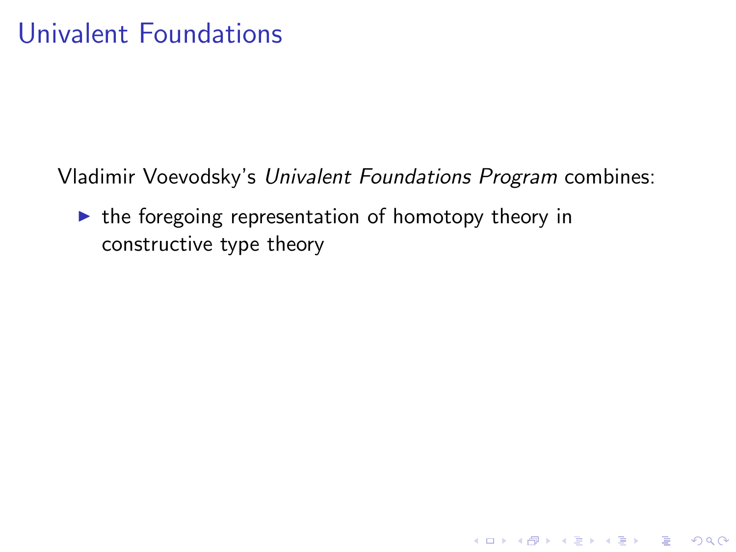# Univalent Foundations

Vladimir Voevodsky's *Univalent Foundations Program* combines:

- the foregoing representation of homotopy theory in constructive type theory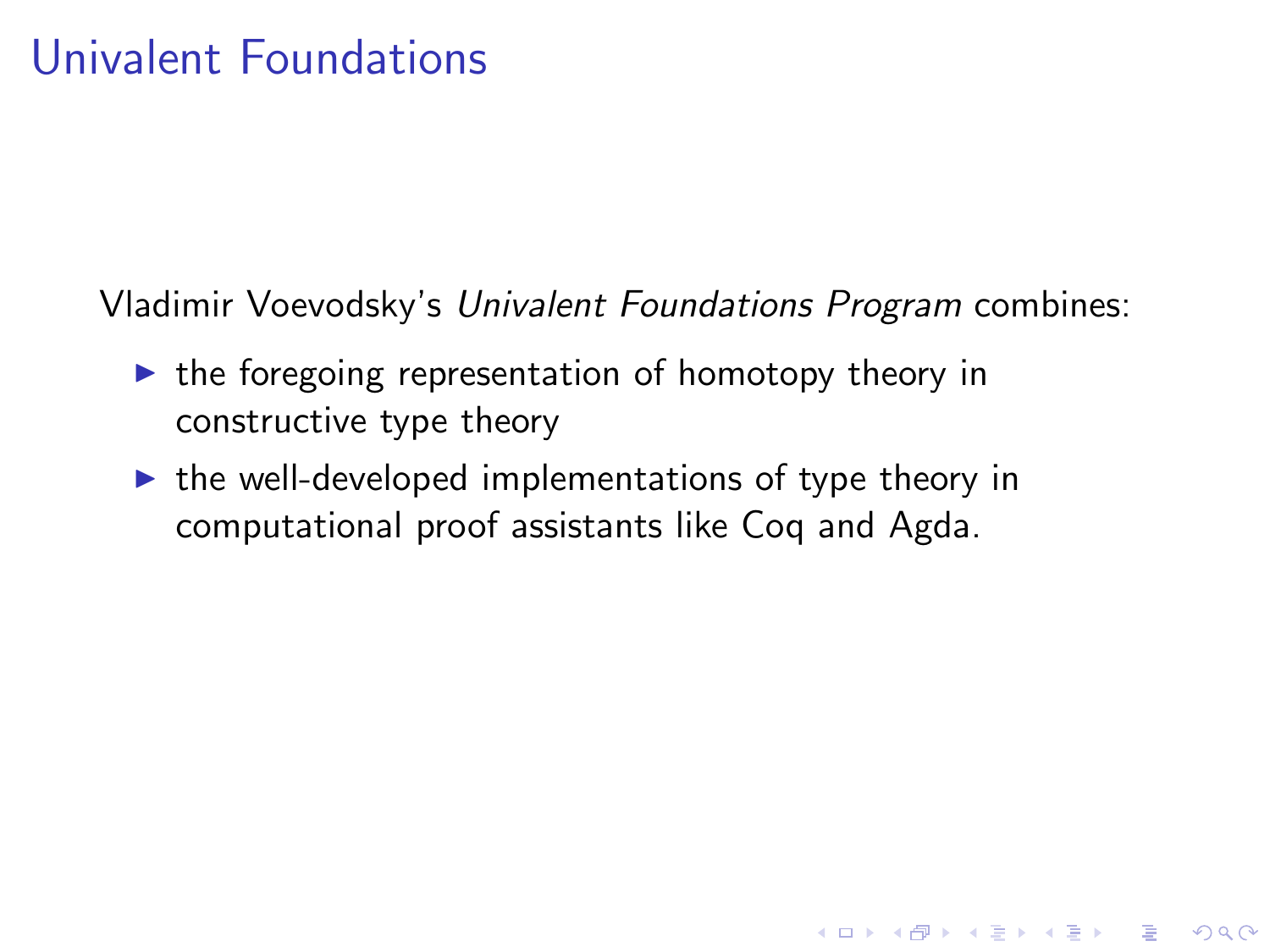# Univalent Foundations

Vladimir Voevodsky's *Univalent Foundations Program* combines:

- the foregoing representation of homotopy theory in constructive type theory
- the well-developed implementations of type theory in computational proof assistants like Coq and Agda.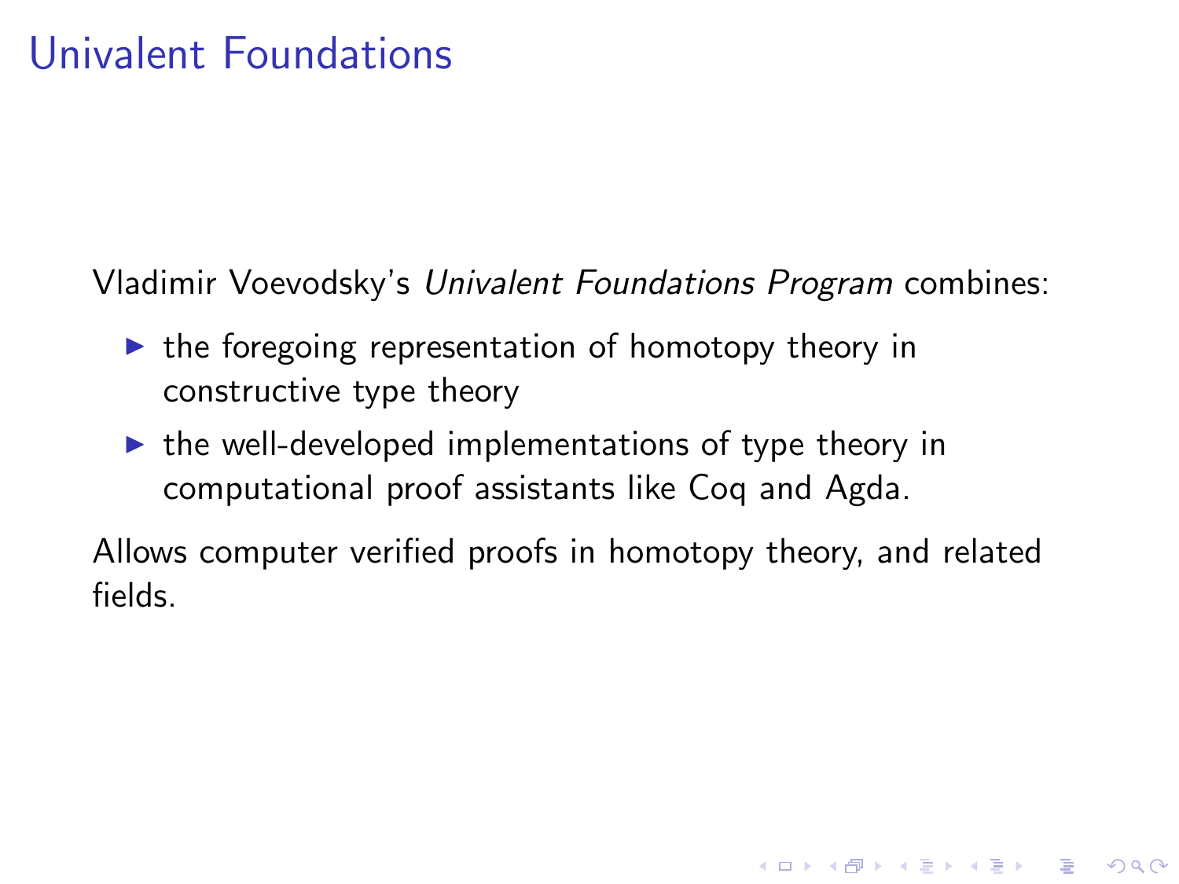# Univalent Foundations

Vladimir Voevodsky's *Univalent Foundations Program* combines:

- the foregoing representation of homotopy theory in constructive type theory
- the well-developed implementations of type theory in computational proof assistants like Coq and Agda.

Allows computer verified proofs in homotopy theory, and related fields.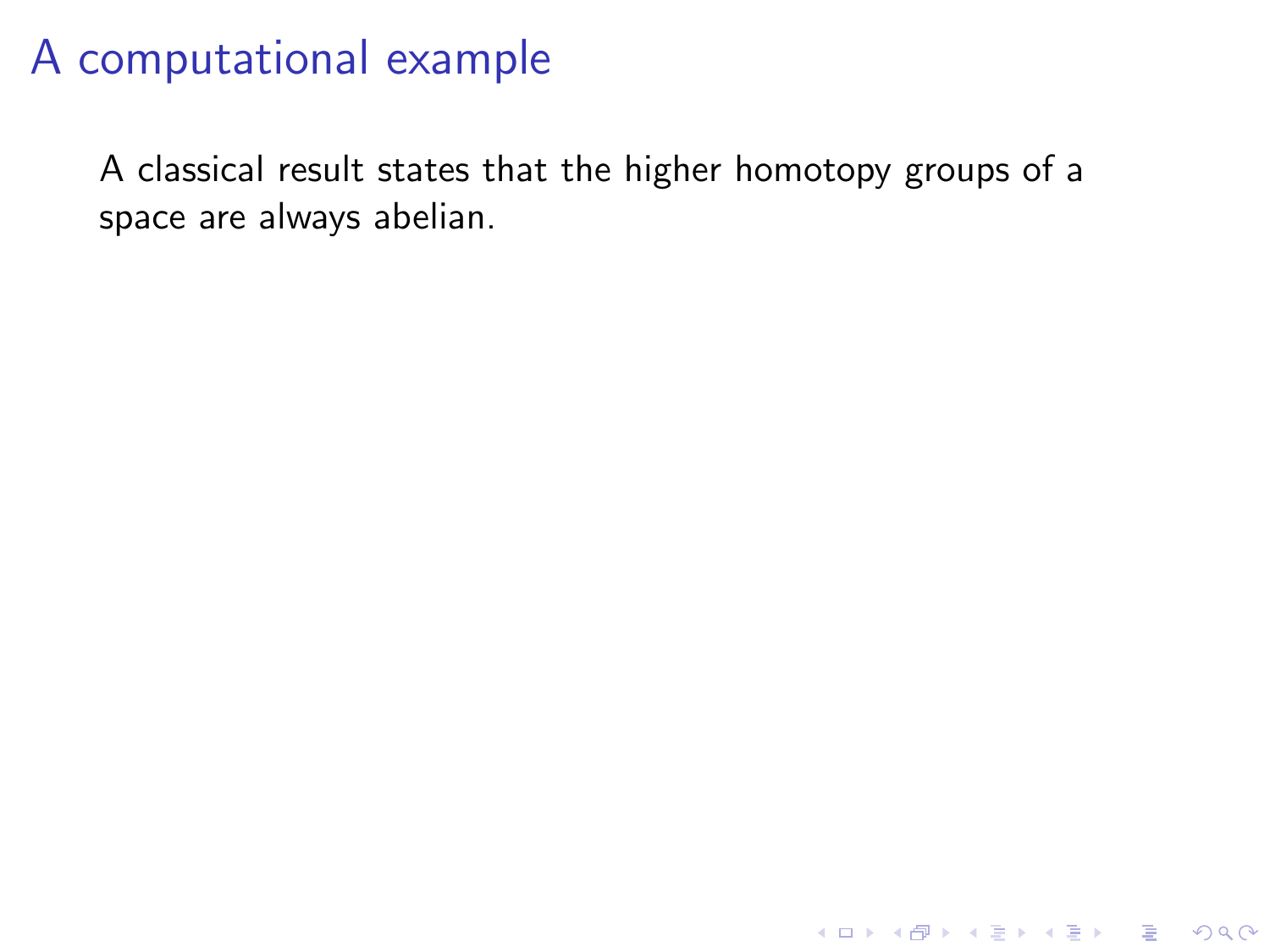# A computational example

A classical result states that the higher homotopy groups of a space are always abelian.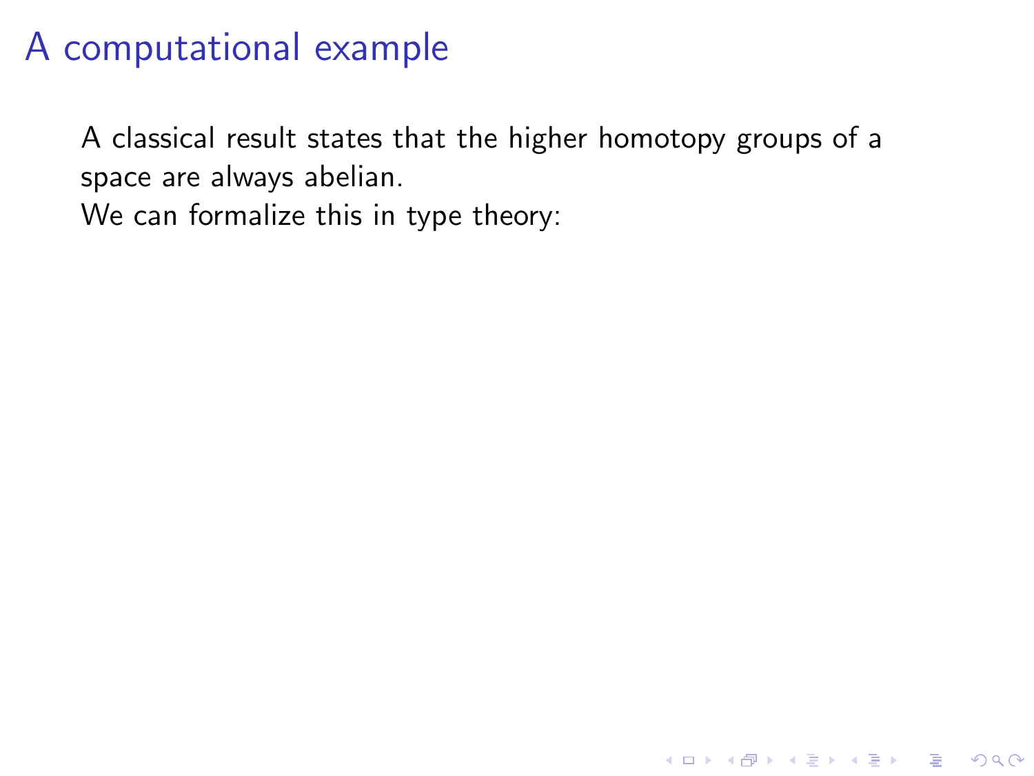# A computational example

A classical result states that the higher homotopy groups of a space are always abelian.
We can formalize this in type theory: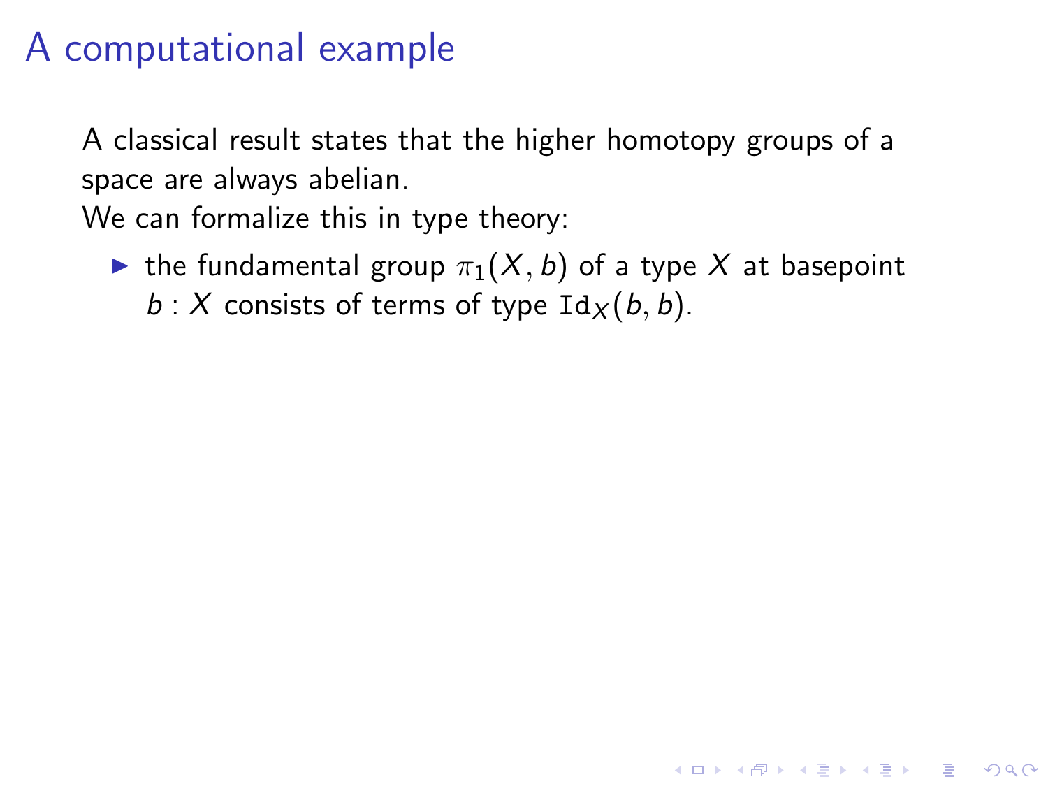# A computational example

A classical result states that the higher homotopy groups of a space are always abelian.
We can formalize this in type theory:

- the fundamental group $\pi_1(X, b)$ of a type $X$ at basepoint $b : X$ consists of terms of type $\mathtt{Id}_X(b, b)$.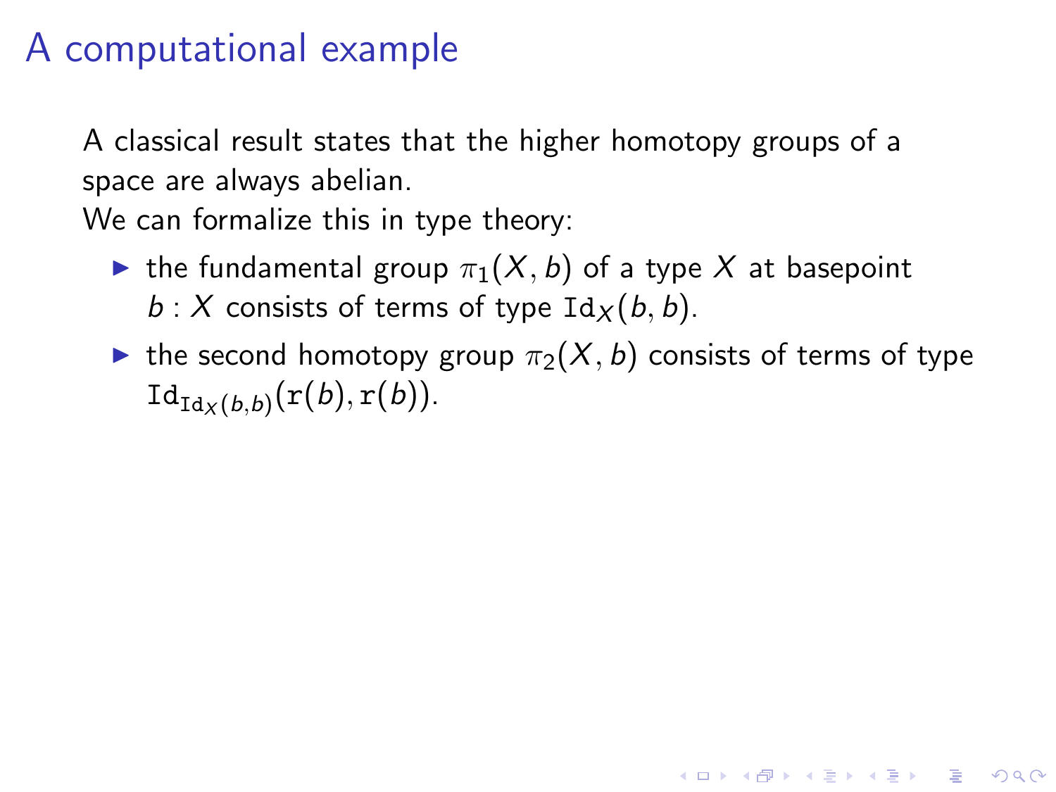# A computational example

A classical result states that the higher homotopy groups of a space are always abelian.
We can formalize this in type theory:

- the fundamental group $\pi_1(X, b)$ of a type $X$ at basepoint $b : X$ consists of terms of type $\mathtt{Id}_X(b, b)$.
- the second homotopy group $\pi_2(X, b)$ consists of terms of type $\mathtt{Id}_{\mathtt{Id}_X(b,b)}(\mathtt{r}(b), \mathtt{r}(b))$.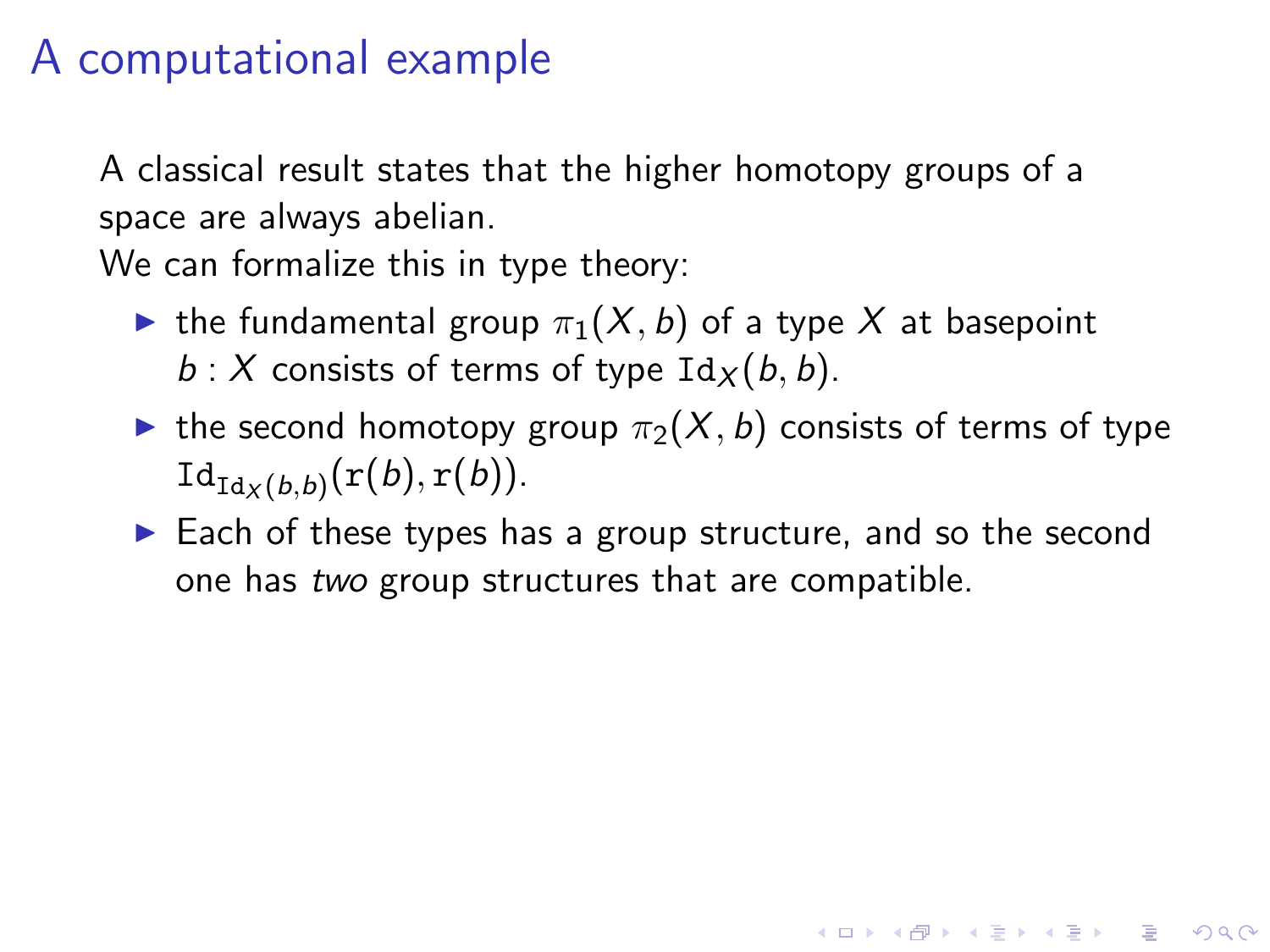# A computational example

A classical result states that the higher homotopy groups of a space are always abelian.
We can formalize this in type theory:

- the fundamental group $\pi_1(X, b)$ of a type $X$ at basepoint $b : X$ consists of terms of type $\mathtt{Id}_X(b, b)$.
- the second homotopy group $\pi_2(X, b)$ consists of terms of type $\mathtt{Id}_{\mathtt{Id}_X(b,b)}(\mathtt{r}(b), \mathtt{r}(b))$.
- Each of these types has a group structure, and so the second one has *two* group structures that are compatible.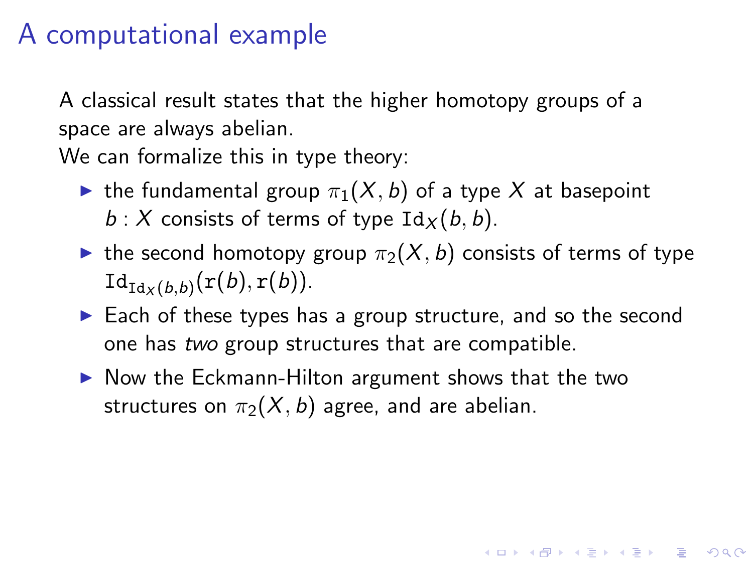# A computational example

A classical result states that the higher homotopy groups of a space are always abelian.
We can formalize this in type theory:

- the fundamental group $\pi_1(X, b)$ of a type $X$ at basepoint $b : X$ consists of terms of type $\mathtt{Id}_X(b, b)$.
- the second homotopy group $\pi_2(X, b)$ consists of terms of type $\mathtt{Id}_{\mathtt{Id}_X(b,b)}(\mathtt{r}(b), \mathtt{r}(b))$.
- Each of these types has a group structure, and so the second one has *two* group structures that are compatible.
- Now the Eckmann-Hilton argument shows that the two structures on $\pi_2(X, b)$ agree, and are abelian.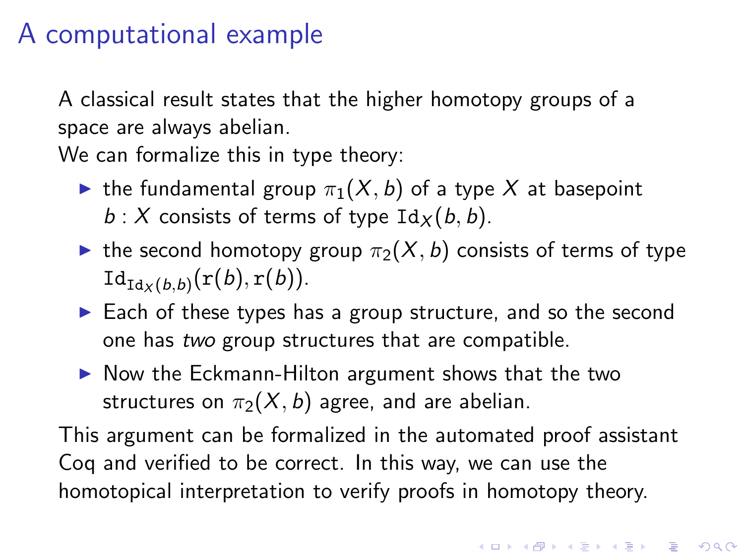# A computational example

A classical result states that the higher homotopy groups of a space are always abelian.
We can formalize this in type theory:

- the fundamental group $\pi_1(X, b)$ of a type $X$ at basepoint $b : X$ consists of terms of type $\mathtt{Id}_X(b, b)$.
- the second homotopy group $\pi_2(X, b)$ consists of terms of type $\mathtt{Id}_{\mathtt{Id}_X(b,b)}(\mathtt{r}(b), \mathtt{r}(b))$.
- Each of these types has a group structure, and so the second one has *two* group structures that are compatible.
- Now the Eckmann-Hilton argument shows that the two structures on $\pi_2(X, b)$ agree, and are abelian.

This argument can be formalized in the automated proof assistant Coq and verified to be correct. In this way, we can use the homotopical interpretation to verify proofs in homotopy theory.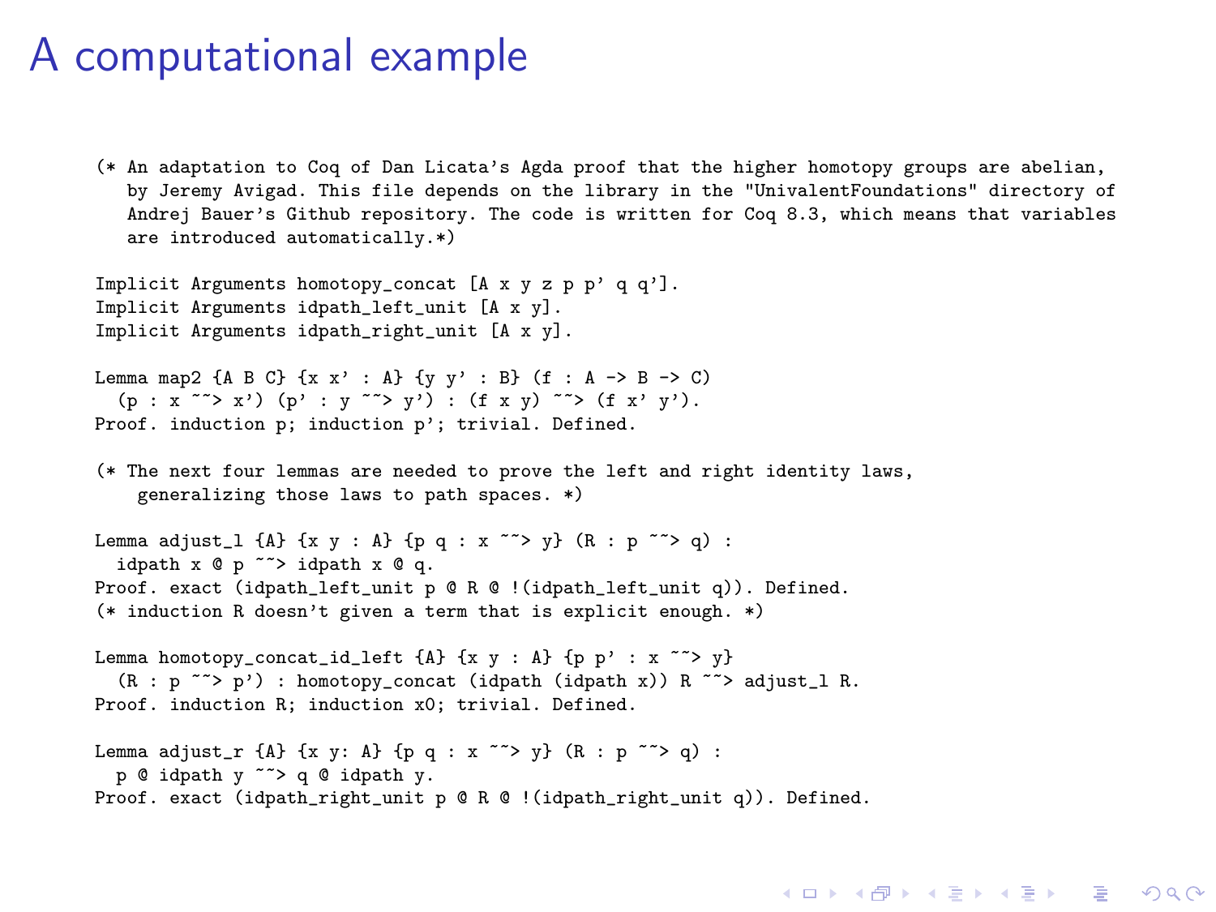# A computational example

```
(* An adaptation to Coq of Dan Licata's Agda proof that the higher homotopy groups are abelian,
   by Jeremy Avigad. This file depends on the library in the "UnivalentFoundations" directory of
   Andrej Bauer's Github repository. The code is written for Coq 8.3, which means that variables
   are introduced automatically.*)

Implicit Arguments homotopy_concat [A x y z p p' q q'].
Implicit Arguments idpath_left_unit [A x y].
Implicit Arguments idpath_right_unit [A x y].

Lemma map2 {A B C} {x x' : A} {y y' : B} (f : A -> B -> C)
  (p : x ~~> x') (p' : y ~~> y') : (f x y) ~~> (f x' y').
Proof. induction p; induction p'; trivial. Defined.

(* The next four lemmas are needed to prove the left and right identity laws,
    generalizing those laws to path spaces. *)

Lemma adjust_l {A} {x y : A} {p q : x ~~> y} (R : p ~~> q) :
  idpath x @ p ~~> idpath x @ q.
Proof. exact (idpath_left_unit p @ R @ !(idpath_left_unit q)). Defined.
(* induction R doesn't given a term that is explicit enough. *)

Lemma homotopy_concat_id_left {A} {x y : A} {p p' : x ~~> y}
  (R : p ~~> p') : homotopy_concat (idpath (idpath x)) R ~~> adjust_l R.
Proof. induction R; induction x0; trivial. Defined.

Lemma adjust_r {A} {x y: A} {p q : x ~~> y} (R : p ~~> q) :
  p @ idpath y ~~> q @ idpath y.
Proof. exact (idpath_right_unit p @ R @ !(idpath_right_unit q)). Defined.
```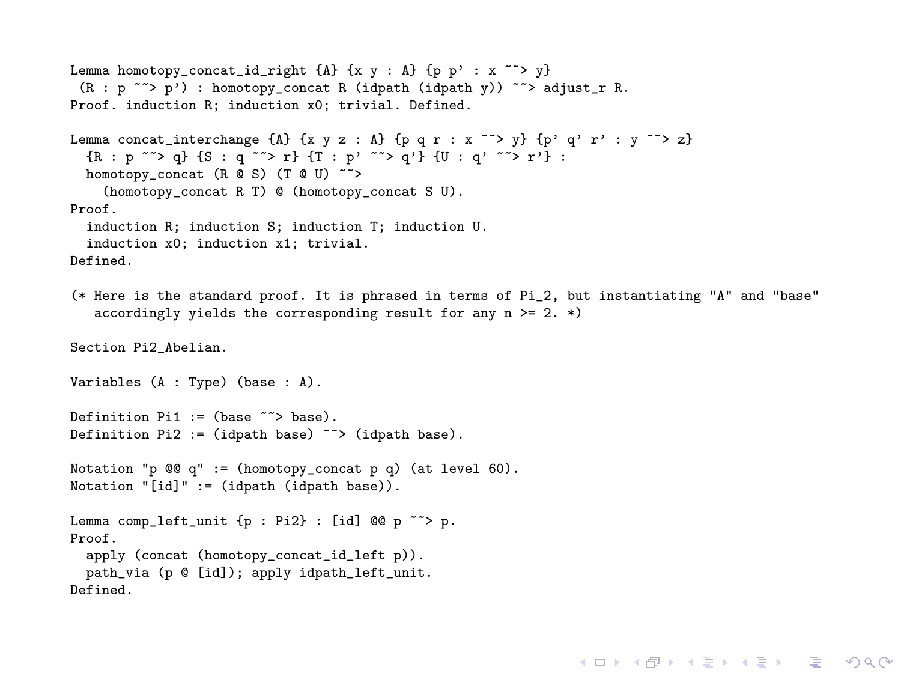```
Lemma homotopy_concat_id_right {A} {x y : A} {p p' : x ~~> y}
 (R : p ~~> p') : homotopy_concat R (idpath (idpath y)) ~~> adjust_r R.
Proof. induction R; induction x0; trivial. Defined.

Lemma concat_interchange {A} {x y z : A} {p q r : x ~~> y} {p' q' r' : y ~~> z}
  {R : p ~~> q} {S : q ~~> r} {T : p' ~~> q'} {U : q' ~~> r'} :
  homotopy_concat (R @ S) (T @ U) ~~>
    (homotopy_concat R T) @ (homotopy_concat S U).
Proof.
  induction R; induction S; induction T; induction U.
  induction x0; induction x1; trivial.
Defined.

(* Here is the standard proof. It is phrased in terms of Pi_2, but instantiating "A" and "base"
   accordingly yields the corresponding result for any n >= 2. *)

Section Pi2_Abelian.

Variables (A : Type) (base : A).

Definition Pi1 := (base ~~> base).
Definition Pi2 := (idpath base) ~~> (idpath base).

Notation "p @@ q" := (homotopy_concat p q) (at level 60).
Notation "[id]" := (idpath (idpath base)).

Lemma comp_left_unit {p : Pi2} : [id] @@ p ~~> p.
Proof.
  apply (concat (homotopy_concat_id_left p)).
  path_via (p @ [id]); apply idpath_left_unit.
Defined.
```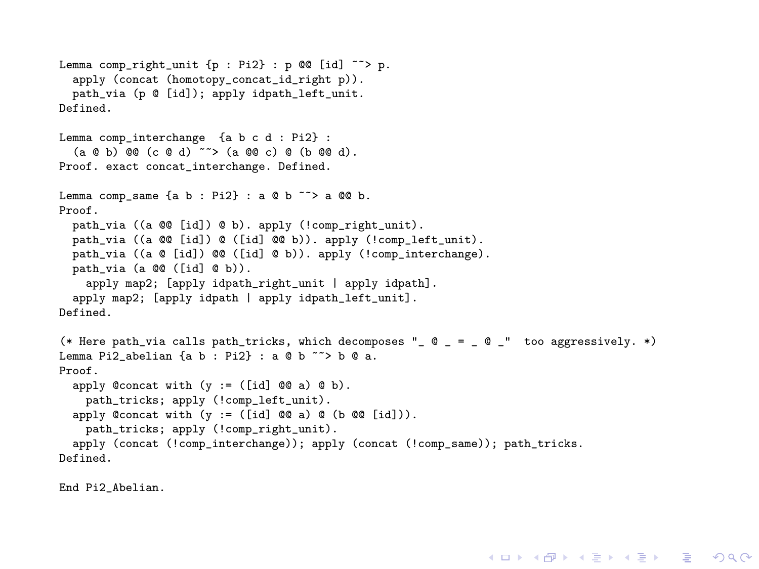```
Lemma comp_right_unit {p : Pi2} : p @@ [id] ~~> p.
  apply (concat (homotopy_concat_id_right p)).
  path_via (p @ [id]); apply idpath_left_unit.
Defined.

Lemma comp_interchange  {a b c d : Pi2} :
  (a @ b) @@ (c @ d) ~~> (a @@ c) @ (b @@ d).
Proof. exact concat_interchange. Defined.

Lemma comp_same {a b : Pi2} : a @ b ~~> a @@ b.
Proof.
  path_via ((a @@ [id]) @ b). apply (!comp_right_unit).
  path_via ((a @@ [id]) @ ([id] @@ b)). apply (!comp_left_unit).
  path_via ((a @ [id]) @@ ([id] @ b)). apply (!comp_interchange).
  path_via (a @@ ([id] @ b)).
    apply map2; [apply idpath_right_unit | apply idpath].
  apply map2; [apply idpath | apply idpath_left_unit].
Defined.

(* Here path_via calls path_tricks, which decomposes "_ @ _ = _ @ _"  too aggressively. *)
Lemma Pi2_abelian {a b : Pi2} : a @ b ~~> b @ a.
Proof.
  apply @concat with (y := ([id] @@ a) @ b).
    path_tricks; apply (!comp_left_unit).
  apply @concat with (y := ([id] @@ a) @ (b @@ [id])).
    path_tricks; apply (!comp_right_unit).
  apply (concat (!comp_interchange)); apply (concat (!comp_same)); path_tricks.
Defined.

End Pi2_Abelian.
```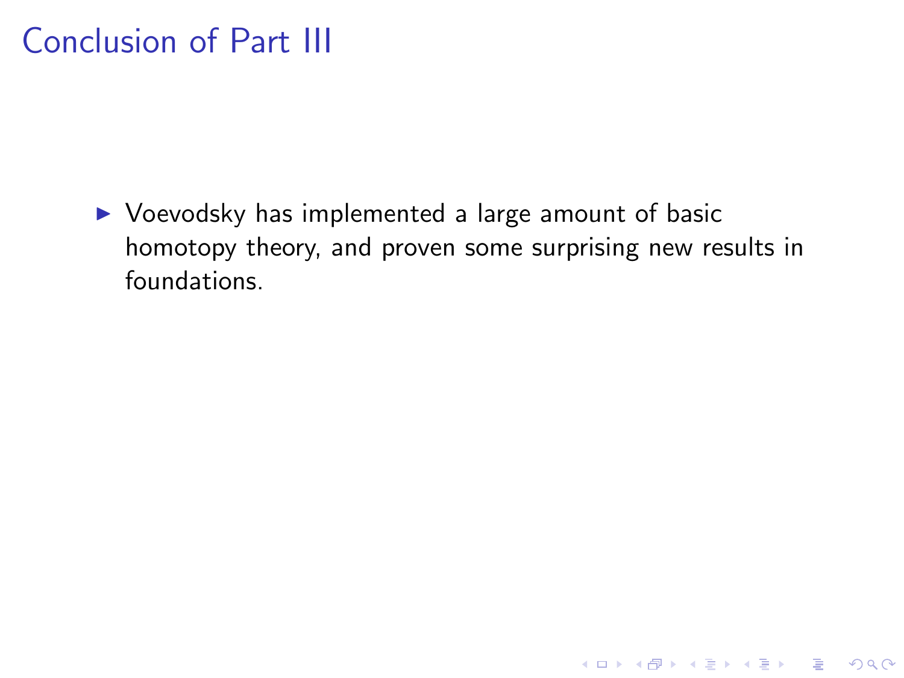# Conclusion of Part III

- Voevodsky has implemented a large amount of basic homotopy theory, and proven some surprising new results in foundations.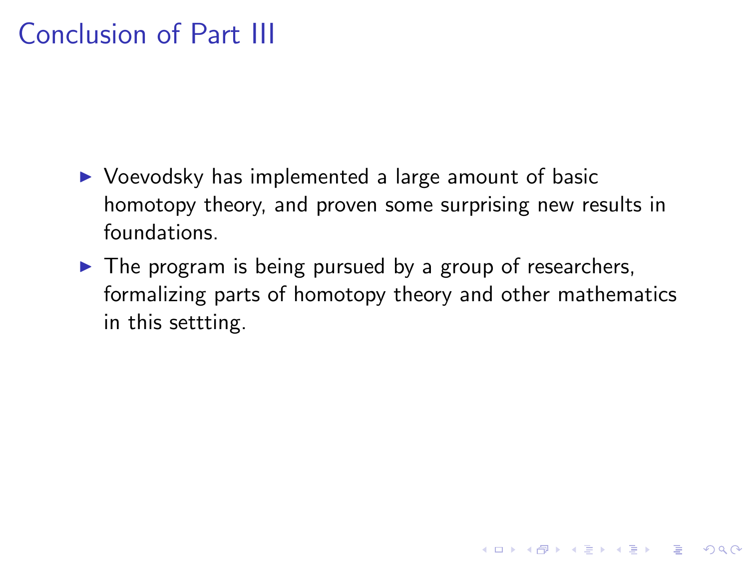# Conclusion of Part III

- Voevodsky has implemented a large amount of basic homotopy theory, and proven some surprising new results in foundations.
- The program is being pursued by a group of researchers, formalizing parts of homotopy theory and other mathematics in this settting.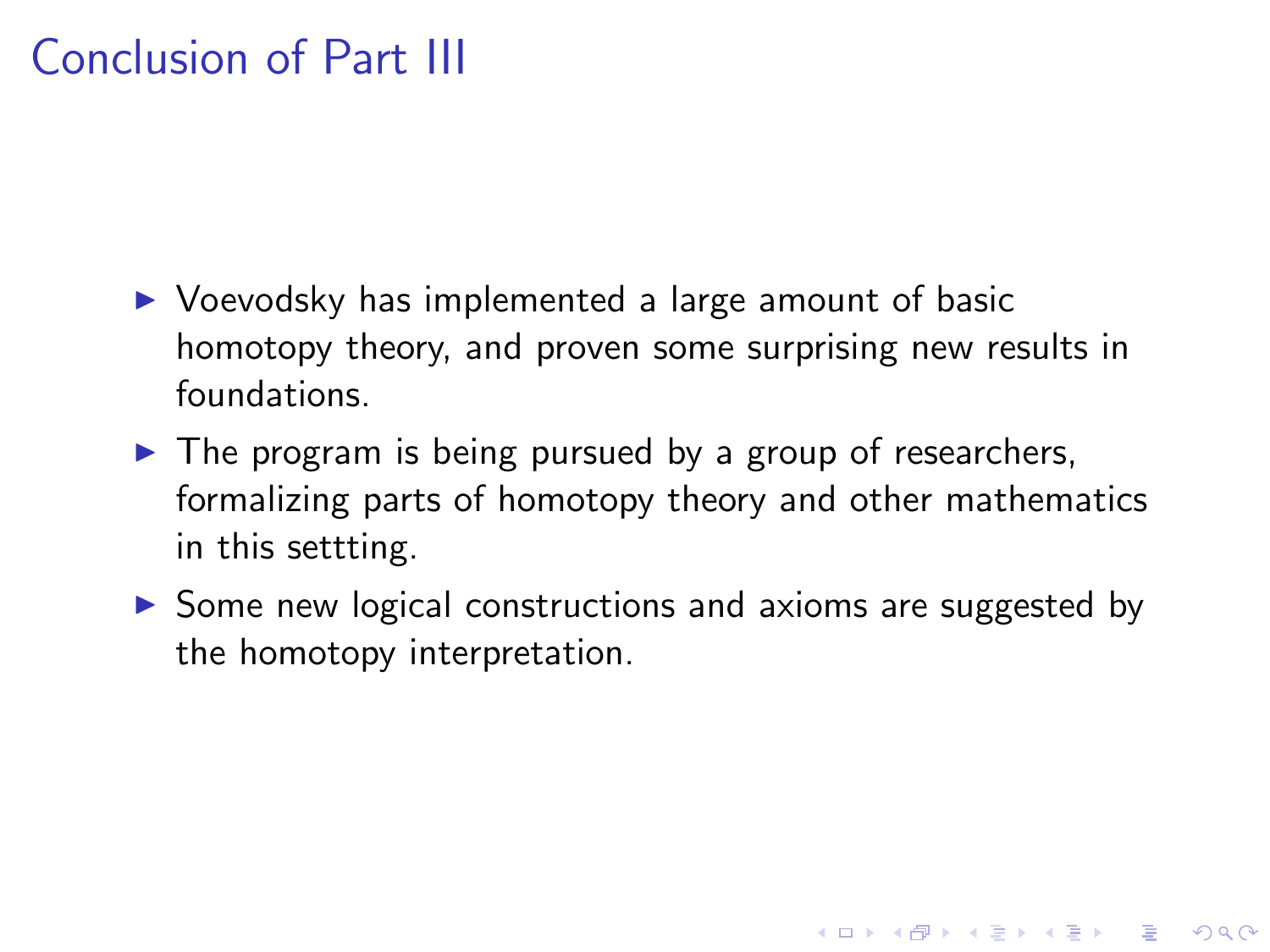# Conclusion of Part III

- Voevodsky has implemented a large amount of basic homotopy theory, and proven some surprising new results in foundations.
- The program is being pursued by a group of researchers, formalizing parts of homotopy theory and other mathematics in this settting.
- Some new logical constructions and axioms are suggested by the homotopy interpretation.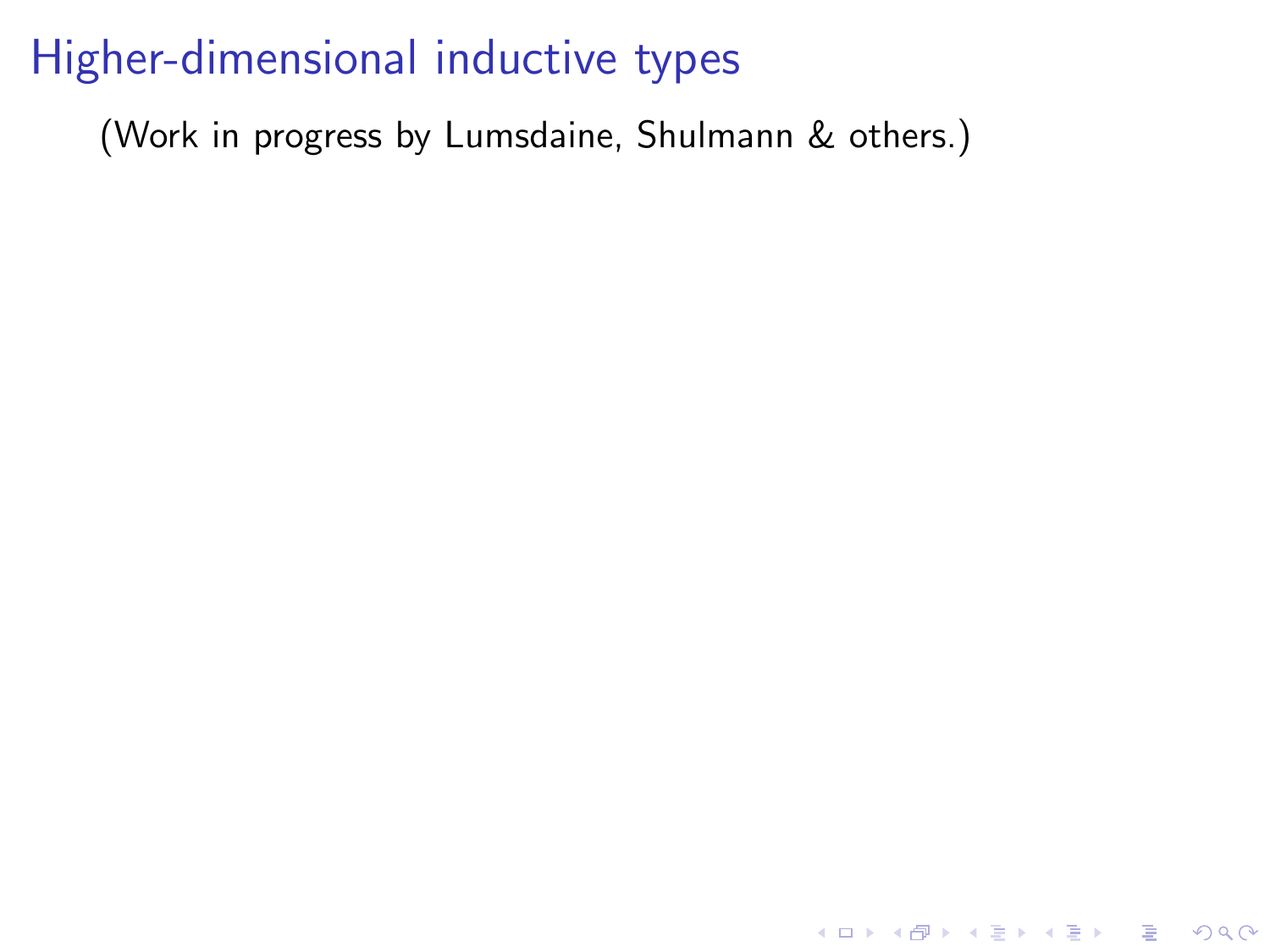# Higher-dimensional inductive types

(Work in progress by Lumsdaine, Shulmann & others.)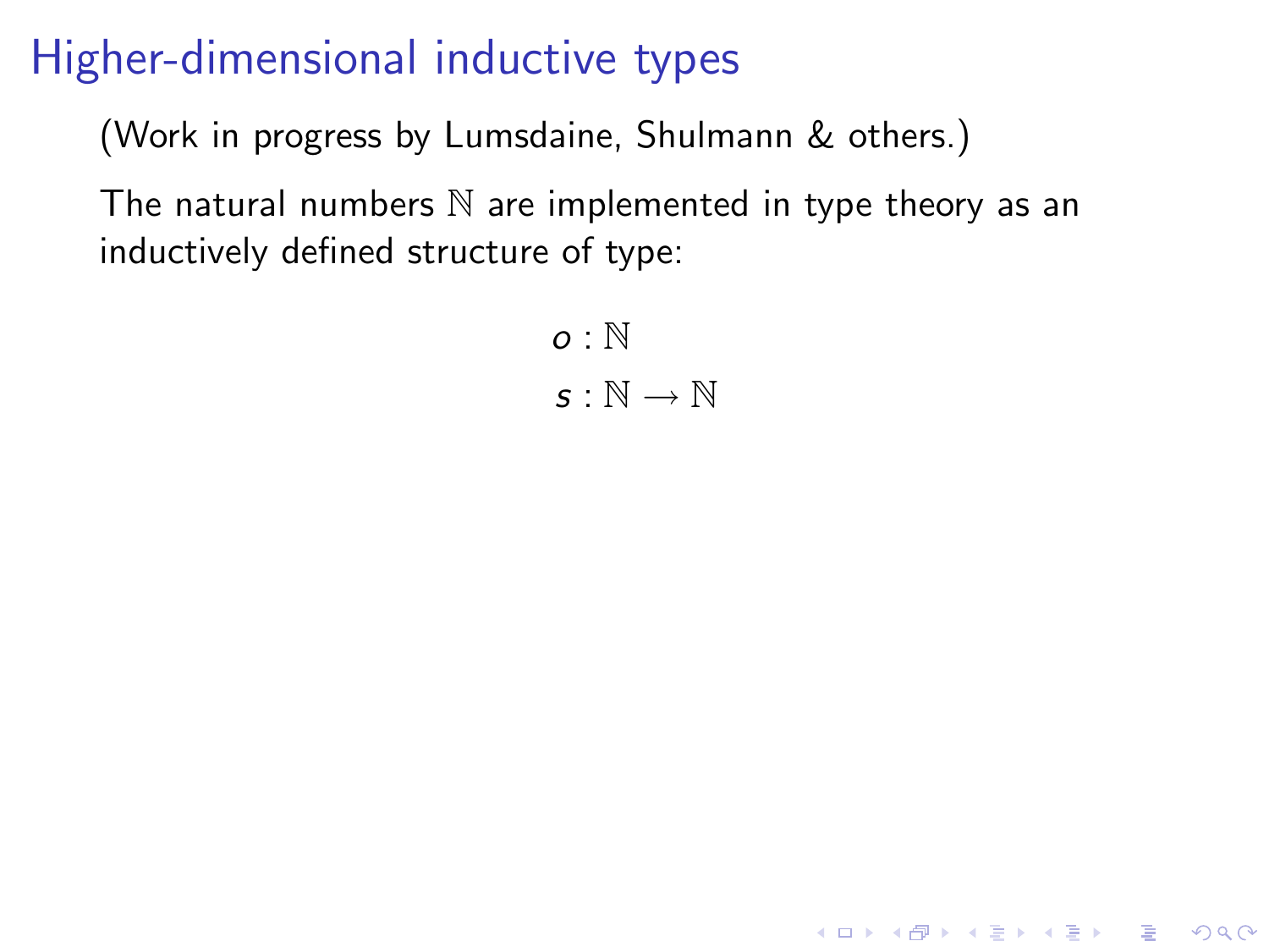# Higher-dimensional inductive types

(Work in progress by Lumsdaine, Shulmann & others.)

The natural numbers $\mathbb{N}$ are implemented in type theory as an inductively defined structure of type:

$$o : \mathbb{N}$$
$$s : \mathbb{N} \to \mathbb{N}$$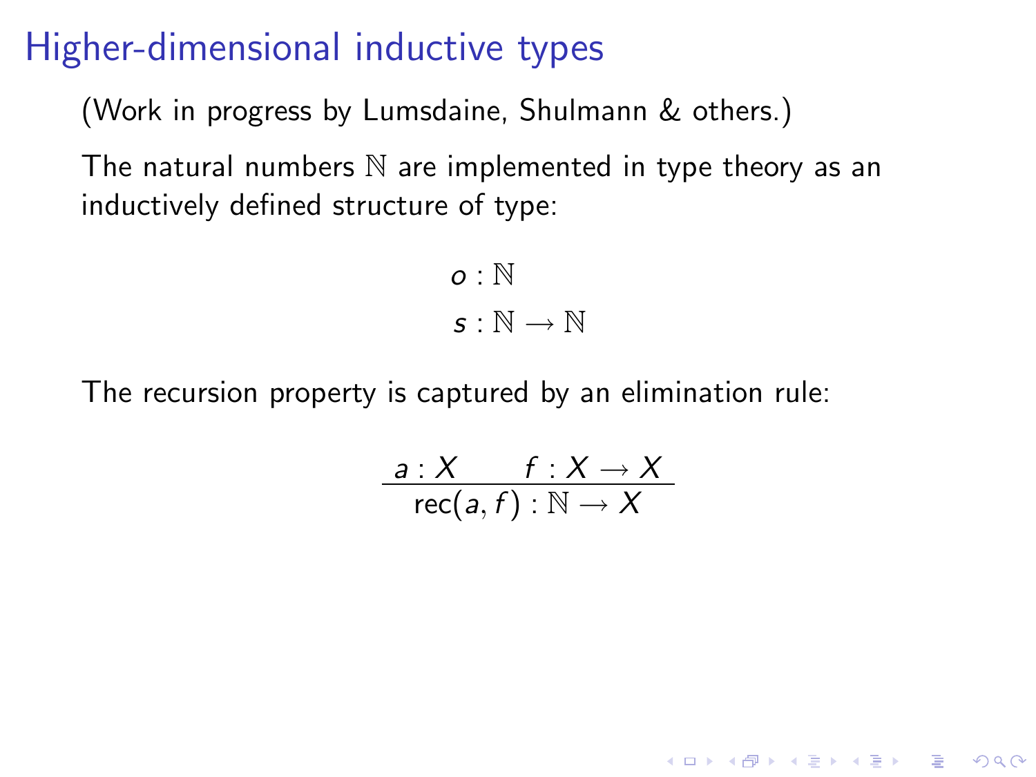# Higher-dimensional inductive types

(Work in progress by Lumsdaine, Shulmann & others.)

The natural numbers $\mathbb{N}$ are implemented in type theory as an inductively defined structure of type:

$$o : \mathbb{N}$$

$$s : \mathbb{N} \to \mathbb{N}$$

The recursion property is captured by an elimination rule:

$$\frac{a : X \qquad f : X \to X}{\mathrm{rec}(a, f) : \mathbb{N} \to X}$$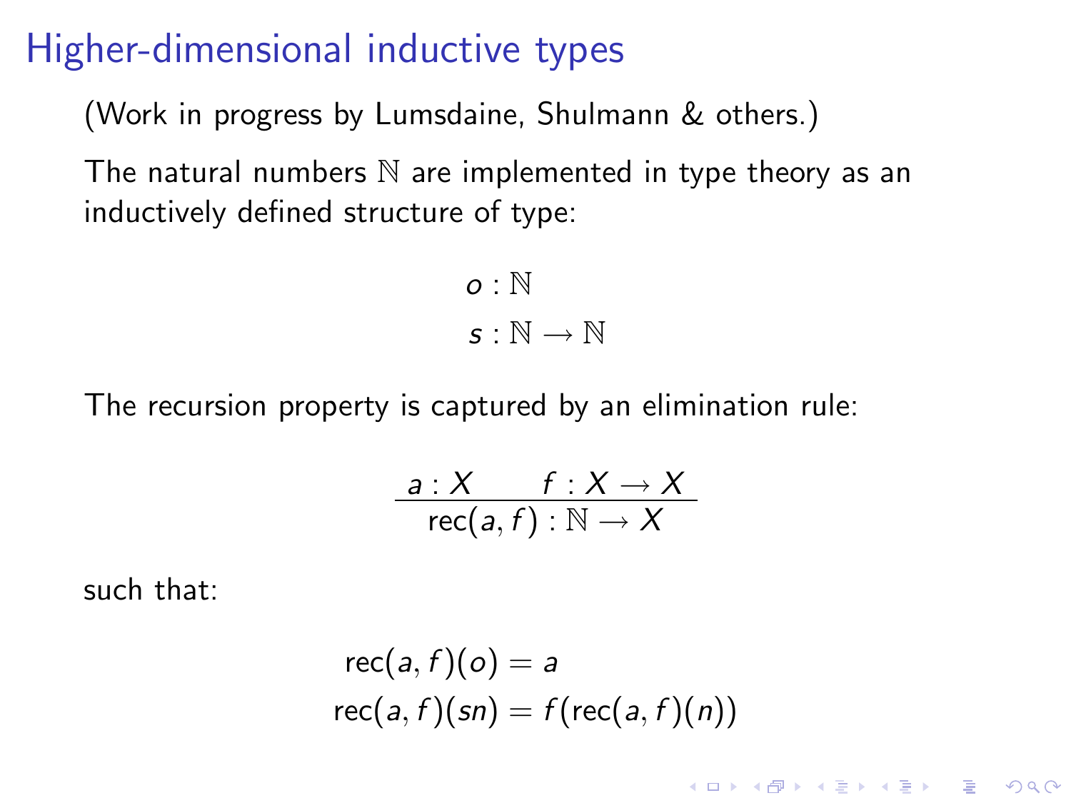# Higher-dimensional inductive types

(Work in progress by Lumsdaine, Shulmann & others.)

The natural numbers $\mathbb{N}$ are implemented in type theory as an inductively defined structure of type:

$$o : \mathbb{N}$$
$$s : \mathbb{N} \to \mathbb{N}$$

The recursion property is captured by an elimination rule:

$$\frac{a : X \qquad f : X \to X}{\mathrm{rec}(a, f) : \mathbb{N} \to X}$$

such that:

$$\mathrm{rec}(a, f)(o) = a$$
$$\mathrm{rec}(a, f)(sn) = f(\mathrm{rec}(a, f)(n))$$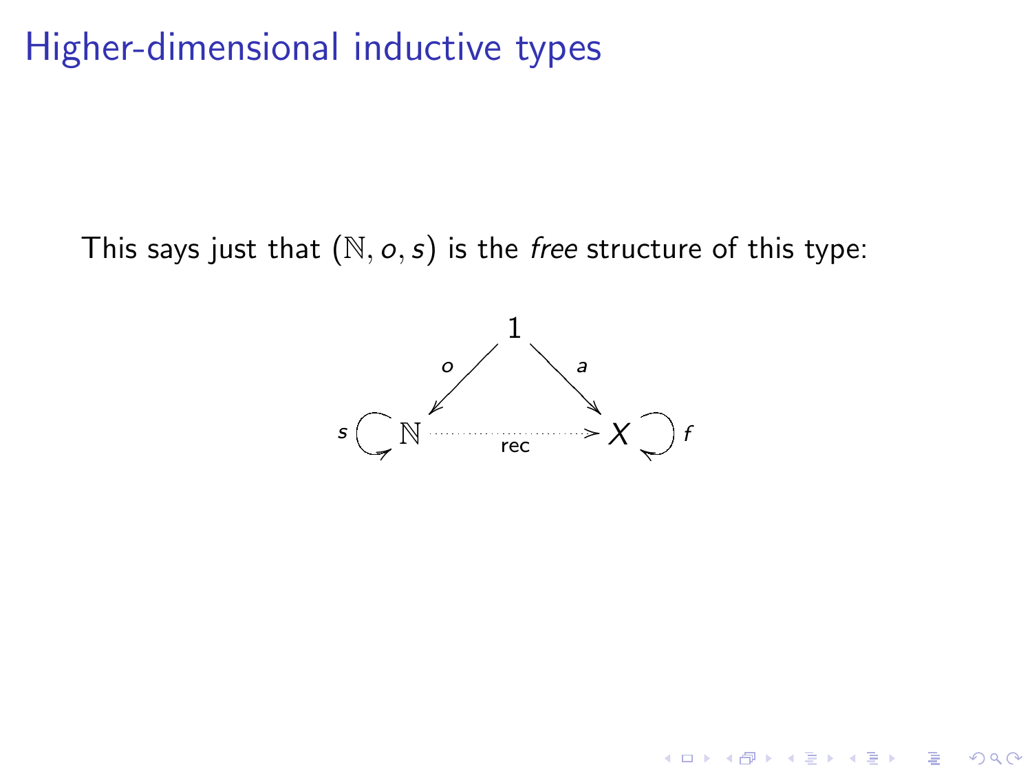# Higher-dimensional inductive types

This says just that $(\mathbb{N}, o, s)$ is the *free* structure of this type:

$$
\begin{array}{ccccc}
 & & 1 & & \\
 & {\scriptstyle o} \swarrow & & \searrow {\scriptstyle a} & \\
s \circlearrowleft \mathbb{N} & & \xrightarrow[\text{rec}]{\quad\cdots\cdots\quad} & & X \circlearrowright f
\end{array}
$$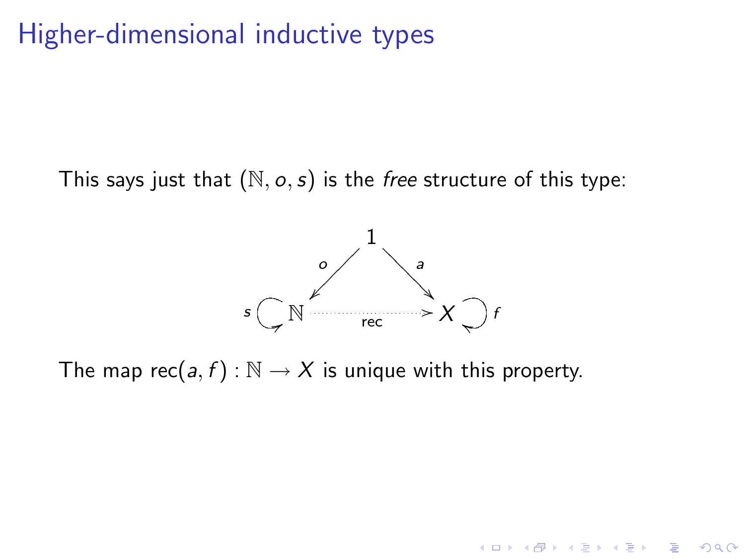# Higher-dimensional inductive types

This says just that $(\mathbb{N}, o, s)$ is the *free* structure of this type:

$$
\begin{array}{ccccc}
 & & 1 & & \\
 & \overset{o}{\swarrow} & & \overset{a}{\searrow} & \\
s \circlearrowleft \mathbb{N} & & \overset{\text{rec}}{\dashrightarrow} & & X \circlearrowright f
\end{array}
$$

The map $\text{rec}(a, f) : \mathbb{N} \to X$ is unique with this property.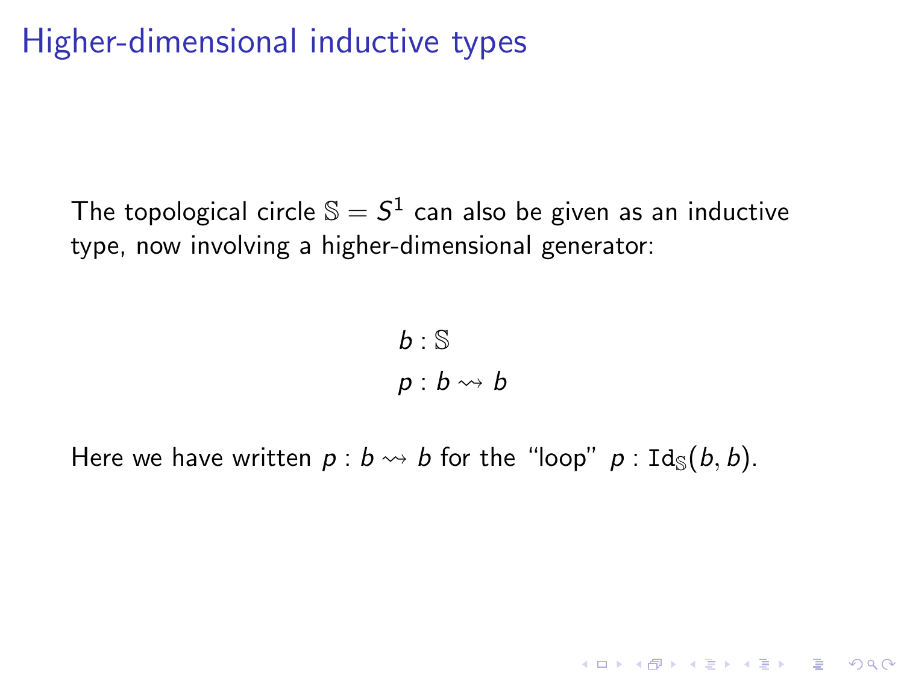# Higher-dimensional inductive types

The topological circle $\mathbb{S} = S^1$ can also be given as an inductive type, now involving a higher-dimensional generator:

$$
\begin{aligned}
b &: \mathbb{S} \\
p &: b \rightsquigarrow b
\end{aligned}
$$

Here we have written $p : b \rightsquigarrow b$ for the "loop" $p : \mathtt{Id}_{\mathbb{S}}(b, b)$.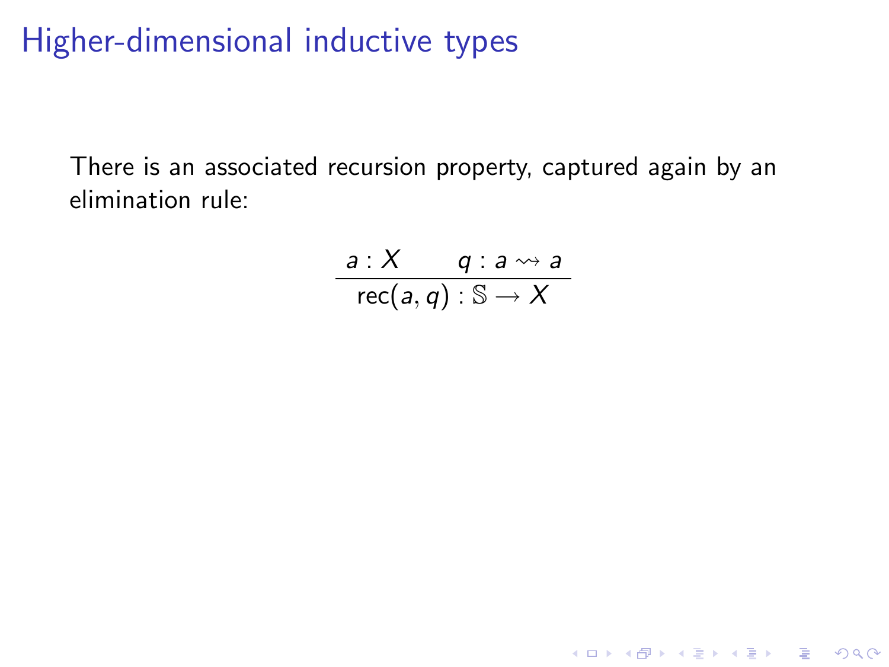# Higher-dimensional inductive types

There is an associated recursion property, captured again by an elimination rule:

$$\frac{a : X \qquad q : a \rightsquigarrow a}{\mathrm{rec}(a, q) : \mathbb{S} \to X}$$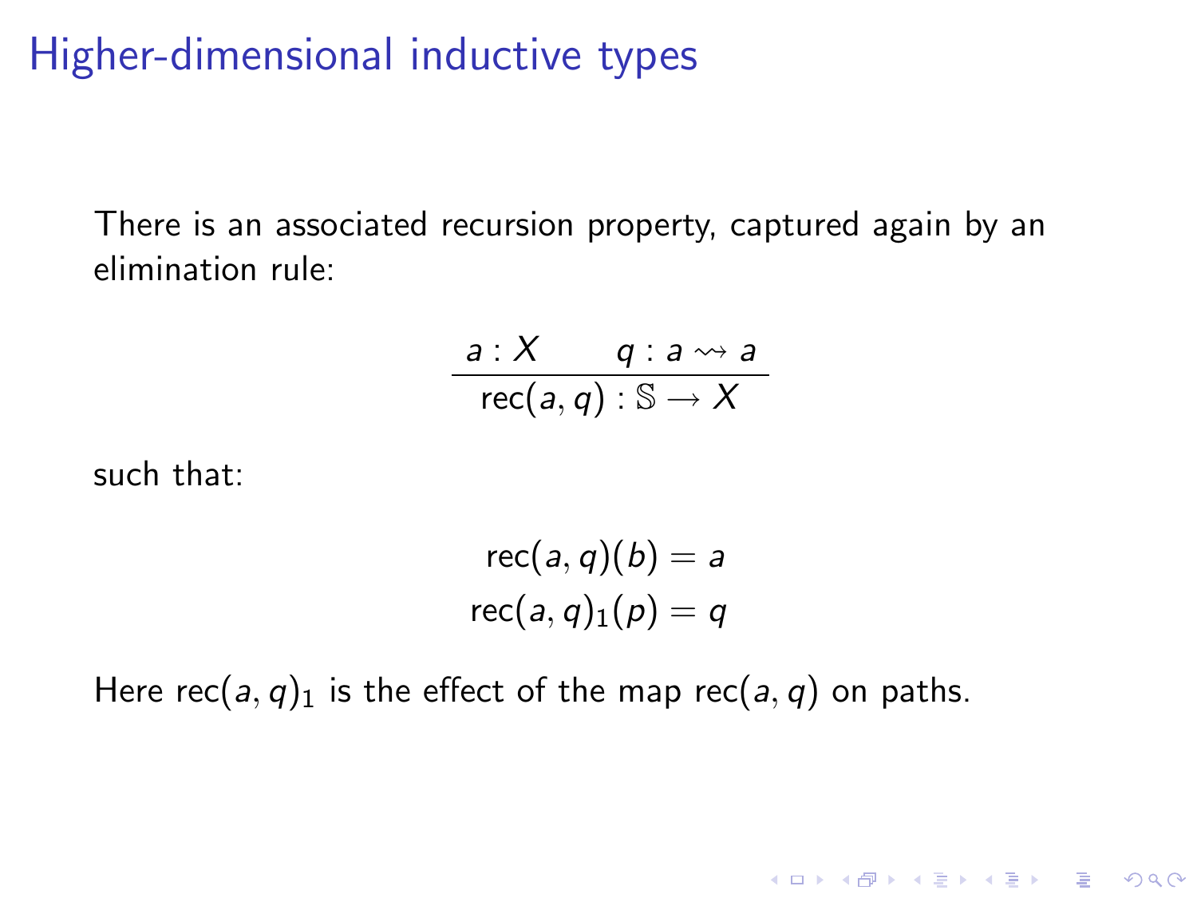# Higher-dimensional inductive types

There is an associated recursion property, captured again by an elimination rule:

$$\frac{a : X \qquad q : a \rightsquigarrow a}{\mathrm{rec}(a, q) : \mathbb{S} \to X}$$

such that:

$$\mathrm{rec}(a, q)(b) = a$$
$$\mathrm{rec}(a, q)_1(p) = q$$

Here $\mathrm{rec}(a, q)_1$ is the effect of the map $\mathrm{rec}(a, q)$ on paths.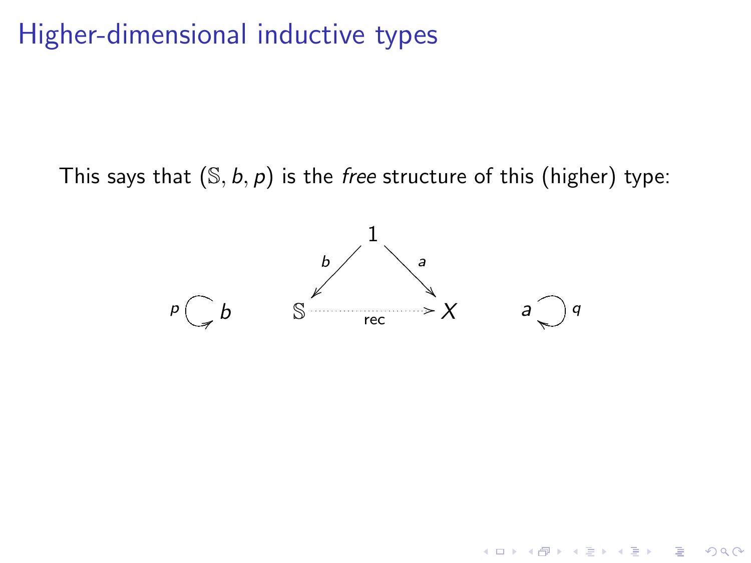# Higher-dimensional inductive types

This says that $(\mathbb{S}, b, p)$ is the *free* structure of this (higher) type:

$$
p \circlearrowleft b \qquad
\begin{array}{ccc}
 & 1 & \\
{}^{b}\swarrow & & \searrow^{a} \\
\mathbb{S} & \xrightarrow[\text{rec}]{\cdots\cdots} & X
\end{array}
\qquad a \circlearrowright q
$$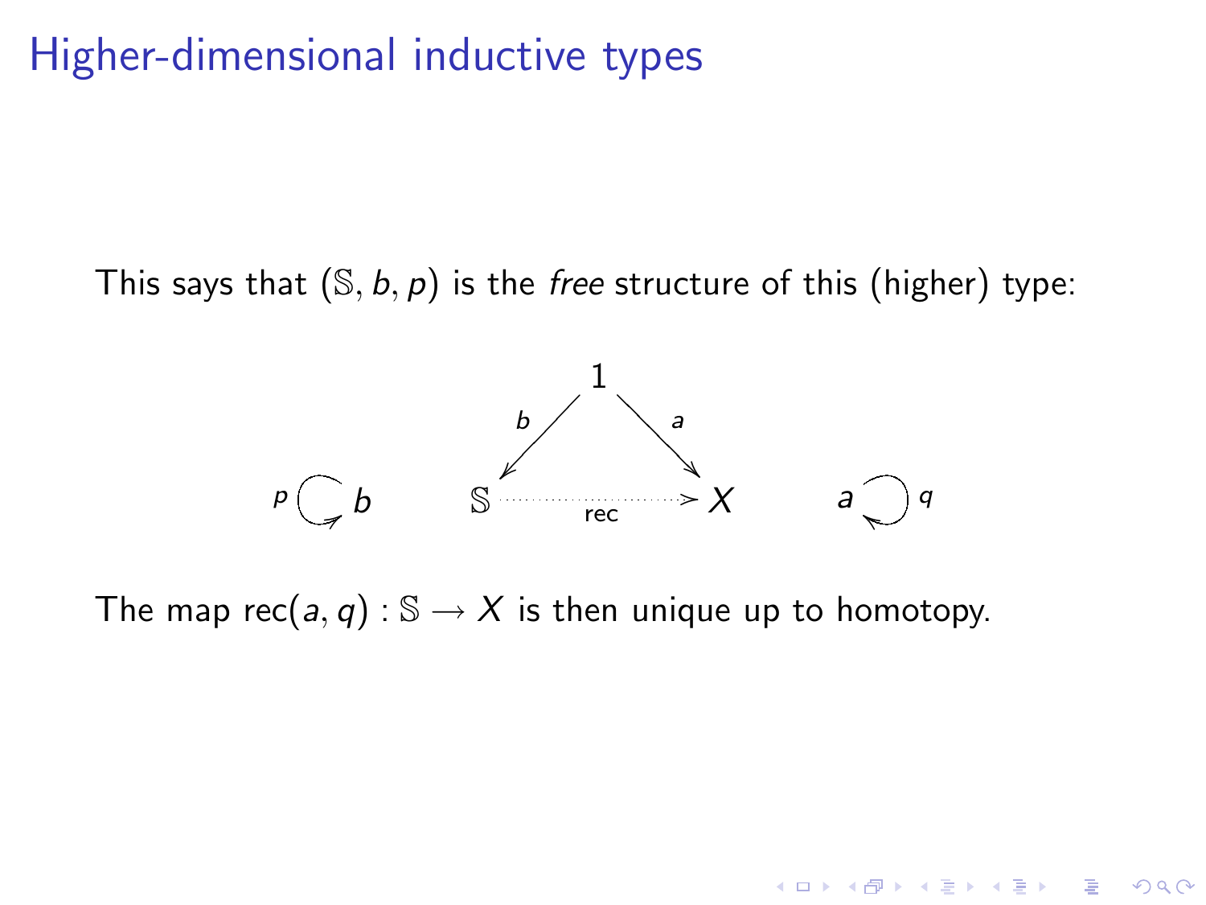# Higher-dimensional inductive types

This says that $(\mathbb{S}, b, p)$ is the *free* structure of this (higher) type:

$$
p \circlearrowright b \qquad
\begin{array}{ccc}
 & 1 & \\
 {}^{b}\swarrow & & \searrow^{a} \\
\mathbb{S} & \xrightarrow[\text{rec}]{\cdots\cdots} & X
\end{array}
\qquad a \circlearrowleft q
$$

The map $\text{rec}(a, q) : \mathbb{S} \to X$ is then unique up to homotopy.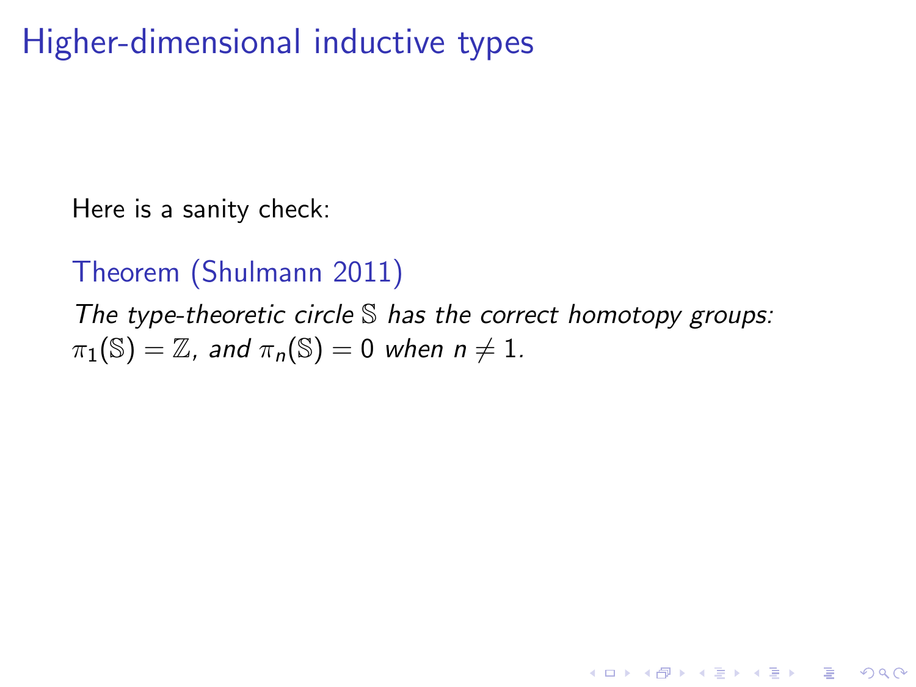# Higher-dimensional inductive types

Here is a sanity check:

**Theorem (Shulmann 2011)**

*The type-theoretic circle* $\mathbb{S}$ *has the correct homotopy groups:* $\pi_1(\mathbb{S}) = \mathbb{Z}$*, and* $\pi_n(\mathbb{S}) = 0$ *when* $n \neq 1$*.*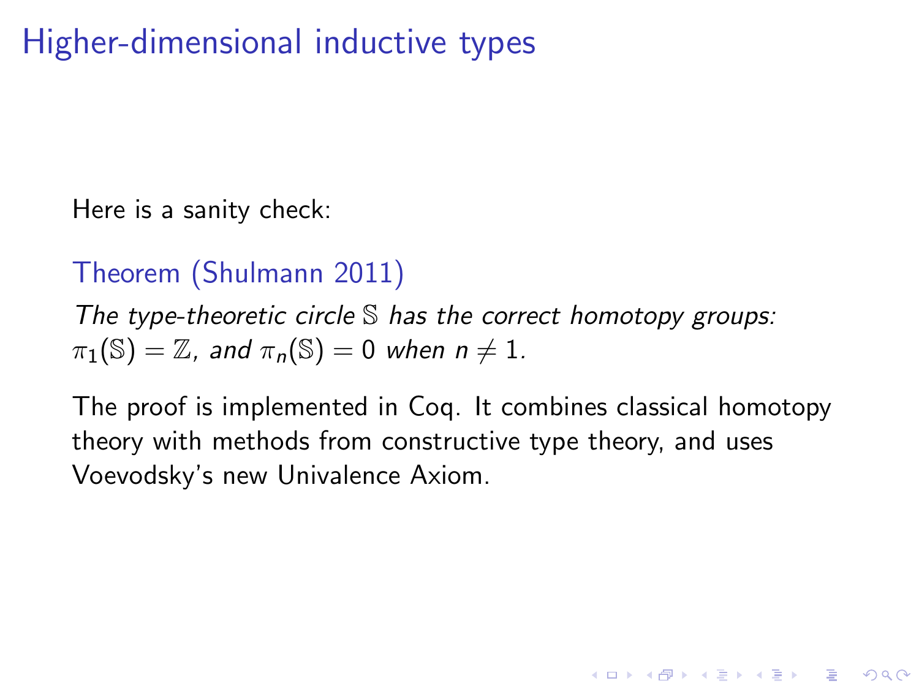# Higher-dimensional inductive types

Here is a sanity check:

**Theorem (Shulmann 2011)**

*The type-theoretic circle $\mathbb{S}$ has the correct homotopy groups: $\pi_1(\mathbb{S}) = \mathbb{Z}$, and $\pi_n(\mathbb{S}) = 0$ when $n \neq 1$.*

The proof is implemented in Coq. It combines classical homotopy theory with methods from constructive type theory, and uses Voevodsky's new Univalence Axiom.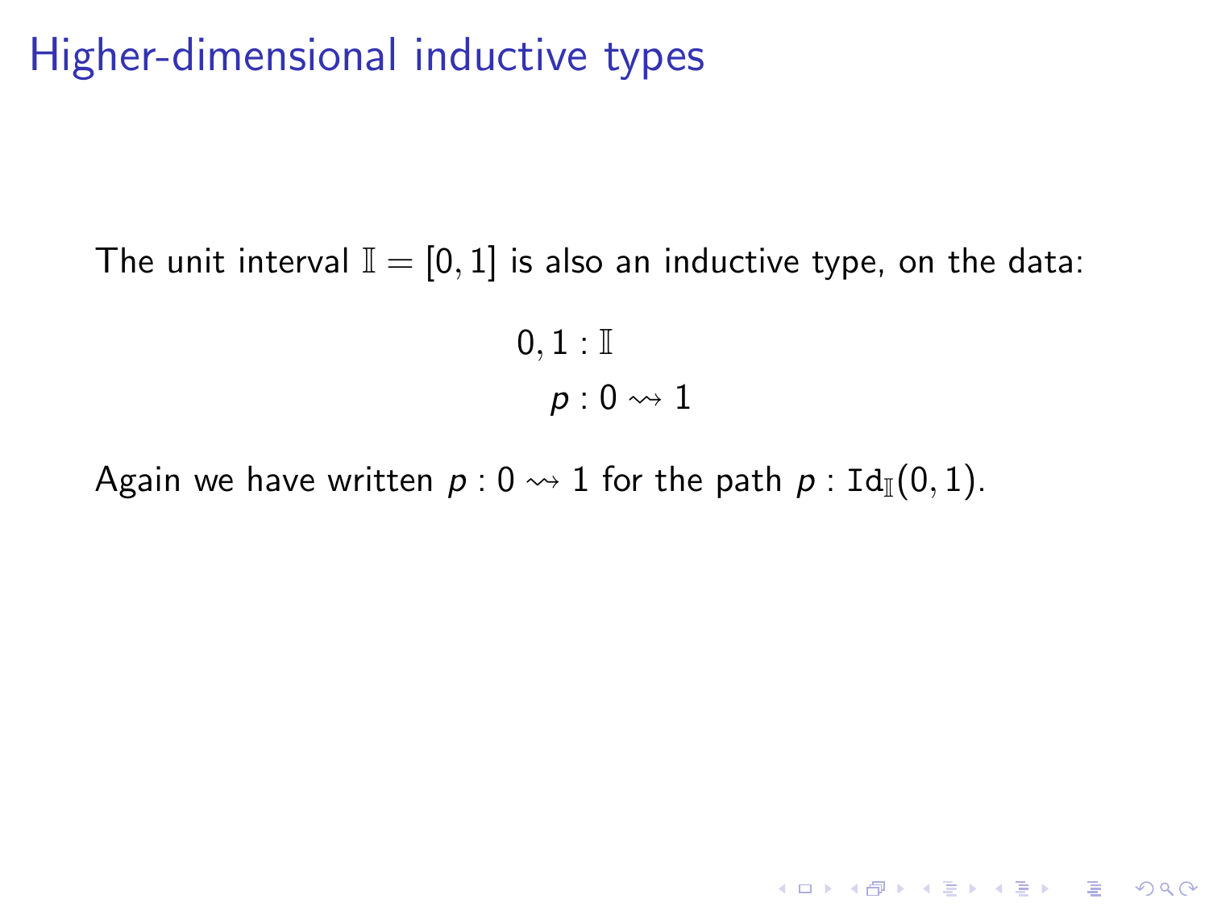# Higher-dimensional inductive types

The unit interval $\mathbb{I} = [0, 1]$ is also an inductive type, on the data:

$$
\begin{aligned}
0, 1 &: \mathbb{I} \\
p &: 0 \rightsquigarrow 1
\end{aligned}
$$

Again we have written $p : 0 \rightsquigarrow 1$ for the path $p : \mathtt{Id}_{\mathbb{I}}(0, 1)$.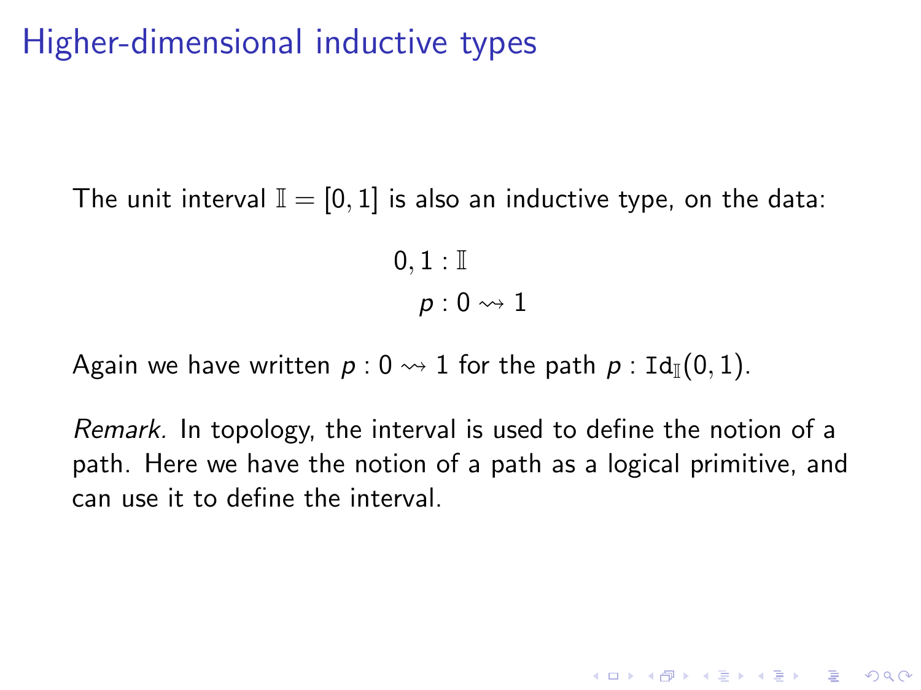# Higher-dimensional inductive types

The unit interval $\mathbb{I} = [0, 1]$ is also an inductive type, on the data:

$$0, 1 : \mathbb{I}$$
$$p : 0 \rightsquigarrow 1$$

Again we have written $p : 0 \rightsquigarrow 1$ for the path $p : \mathtt{Id}_{\mathbb{I}}(0, 1)$.

*Remark.* In topology, the interval is used to define the notion of a path. Here we have the notion of a path as a logical primitive, and can use it to define the interval.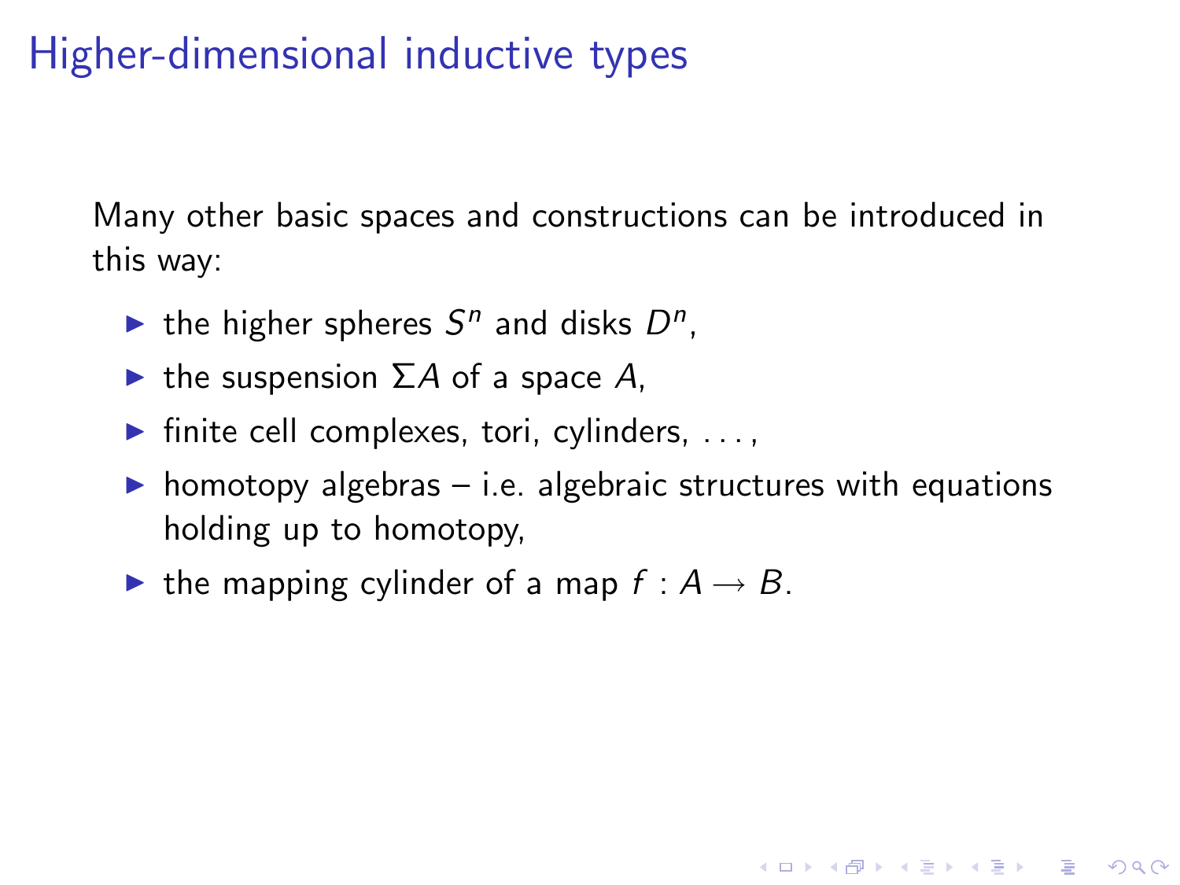# Higher-dimensional inductive types

Many other basic spaces and constructions can be introduced in this way:

- the higher spheres $S^n$ and disks $D^n$,
- the suspension $\Sigma A$ of a space $A$,
- finite cell complexes, tori, cylinders, ...,
- homotopy algebras – i.e. algebraic structures with equations holding up to homotopy,
- the mapping cylinder of a map $f : A \to B$.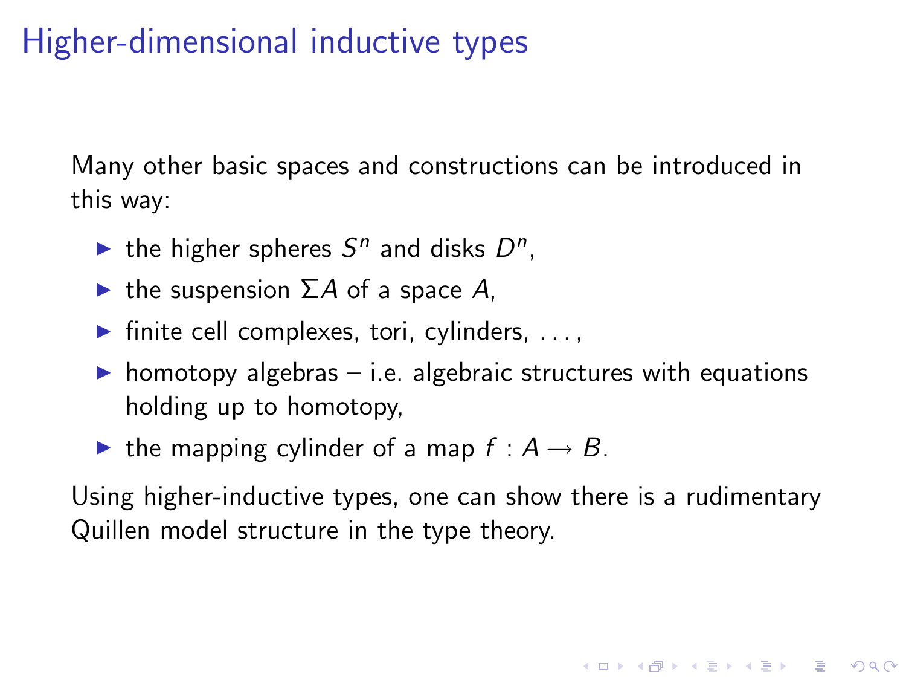# Higher-dimensional inductive types

Many other basic spaces and constructions can be introduced in this way:

- the higher spheres $S^n$ and disks $D^n$,
- the suspension $\Sigma A$ of a space $A$,
- finite cell complexes, tori, cylinders, . . . ,
- homotopy algebras – i.e. algebraic structures with equations holding up to homotopy,
- the mapping cylinder of a map $f : A \to B$.

Using higher-inductive types, one can show there is a rudimentary Quillen model structure in the type theory.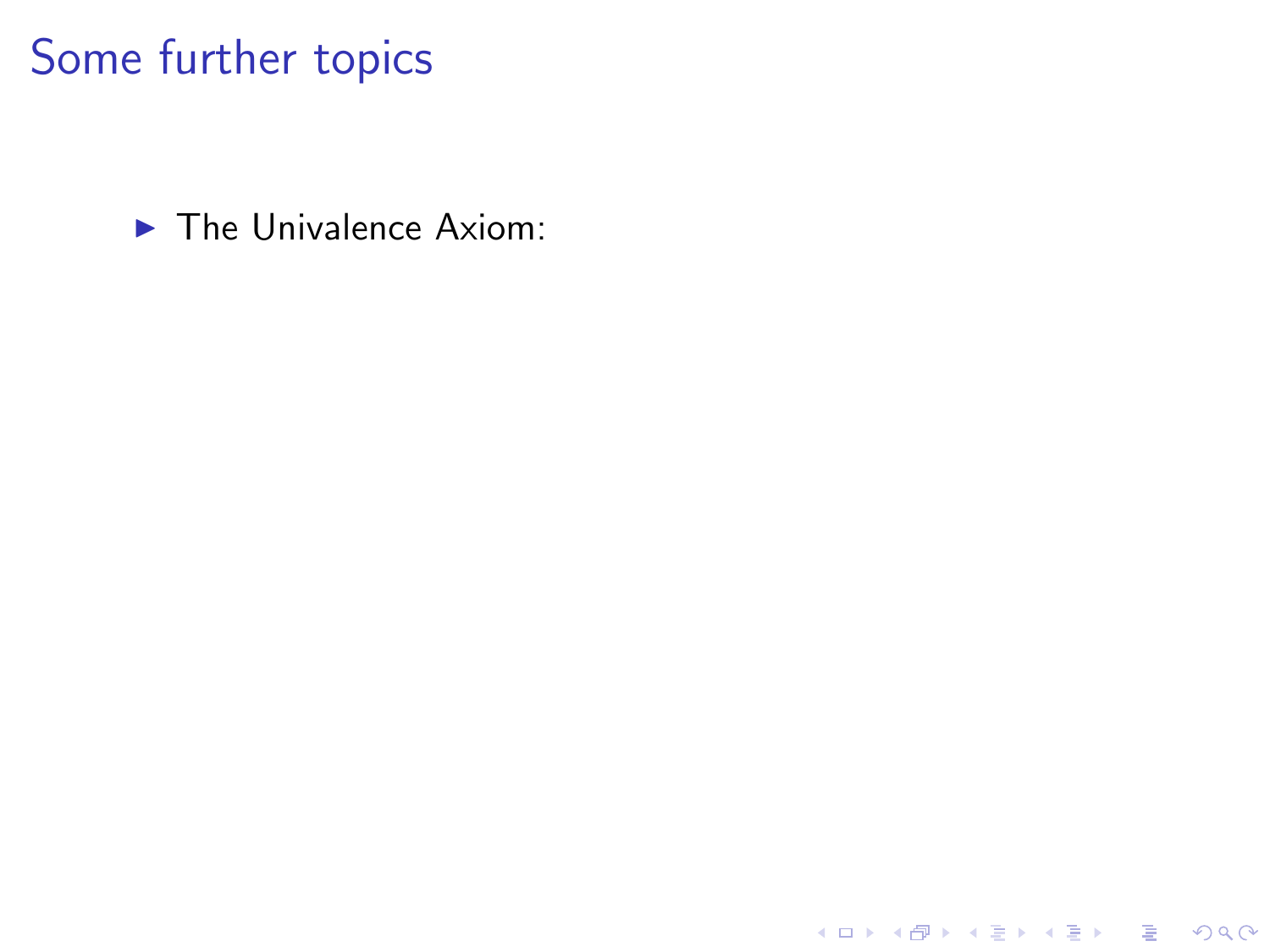# Some further topics

- The Univalence Axiom: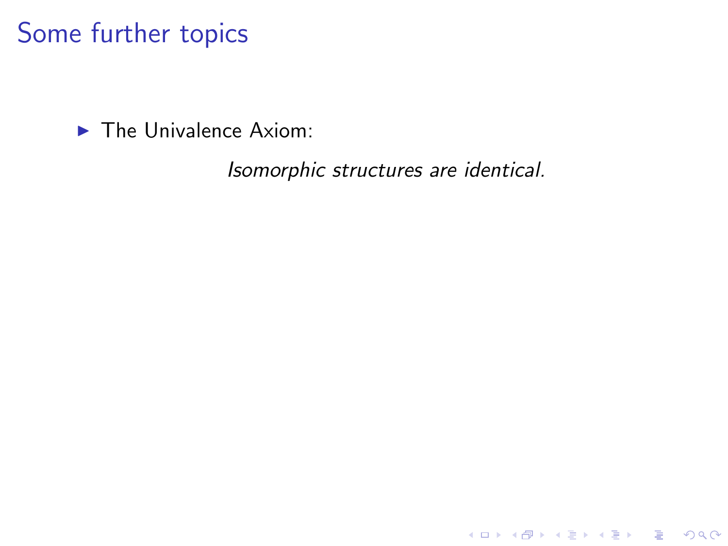# Some further topics

- The Univalence Axiom:

  *Isomorphic structures are identical.*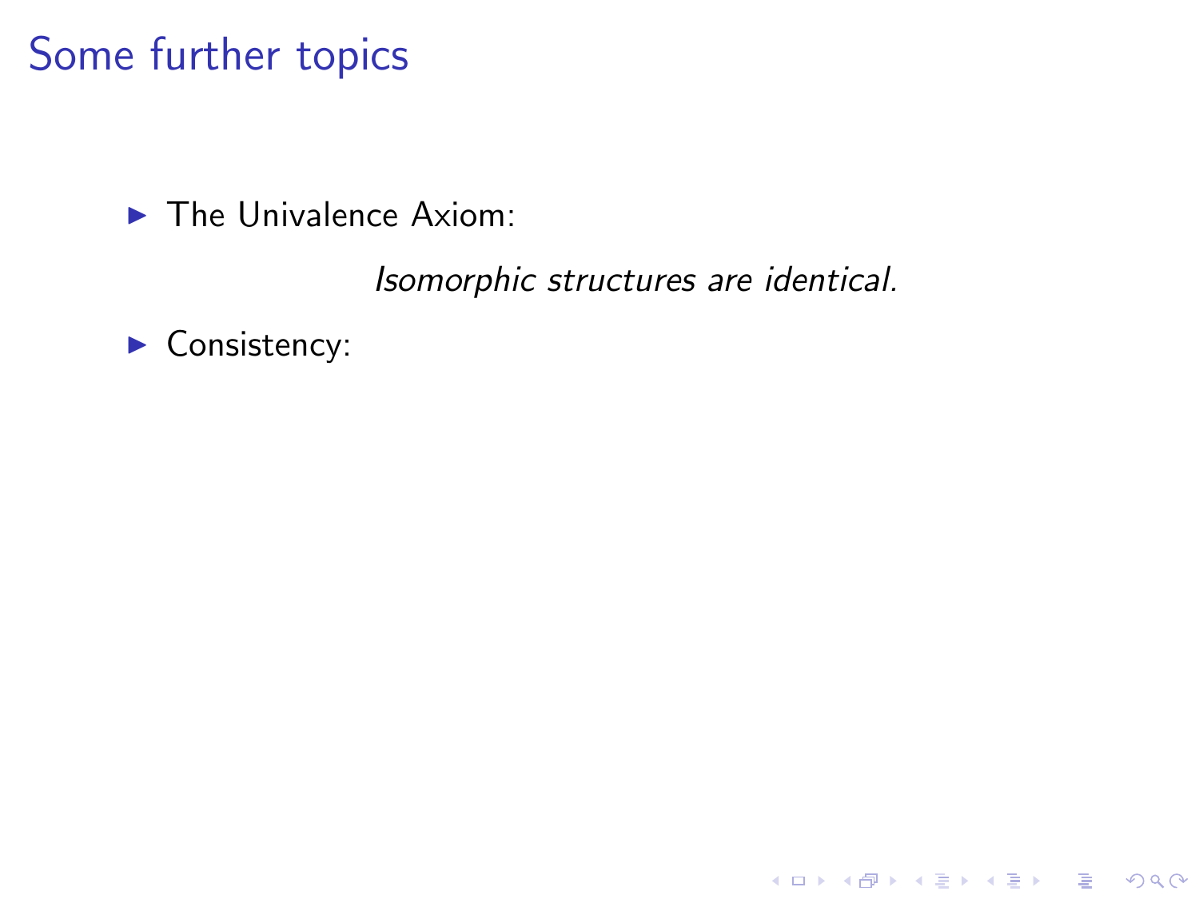# Some further topics

- The Univalence Axiom:

  *Isomorphic structures are identical.*

- Consistency: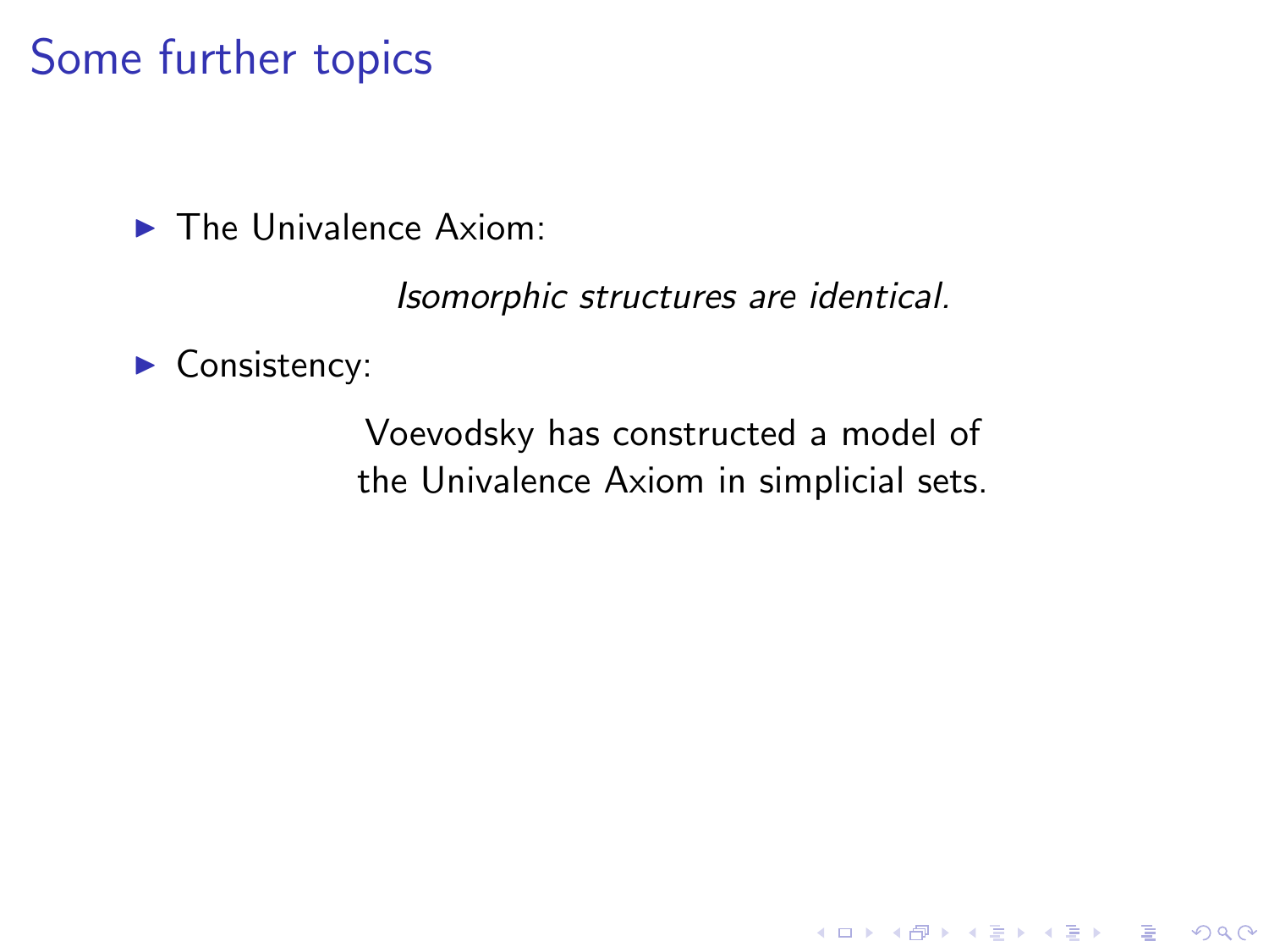# Some further topics

- The Univalence Axiom:

  *Isomorphic structures are identical.*

- Consistency:

  Voevodsky has constructed a model of
  the Univalence Axiom in simplicial sets.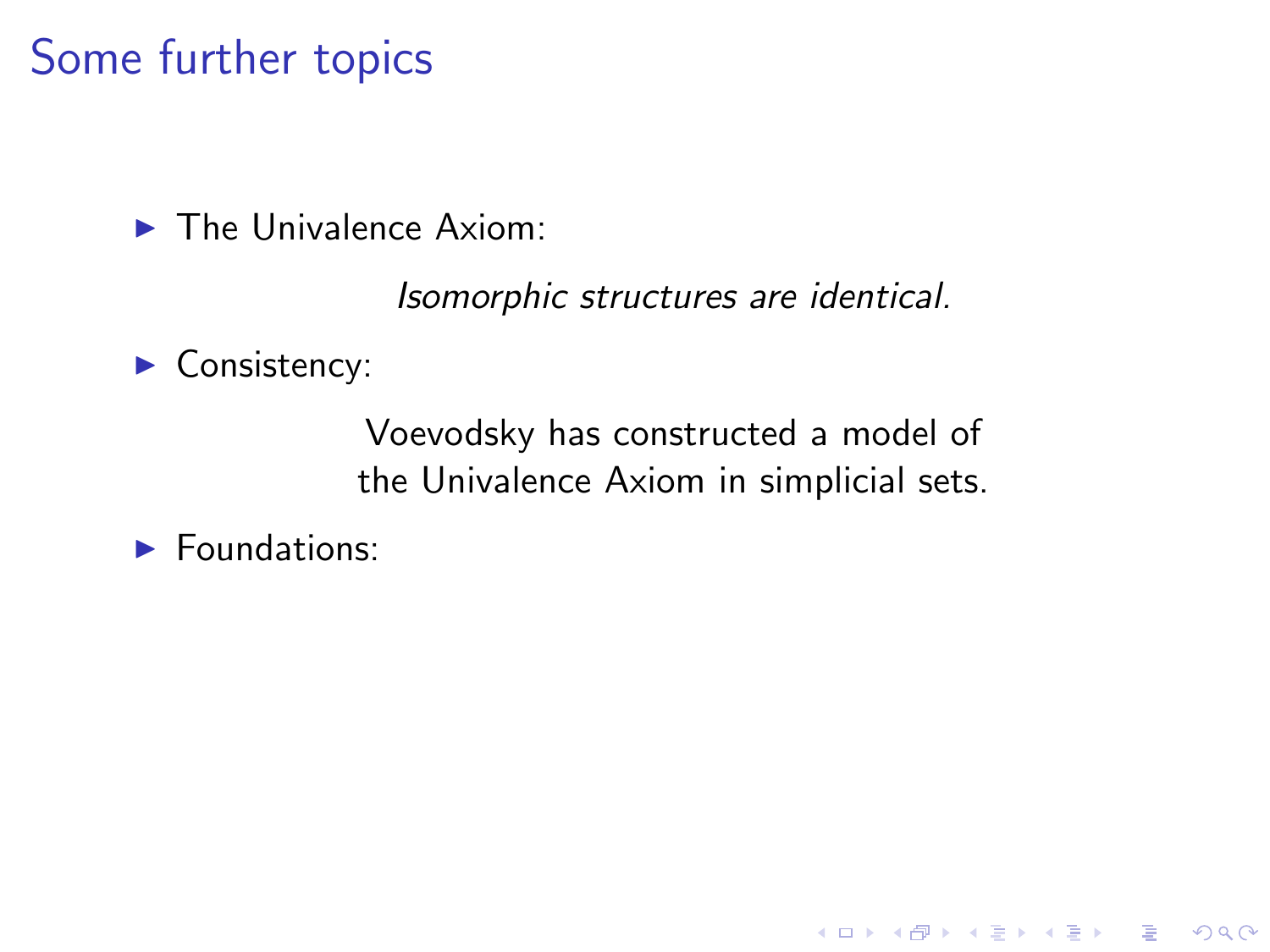# Some further topics

- The Univalence Axiom:

  *Isomorphic structures are identical.*

- Consistency:

  Voevodsky has constructed a model of the Univalence Axiom in simplicial sets.

- Foundations: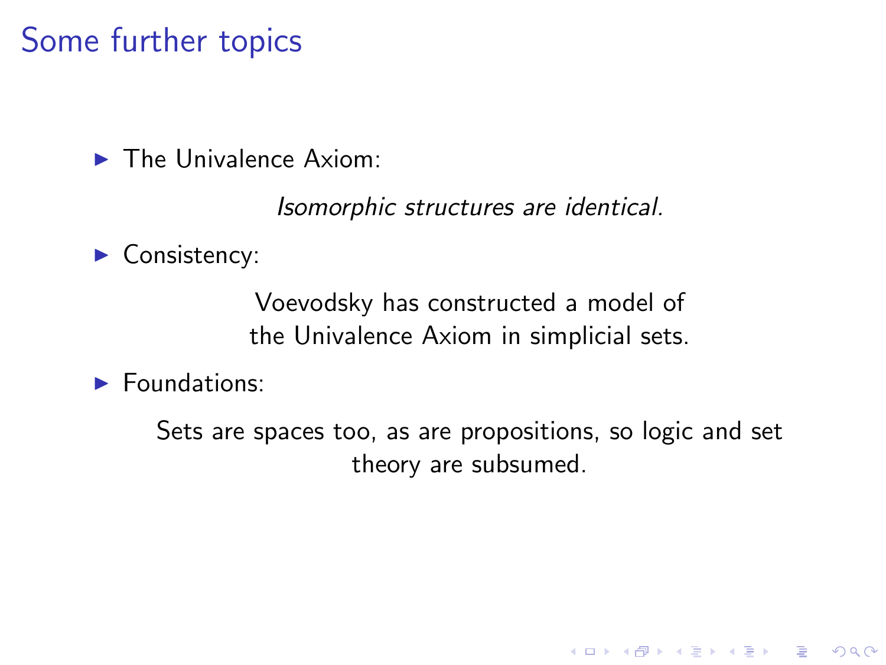# Some further topics

- The Univalence Axiom:

  *Isomorphic structures are identical.*

- Consistency:

  Voevodsky has constructed a model of the Univalence Axiom in simplicial sets.

- Foundations:

  Sets are spaces too, as are propositions, so logic and set theory are subsumed.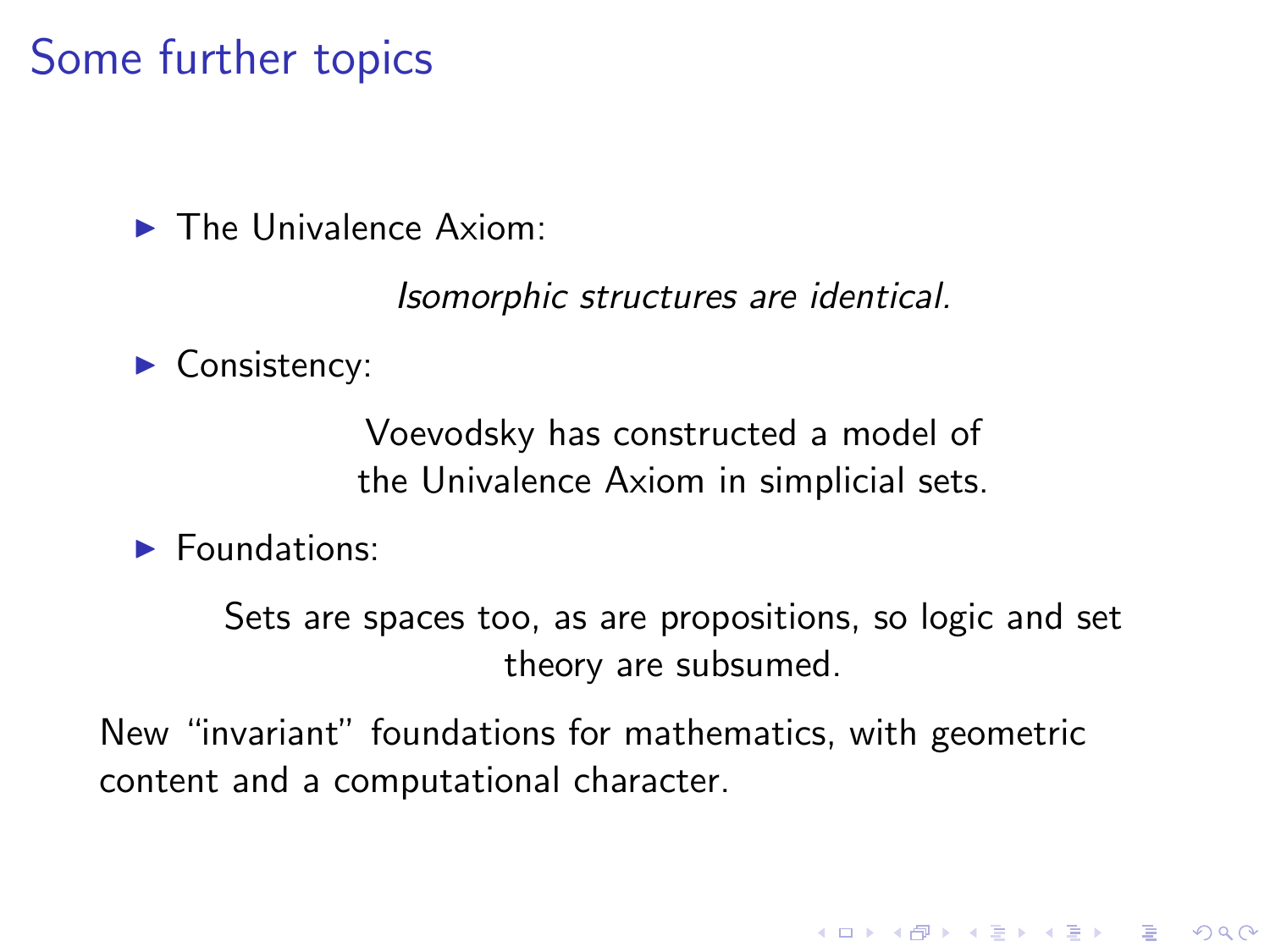# Some further topics

- The Univalence Axiom:

  *Isomorphic structures are identical.*

- Consistency:

  Voevodsky has constructed a model of the Univalence Axiom in simplicial sets.

- Foundations:

  Sets are spaces too, as are propositions, so logic and set theory are subsumed.

New "invariant" foundations for mathematics, with geometric content and a computational character.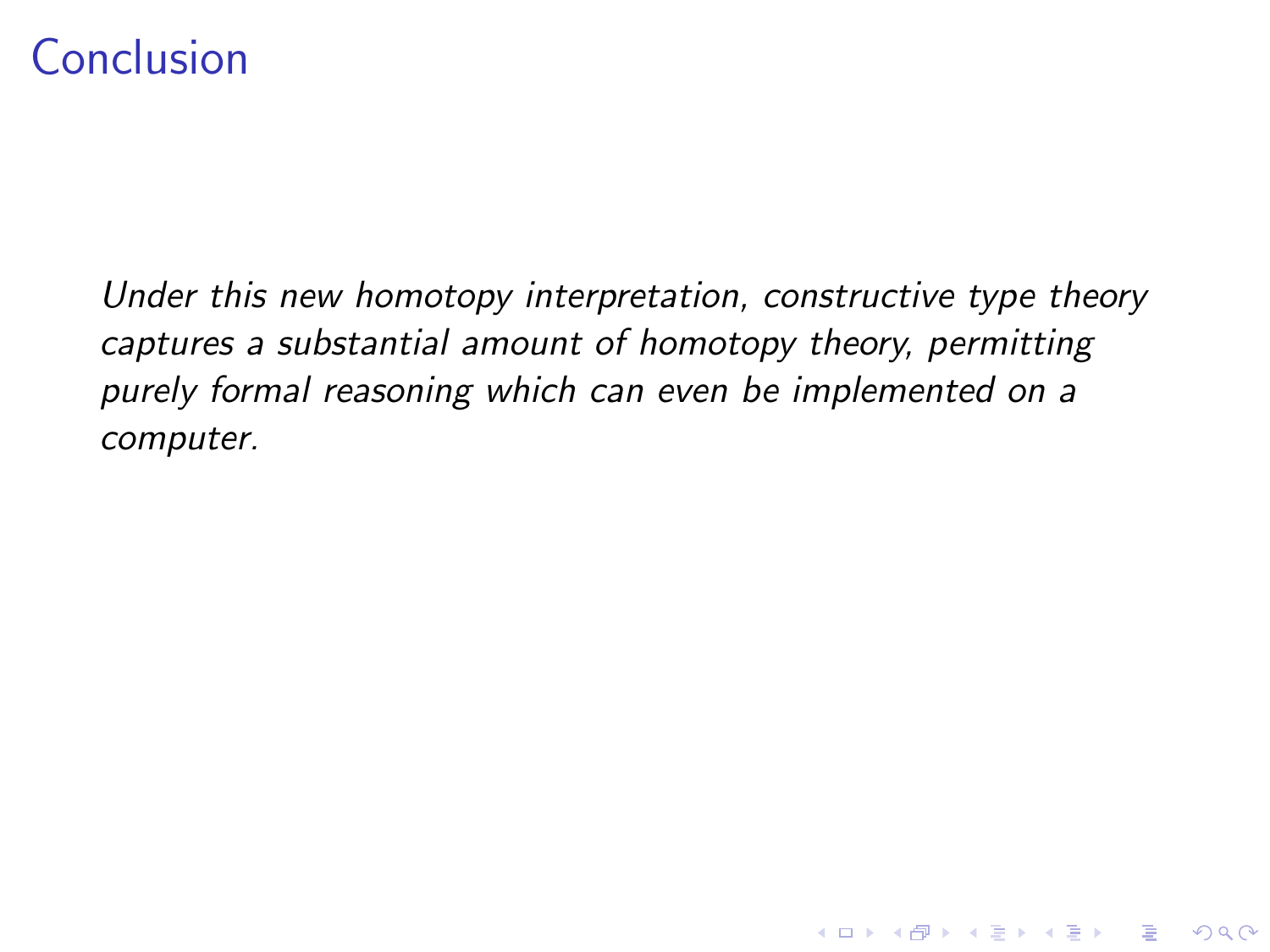# Conclusion

*Under this new homotopy interpretation, constructive type theory captures a substantial amount of homotopy theory, permitting purely formal reasoning which can even be implemented on a computer.*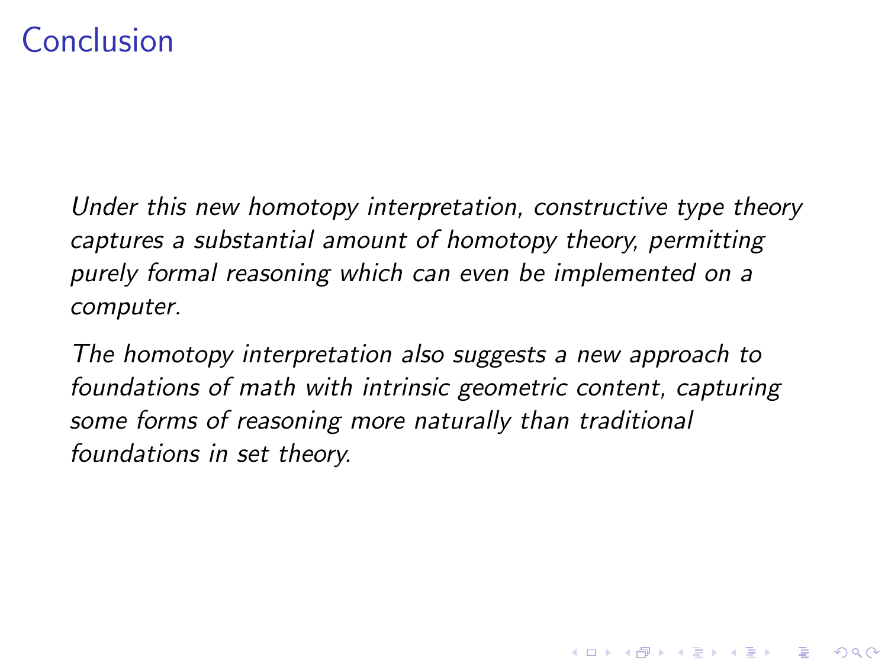# Conclusion

*Under this new homotopy interpretation, constructive type theory captures a substantial amount of homotopy theory, permitting purely formal reasoning which can even be implemented on a computer.*

*The homotopy interpretation also suggests a new approach to foundations of math with intrinsic geometric content, capturing some forms of reasoning more naturally than traditional foundations in set theory.*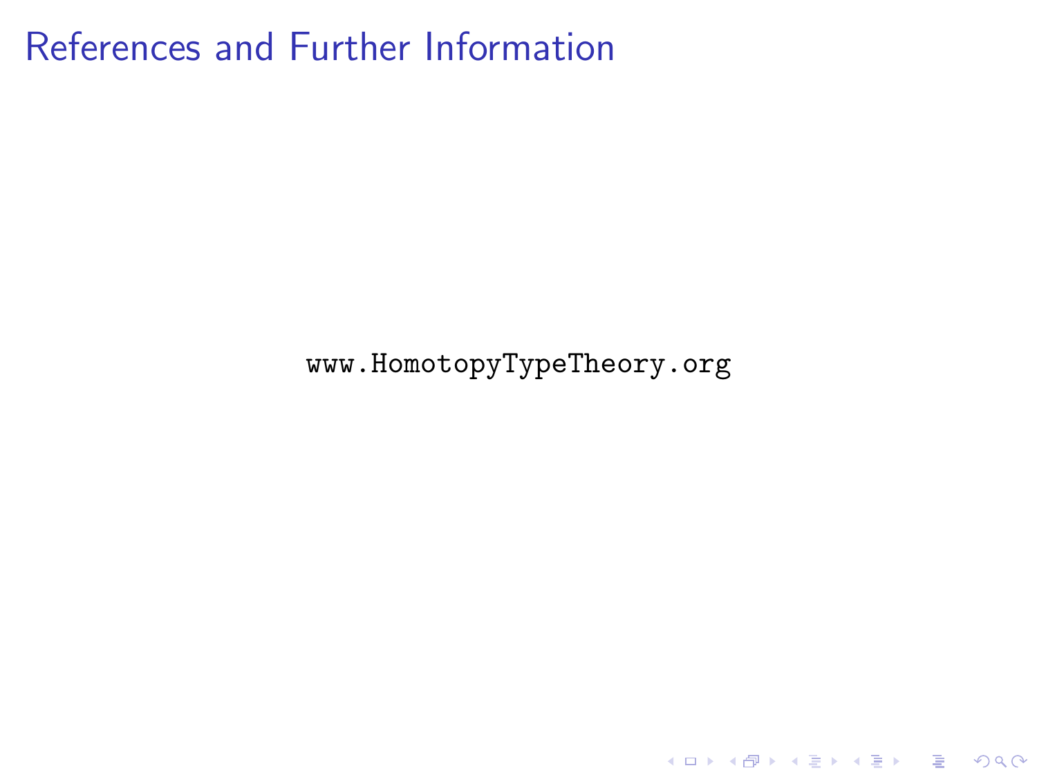# References and Further Information

`www.HomotopyTypeTheory.org`